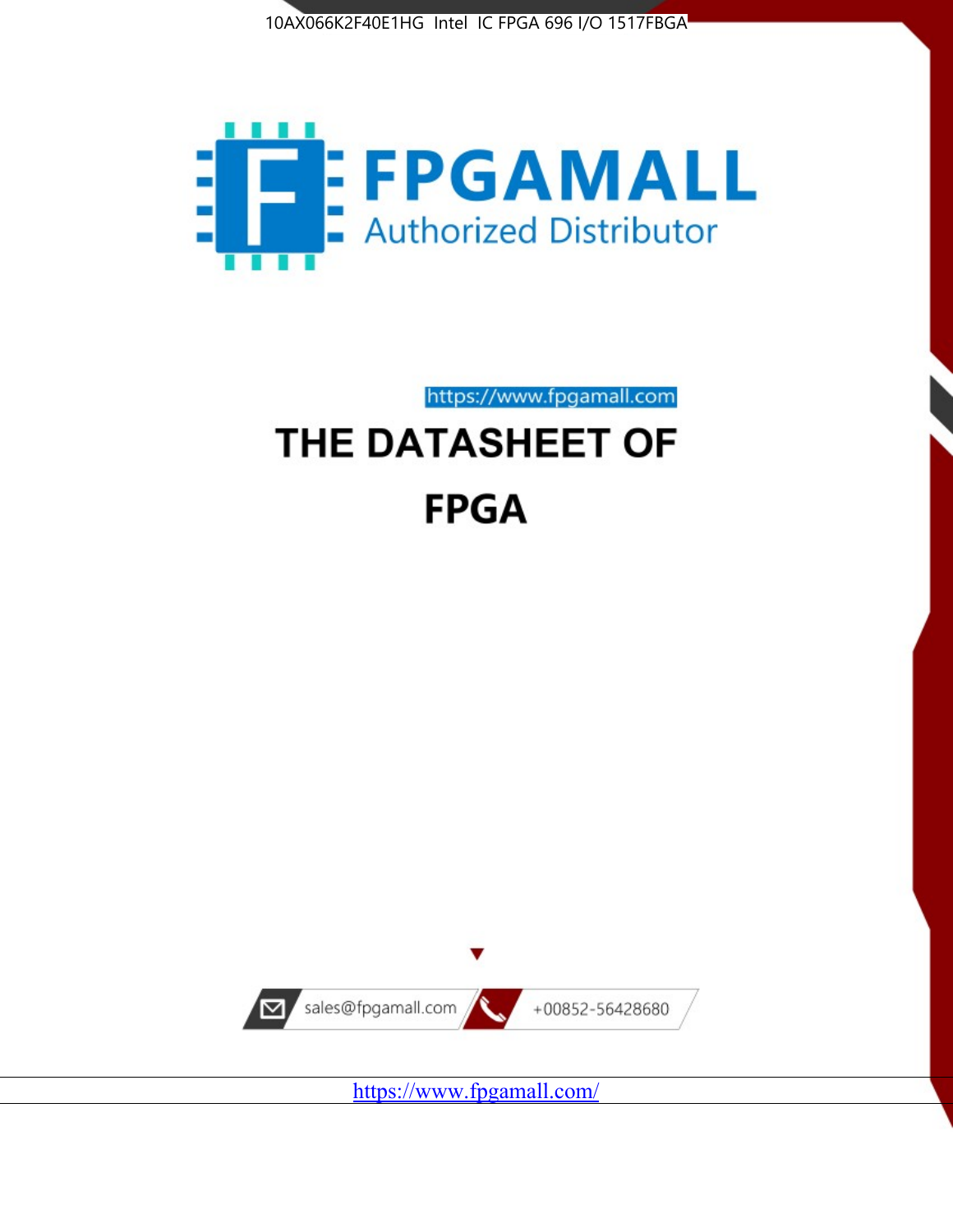10AX066K2F40E1HG Intel IC FPGA 696 I/O 1517FBGA

FPGAMALL

Authorized Distributor

https://www.fpgamall.com

# THE DATASHEET OF

# FPGA

sales@fpgamall.com

+00852-56428680

https://www.fpgamall.com/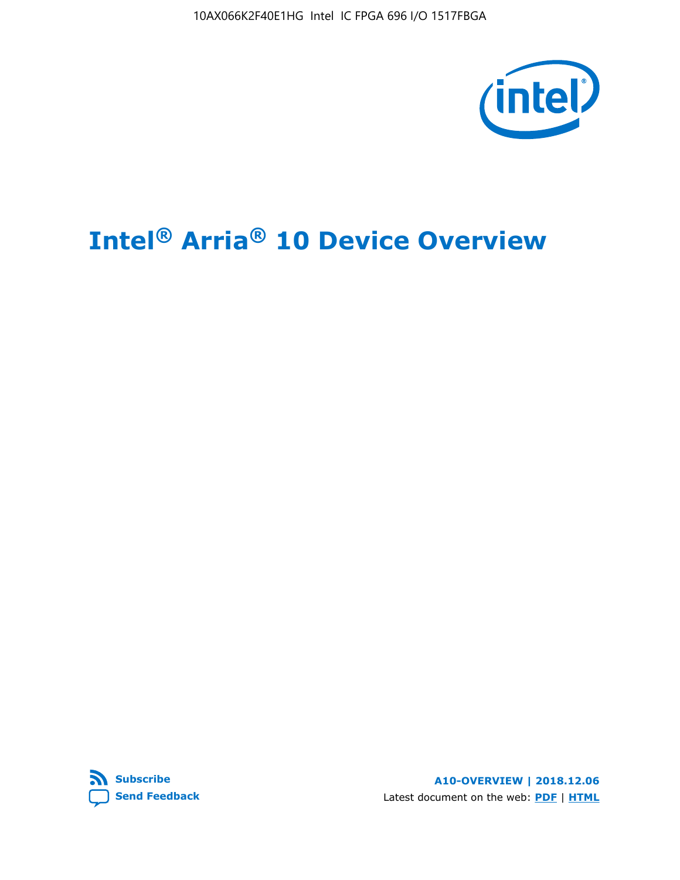# Intel® Arria® 10 Device Overview

A10-OVERVIEW | 2018.12.06

Latest document on the web: PDF | HTML

Subscribe

Send Feedback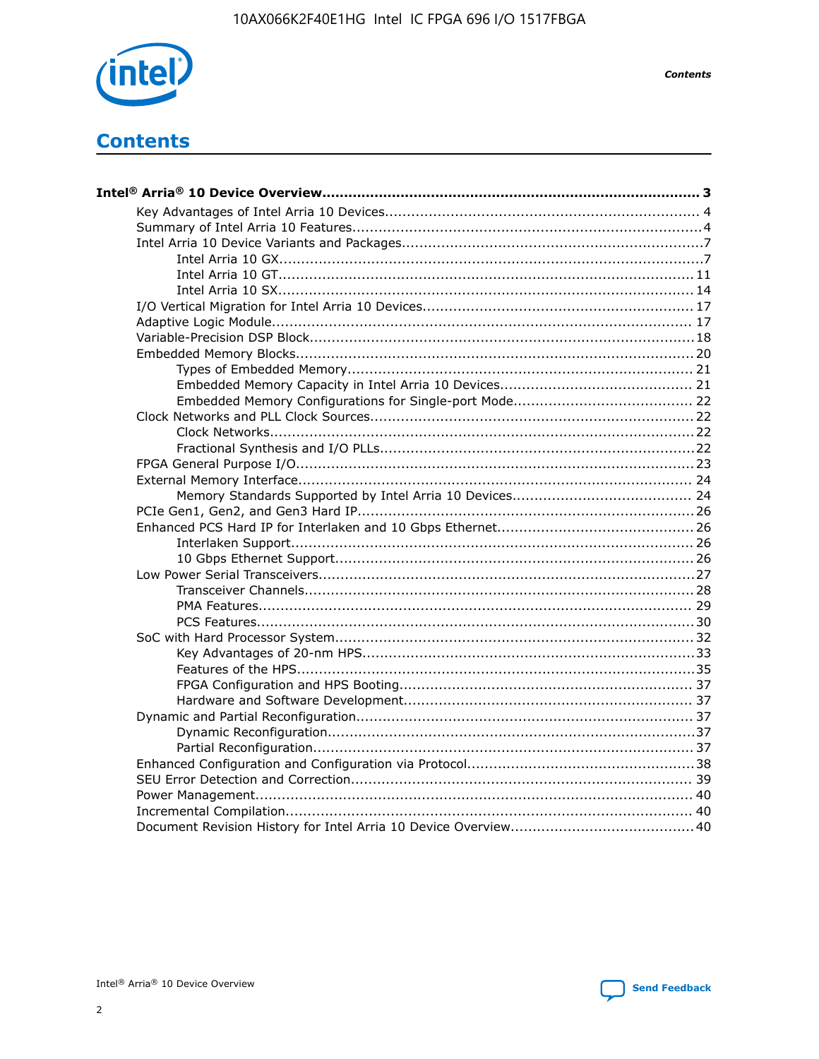# Contents

**Intel® Arria® 10 Device Overview....................................................................................... 3**

- Key Advantages of Intel Arria 10 Devices....................................................................... 4
- Summary of Intel Arria 10 Features................................................................................4
- Intel Arria 10 Device Variants and Packages....................................................................7
  - Intel Arria 10 GX.................................................................................................7
  - Intel Arria 10 GT............................................................................................... 11
  - Intel Arria 10 SX............................................................................................... 14
- I/O Vertical Migration for Intel Arria 10 Devices.............................................................. 17
- Adaptive Logic Module................................................................................................ 17
- Variable-Precision DSP Block.......................................................................................18
- Embedded Memory Blocks.......................................................................................... 20
  - Types of Embedded Memory............................................................................... 21
  - Embedded Memory Capacity in Intel Arria 10 Devices............................................ 21
  - Embedded Memory Configurations for Single-port Mode......................................... 22
- Clock Networks and PLL Clock Sources.........................................................................22
  - Clock Networks.................................................................................................22
  - Fractional Synthesis and I/O PLLs........................................................................22
- FPGA General Purpose I/O..........................................................................................23
- External Memory Interface......................................................................................... 24
  - Memory Standards Supported by Intel Arria 10 Devices......................................... 24
- PCIe Gen1, Gen2, and Gen3 Hard IP............................................................................26
- Enhanced PCS Hard IP for Interlaken and 10 Gbps Ethernet.............................................26
  - Interlaken Support............................................................................................ 26
  - 10 Gbps Ethernet Support.................................................................................. 26
- Low Power Serial Transceivers.....................................................................................27
  - Transceiver Channels.........................................................................................28
  - PMA Features................................................................................................... 29
  - PCS Features....................................................................................................30
- SoC with Hard Processor System................................................................................. 32
  - Key Advantages of 20-nm HPS............................................................................33
  - Features of the HPS...........................................................................................35
  - FPGA Configuration and HPS Booting................................................................... 37
  - Hardware and Software Development.................................................................. 37
- Dynamic and Partial Reconfiguration............................................................................ 37
  - Dynamic Reconfiguration...................................................................................37
  - Partial Reconfiguration.......................................................................................37
- Enhanced Configuration and Configuration via Protocol....................................................38
- SEU Error Detection and Correction............................................................................. 39
- Power Management................................................................................................... 40
- Incremental Compilation............................................................................................ 40
- Document Revision History for Intel Arria 10 Device Overview..........................................40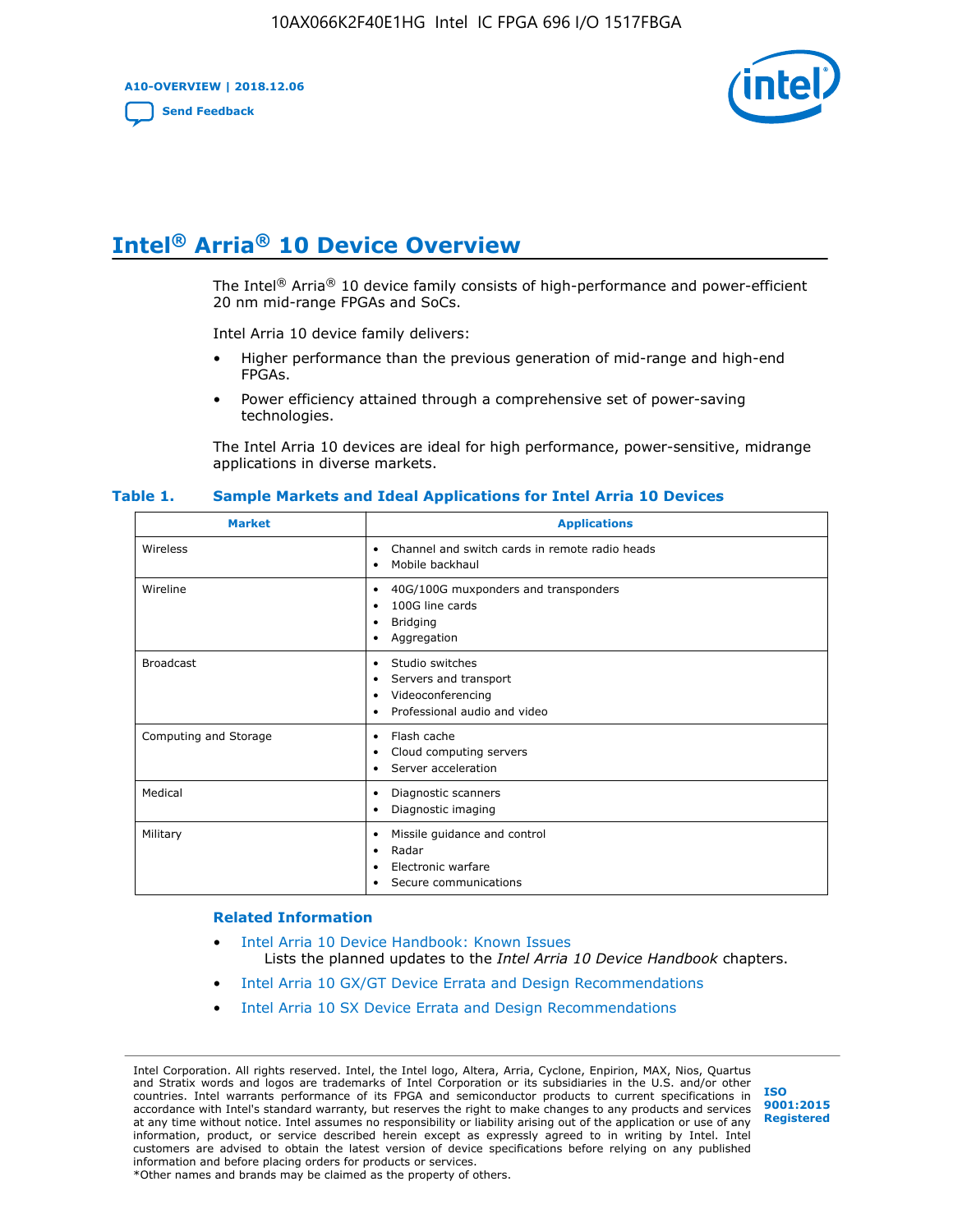# Intel® Arria® 10 Device Overview

The Intel® Arria® 10 device family consists of high-performance and power-efficient 20 nm mid-range FPGAs and SoCs.

Intel Arria 10 device family delivers:

- Higher performance than the previous generation of mid-range and high-end FPGAs.
- Power efficiency attained through a comprehensive set of power-saving technologies.

The Intel Arria 10 devices are ideal for high performance, power-sensitive, midrange applications in diverse markets.

**Table 1. Sample Markets and Ideal Applications for Intel Arria 10 Devices**

| Market | Applications |
|---|---|
| Wireless | • Channel and switch cards in remote radio heads<br>• Mobile backhaul |
| Wireline | • 40G/100G muxponders and transponders<br>• 100G line cards<br>• Bridging<br>• Aggregation |
| Broadcast | • Studio switches<br>• Servers and transport<br>• Videoconferencing<br>• Professional audio and video |
| Computing and Storage | • Flash cache<br>• Cloud computing servers<br>• Server acceleration |
| Medical | • Diagnostic scanners<br>• Diagnostic imaging |
| Military | • Missile guidance and control<br>• Radar<br>• Electronic warfare<br>• Secure communications |

### Related Information

- Intel Arria 10 Device Handbook: Known Issues
  Lists the planned updates to the *Intel Arria 10 Device Handbook* chapters.
- Intel Arria 10 GX/GT Device Errata and Design Recommendations
- Intel Arria 10 SX Device Errata and Design Recommendations

Intel Corporation. All rights reserved. Intel, the Intel logo, Altera, Arria, Cyclone, Enpirion, MAX, Nios, Quartus and Stratix words and logos are trademarks of Intel Corporation or its subsidiaries in the U.S. and/or other countries. Intel warrants performance of its FPGA and semiconductor products to current specifications in accordance with Intel's standard warranty, but reserves the right to make changes to any products and services at any time without notice. Intel assumes no responsibility or liability arising out of the application or use of any information, product, or service described herein except as expressly agreed to in writing by Intel. Intel customers are advised to obtain the latest version of device specifications before relying on any published information and before placing orders for products or services.
*Other names and brands may be claimed as the property of others.

ISO 9001:2015 Registered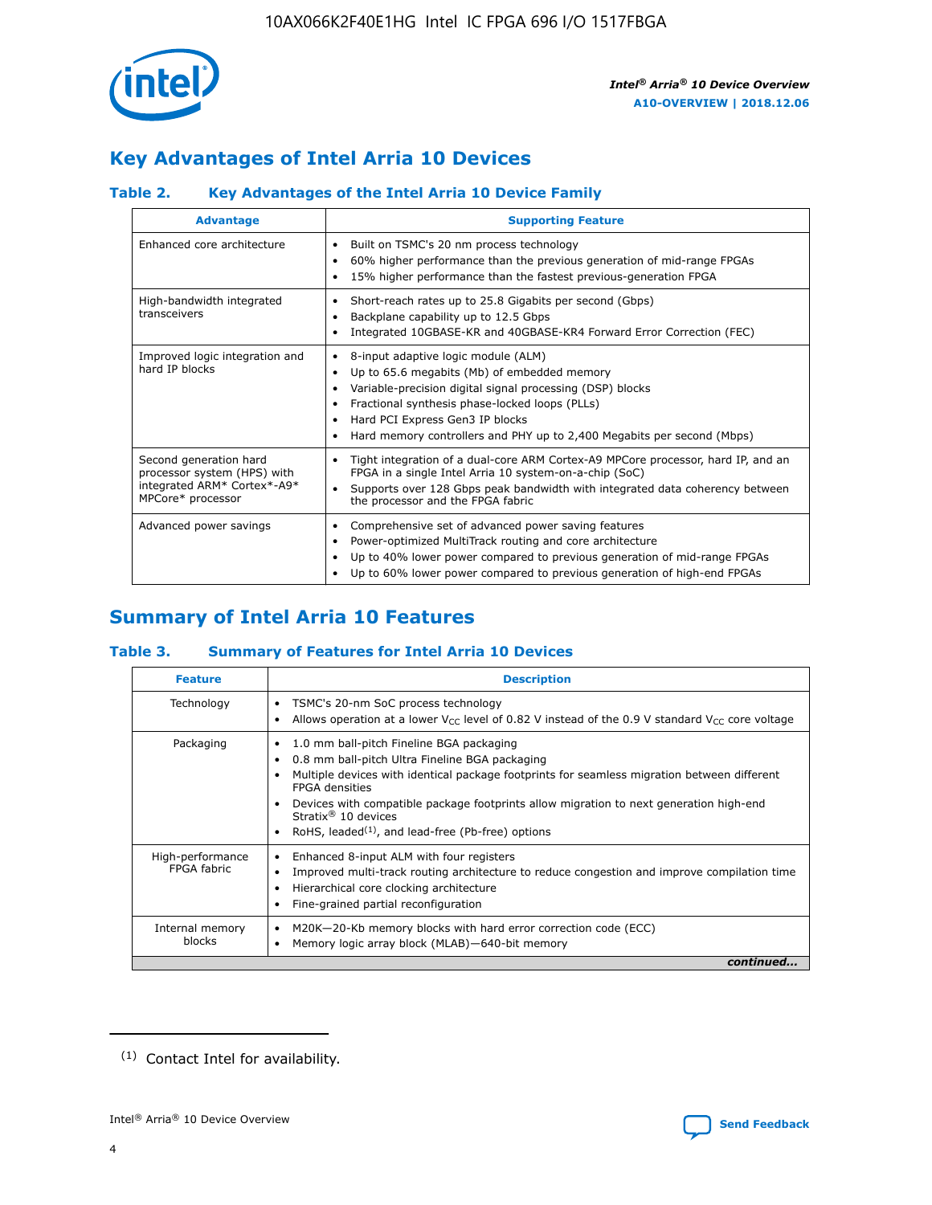## Key Advantages of Intel Arria 10 Devices

### Table 2. Key Advantages of the Intel Arria 10 Device Family

| Advantage | Supporting Feature |
|---|---|
| Enhanced core architecture | • Built on TSMC's 20 nm process technology<br>• 60% higher performance than the previous generation of mid-range FPGAs<br>• 15% higher performance than the fastest previous-generation FPGA |
| High-bandwidth integrated transceivers | • Short-reach rates up to 25.8 Gigabits per second (Gbps)<br>• Backplane capability up to 12.5 Gbps<br>• Integrated 10GBASE-KR and 40GBASE-KR4 Forward Error Correction (FEC) |
| Improved logic integration and hard IP blocks | • 8-input adaptive logic module (ALM)<br>• Up to 65.6 megabits (Mb) of embedded memory<br>• Variable-precision digital signal processing (DSP) blocks<br>• Fractional synthesis phase-locked loops (PLLs)<br>• Hard PCI Express Gen3 IP blocks<br>• Hard memory controllers and PHY up to 2,400 Megabits per second (Mbps) |
| Second generation hard processor system (HPS) with integrated ARM* Cortex*-A9* MPCore* processor | • Tight integration of a dual-core ARM Cortex-A9 MPCore processor, hard IP, and an FPGA in a single Intel Arria 10 system-on-a-chip (SoC)<br>• Supports over 128 Gbps peak bandwidth with integrated data coherency between the processor and the FPGA fabric |
| Advanced power savings | • Comprehensive set of advanced power saving features<br>• Power-optimized MultiTrack routing and core architecture<br>• Up to 40% lower power compared to previous generation of mid-range FPGAs<br>• Up to 60% lower power compared to previous generation of high-end FPGAs |

## Summary of Intel Arria 10 Features

### Table 3. Summary of Features for Intel Arria 10 Devices

| Feature | Description |
|---|---|
| Technology | • TSMC's 20-nm SoC process technology<br>• Allows operation at a lower $V_{CC}$ level of 0.82 V instead of the 0.9 V standard $V_{CC}$ core voltage |
| Packaging | • 1.0 mm ball-pitch Fineline BGA packaging<br>• 0.8 mm ball-pitch Ultra Fineline BGA packaging<br>• Multiple devices with identical package footprints for seamless migration between different FPGA densities<br>• Devices with compatible package footprints allow migration to next generation high-end Stratix® 10 devices<br>• RoHS, leaded[(1)], and lead-free (Pb-free) options |
| High-performance FPGA fabric | • Enhanced 8-input ALM with four registers<br>• Improved multi-track routing architecture to reduce congestion and improve compilation time<br>• Hierarchical core clocking architecture<br>• Fine-grained partial reconfiguration |
| Internal memory blocks | • M20K—20-Kb memory blocks with hard error correction code (ECC)<br>• Memory logic array block (MLAB)—640-bit memory |

*continued...*

(1) Contact Intel for availability.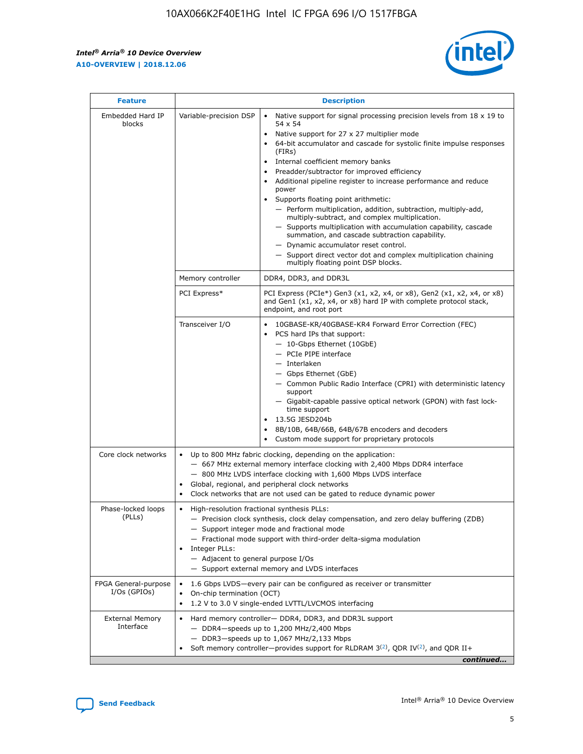| Feature | Description | |
|---|---|---|
| Embedded Hard IP blocks | Variable-precision DSP | • Native support for signal processing precision levels from 18 x 19 to 54 x 54<br>• Native support for 27 x 27 multiplier mode<br>• 64-bit accumulator and cascade for systolic finite impulse responses (FIRs)<br>• Internal coefficient memory banks<br>• Preadder/subtractor for improved efficiency<br>• Additional pipeline register to increase performance and reduce power<br>• Supports floating point arithmetic:<br>  — Perform multiplication, addition, subtraction, multiply-add, multiply-subtract, and complex multiplication.<br>  — Supports multiplication with accumulation capability, cascade summation, and cascade subtraction capability.<br>  — Dynamic accumulator reset control.<br>  — Support direct vector dot and complex multiplication chaining multiply floating point DSP blocks. |
| | Memory controller | DDR4, DDR3, and DDR3L |
| | PCI Express* | PCI Express (PCIe*) Gen3 (x1, x2, x4, or x8), Gen2 (x1, x2, x4, or x8) and Gen1 (x1, x2, x4, or x8) hard IP with complete protocol stack, endpoint, and root port |
| | Transceiver I/O | • 10GBASE-KR/40GBASE-KR4 Forward Error Correction (FEC)<br>• PCS hard IPs that support:<br>  — 10-Gbps Ethernet (10GbE)<br>  — PCIe PIPE interface<br>  — Interlaken<br>  — Gbps Ethernet (GbE)<br>  — Common Public Radio Interface (CPRI) with deterministic latency support<br>  — Gigabit-capable passive optical network (GPON) with fast lock-time support<br>• 13.5G JESD204b<br>• 8B/10B, 64B/66B, 64B/67B encoders and decoders<br>• Custom mode support for proprietary protocols |
| Core clock networks | • Up to 800 MHz fabric clocking, depending on the application:<br>  — 667 MHz external memory interface clocking with 2,400 Mbps DDR4 interface<br>  — 800 MHz LVDS interface clocking with 1,600 Mbps LVDS interface<br>• Global, regional, and peripheral clock networks<br>• Clock networks that are not used can be gated to reduce dynamic power | |
| Phase-locked loops (PLLs) | • High-resolution fractional synthesis PLLs:<br>  — Precision clock synthesis, clock delay compensation, and zero delay buffering (ZDB)<br>  — Support integer mode and fractional mode<br>  — Fractional mode support with third-order delta-sigma modulation<br>• Integer PLLs:<br>  — Adjacent to general purpose I/Os<br>  — Support external memory and LVDS interfaces | |
| FPGA General-purpose I/Os (GPIOs) | • 1.6 Gbps LVDS—every pair can be configured as receiver or transmitter<br>• On-chip termination (OCT)<br>• 1.2 V to 3.0 V single-ended LVTTL/LVCMOS interfacing | |
| External Memory Interface | • Hard memory controller— DDR4, DDR3, and DDR3L support<br>  — DDR4—speeds up to 1,200 MHz/2,400 Mbps<br>  — DDR3—speeds up to 1,067 MHz/2,133 Mbps<br>• Soft memory controller—provides support for RLDRAM 3[(2)], QDR IV[(2)], and QDR II+ | |

*continued...*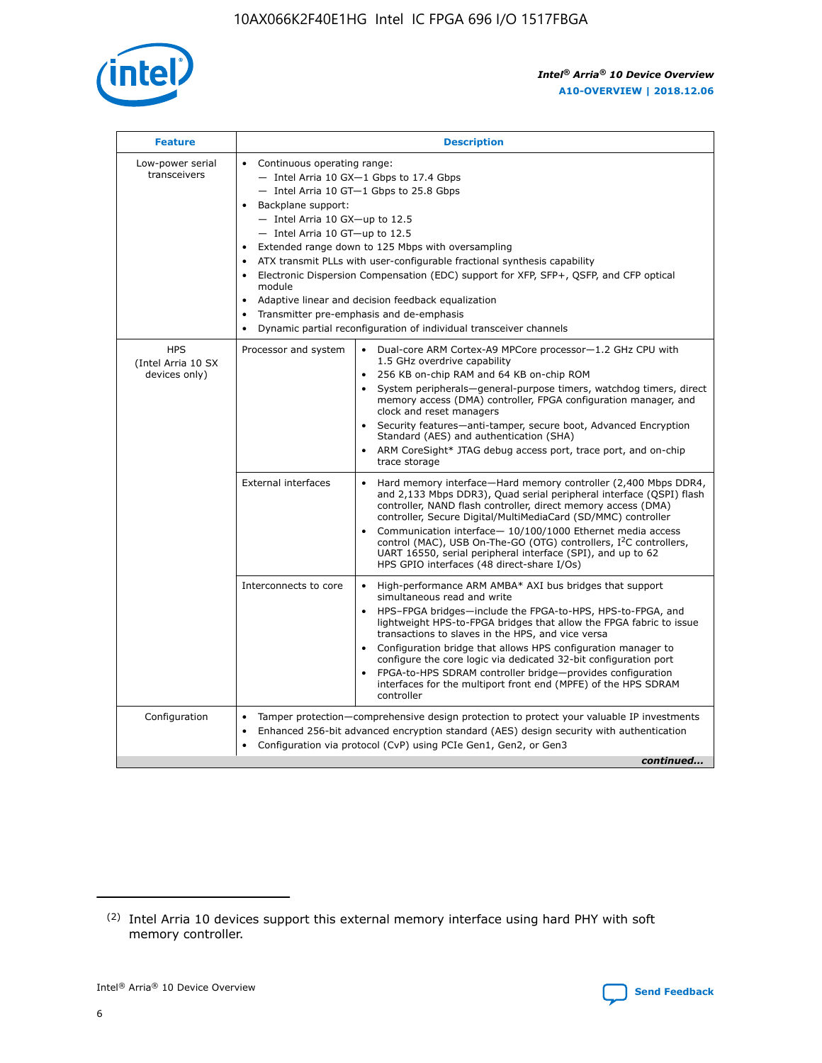| Feature | Description | |
|---|---|---|
| Low-power serial transceivers | • Continuous operating range:<br>— Intel Arria 10 GX—1 Gbps to 17.4 Gbps<br>— Intel Arria 10 GT—1 Gbps to 25.8 Gbps<br>• Backplane support:<br>— Intel Arria 10 GX—up to 12.5<br>— Intel Arria 10 GT—up to 12.5<br>• Extended range down to 125 Mbps with oversampling<br>• ATX transmit PLLs with user-configurable fractional synthesis capability<br>• Electronic Dispersion Compensation (EDC) support for XFP, SFP+, QSFP, and CFP optical module<br>• Adaptive linear and decision feedback equalization<br>• Transmitter pre-emphasis and de-emphasis<br>• Dynamic partial reconfiguration of individual transceiver channels | |
| HPS (Intel Arria 10 SX devices only) | Processor and system | • Dual-core ARM Cortex-A9 MPCore processor—1.2 GHz CPU with 1.5 GHz overdrive capability<br>• 256 KB on-chip RAM and 64 KB on-chip ROM<br>• System peripherals—general-purpose timers, watchdog timers, direct memory access (DMA) controller, FPGA configuration manager, and clock and reset managers<br>• Security features—anti-tamper, secure boot, Advanced Encryption Standard (AES) and authentication (SHA)<br>• ARM CoreSight* JTAG debug access port, trace port, and on-chip trace storage |
| | External interfaces | • Hard memory interface—Hard memory controller (2,400 Mbps DDR4, and 2,133 Mbps DDR3), Quad serial peripheral interface (QSPI) flash controller, NAND flash controller, direct memory access (DMA) controller, Secure Digital/MultiMediaCard (SD/MMC) controller<br>• Communication interface— 10/100/1000 Ethernet media access control (MAC), USB On-The-GO (OTG) controllers, I²C controllers, UART 16550, serial peripheral interface (SPI), and up to 62 HPS GPIO interfaces (48 direct-share I/Os) |
| | Interconnects to core | • High-performance ARM AMBA* AXI bus bridges that support simultaneous read and write<br>• HPS–FPGA bridges—include the FPGA-to-HPS, HPS-to-FPGA, and lightweight HPS-to-FPGA bridges that allow the FPGA fabric to issue transactions to slaves in the HPS, and vice versa<br>• Configuration bridge that allows HPS configuration manager to configure the core logic via dedicated 32-bit configuration port<br>• FPGA-to-HPS SDRAM controller bridge—provides configuration interfaces for the multiport front end (MPFE) of the HPS SDRAM controller |
| Configuration | • Tamper protection—comprehensive design protection to protect your valuable IP investments<br>• Enhanced 256-bit advanced encryption standard (AES) design security with authentication<br>• Configuration via protocol (CvP) using PCIe Gen1, Gen2, or Gen3 | |

*continued...*

(2) Intel Arria 10 devices support this external memory interface using hard PHY with soft memory controller.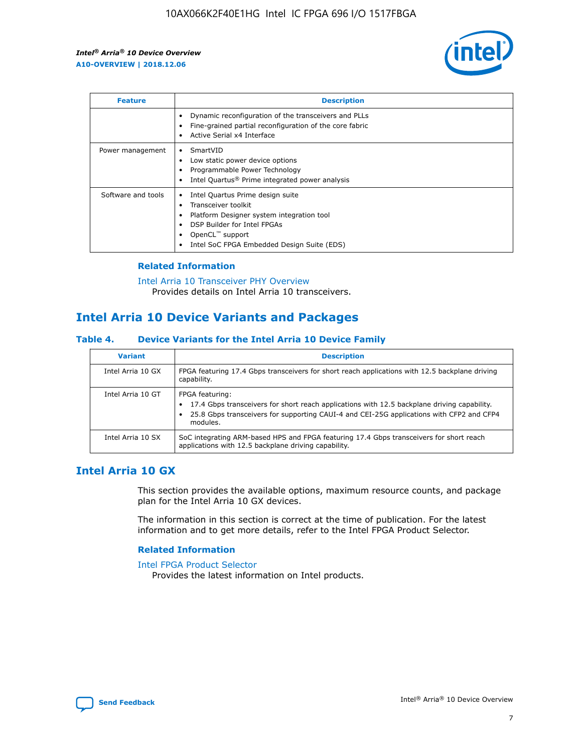| Feature | Description |
| --- | --- |
| | • Dynamic reconfiguration of the transceivers and PLLs<br>• Fine-grained partial reconfiguration of the core fabric<br>• Active Serial x4 Interface |
| Power management | • SmartVID<br>• Low static power device options<br>• Programmable Power Technology<br>• Intel Quartus® Prime integrated power analysis |
| Software and tools | • Intel Quartus Prime design suite<br>• Transceiver toolkit<br>• Platform Designer system integration tool<br>• DSP Builder for Intel FPGAs<br>• OpenCL™ support<br>• Intel SoC FPGA Embedded Design Suite (EDS) |

**Related Information**

Intel Arria 10 Transceiver PHY Overview
Provides details on Intel Arria 10 transceivers.

## Intel Arria 10 Device Variants and Packages

**Table 4. Device Variants for the Intel Arria 10 Device Family**

| Variant | Description |
| --- | --- |
| Intel Arria 10 GX | FPGA featuring 17.4 Gbps transceivers for short reach applications with 12.5 backplane driving capability. |
| Intel Arria 10 GT | FPGA featuring:<br>• 17.4 Gbps transceivers for short reach applications with 12.5 backplane driving capability.<br>• 25.8 Gbps transceivers for supporting CAUI-4 and CEI-25G applications with CFP2 and CFP4 modules. |
| Intel Arria 10 SX | SoC integrating ARM-based HPS and FPGA featuring 17.4 Gbps transceivers for short reach applications with 12.5 backplane driving capability. |

## Intel Arria 10 GX

This section provides the available options, maximum resource counts, and package plan for the Intel Arria 10 GX devices.

The information in this section is correct at the time of publication. For the latest information and to get more details, refer to the Intel FPGA Product Selector.

**Related Information**

Intel FPGA Product Selector
Provides the latest information on Intel products.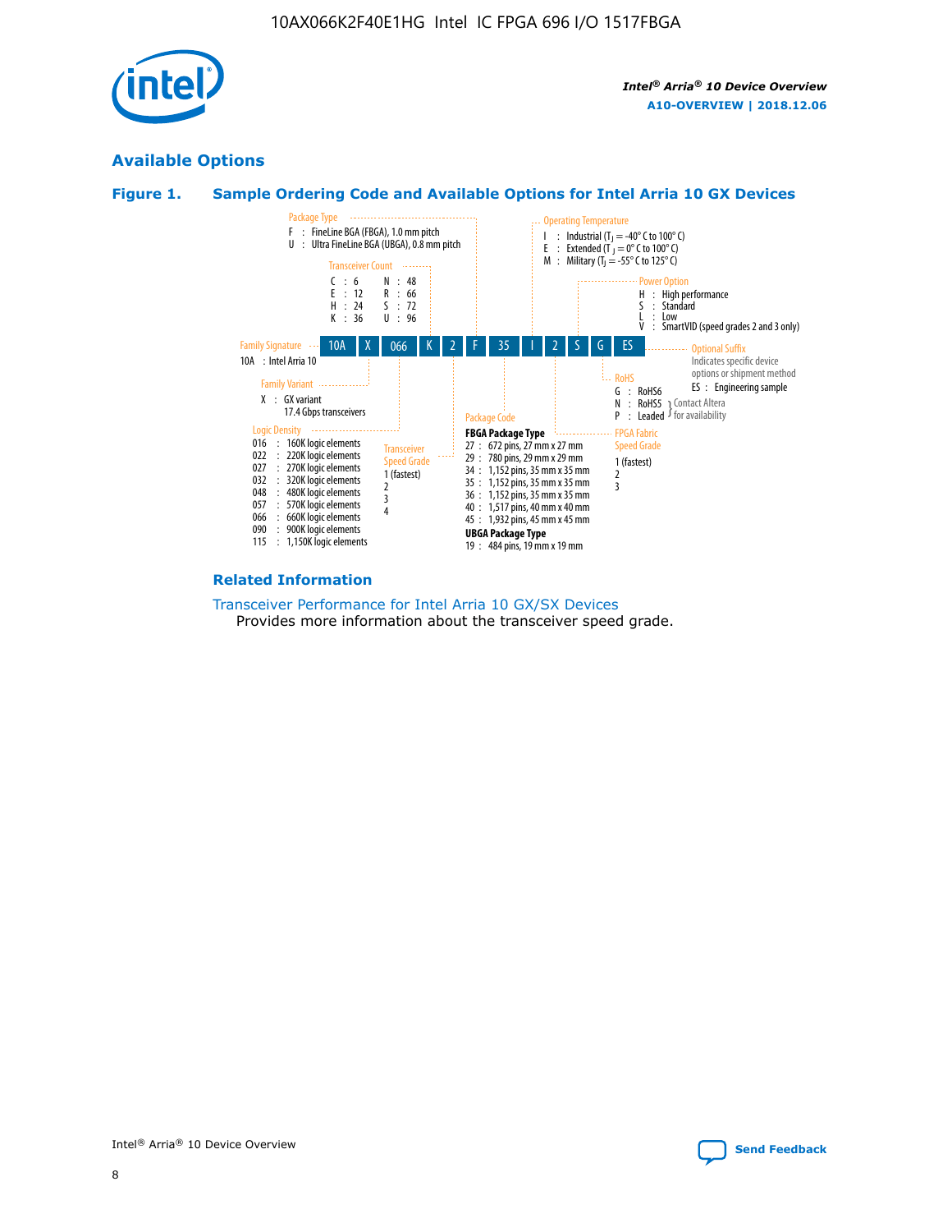## Available Options

### Figure 1. Sample Ordering Code and Available Options for Intel Arria 10 GX Devices

| 10A | X | 066 | K | 2 | F | 35 | I | 2 | S | G | ES |
|---|---|---|---|---|---|---|---|---|---|---|---|

**Family Signature**
10A : Intel Arria 10

**Family Variant**
X : GX variant
17.4 Gbps transceivers

**Logic Density**
016 : 160K logic elements
022 : 220K logic elements
027 : 270K logic elements
032 : 320K logic elements
048 : 480K logic elements
057 : 570K logic elements
066 : 660K logic elements
090 : 900K logic elements
115 : 1,150K logic elements

**Transceiver Count**
C : 6
E : 12
H : 24
K : 36
N : 48
R : 66
S : 72
U : 96

**Transceiver Speed Grade**
1 (fastest)
2
3
4

**Package Type**
F : FineLine BGA (FBGA), 1.0 mm pitch
U : Ultra FineLine BGA (UBGA), 0.8 mm pitch

**Package Code**

**FBGA Package Type**
27 : 672 pins, 27 mm x 27 mm
29 : 780 pins, 29 mm x 29 mm
34 : 1,152 pins, 35 mm x 35 mm
35 : 1,152 pins, 35 mm x 35 mm
36 : 1,152 pins, 35 mm x 35 mm
40 : 1,517 pins, 40 mm x 40 mm
45 : 1,932 pins, 45 mm x 45 mm

**UBGA Package Type**
19 : 484 pins, 19 mm x 19 mm

**Operating Temperature**
I : Industrial ($T_J$ = -40° C to 100° C)
E : Extended ($T_J$ = 0° C to 100° C)
M : Military ($T_J$ = -55° C to 125° C)

**FPGA Fabric Speed Grade**
1 (fastest)
2
3

**Power Option**
H : High performance
S : Standard
L : Low
V : SmartVID (speed grades 2 and 3 only)

**RoHS**
G : RoHS6
N : RoHS5 } Contact Altera for availability
P : Leaded } Contact Altera for availability

**Optional Suffix**
Indicates specific device options or shipment method
ES : Engineering sample

### Related Information

Transceiver Performance for Intel Arria 10 GX/SX Devices
Provides more information about the transceiver speed grade.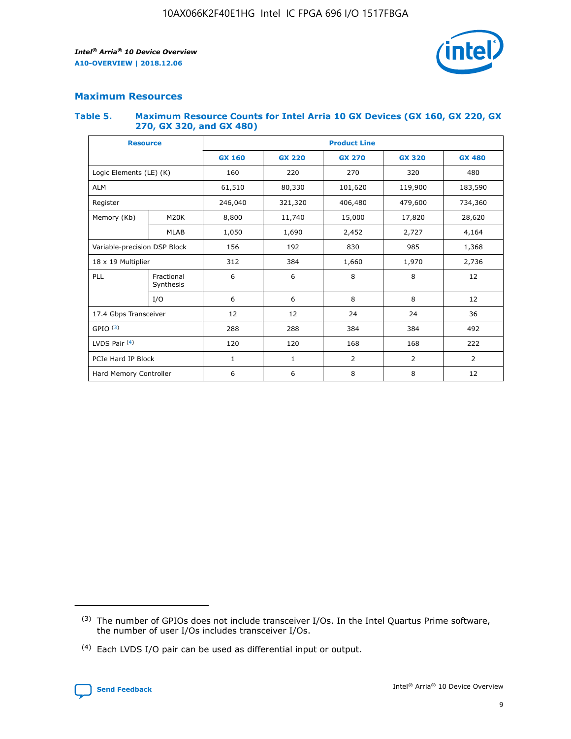## Maximum Resources

### Table 5. Maximum Resource Counts for Intel Arria 10 GX Devices (GX 160, GX 220, GX 270, GX 320, and GX 480)

| Resource | | Product Line | | | | |
|---|---|---|---|---|---|---|
| | | GX 160 | GX 220 | GX 270 | GX 320 | GX 480 |
| Logic Elements (LE) (K) | | 160 | 220 | 270 | 320 | 480 |
| ALM | | 61,510 | 80,330 | 101,620 | 119,900 | 183,590 |
| Register | | 246,040 | 321,320 | 406,480 | 479,600 | 734,360 |
| Memory (Kb) | M20K | 8,800 | 11,740 | 15,000 | 17,820 | 28,620 |
| | MLAB | 1,050 | 1,690 | 2,452 | 2,727 | 4,164 |
| Variable-precision DSP Block | | 156 | 192 | 830 | 985 | 1,368 |
| 18 x 19 Multiplier | | 312 | 384 | 1,660 | 1,970 | 2,736 |
| PLL | Fractional Synthesis | 6 | 6 | 8 | 8 | 12 |
| | I/O | 6 | 6 | 8 | 8 | 12 |
| 17.4 Gbps Transceiver | | 12 | 12 | 24 | 24 | 36 |
| GPIO [(3)] | | 288 | 288 | 384 | 384 | 492 |
| LVDS Pair [(4)] | | 120 | 120 | 168 | 168 | 222 |
| PCIe Hard IP Block | | 1 | 1 | 2 | 2 | 2 |
| Hard Memory Controller | | 6 | 6 | 8 | 8 | 12 |

(3) The number of GPIOs does not include transceiver I/Os. In the Intel Quartus Prime software, the number of user I/Os includes transceiver I/Os.

(4) Each LVDS I/O pair can be used as differential input or output.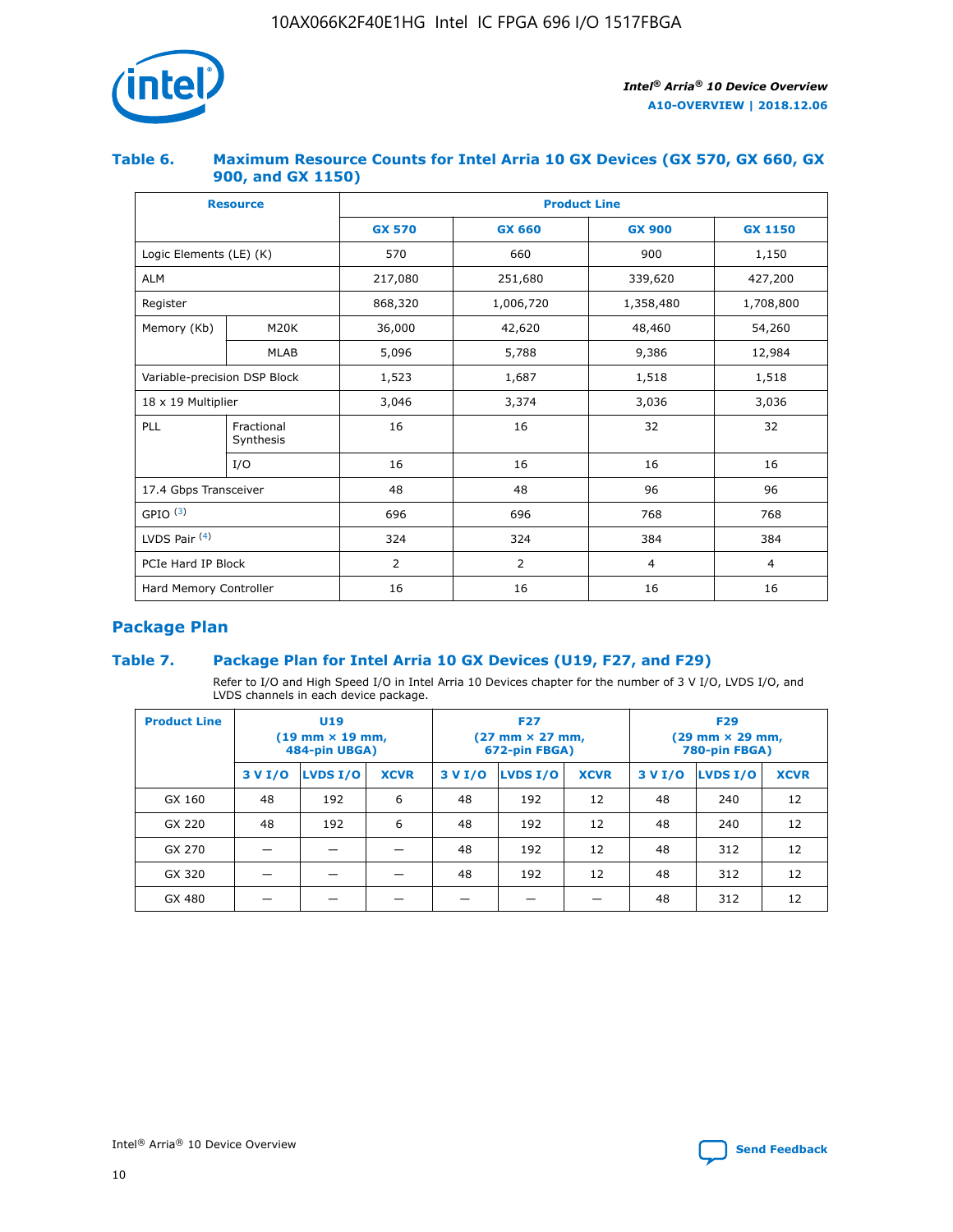## Table 6. Maximum Resource Counts for Intel Arria 10 GX Devices (GX 570, GX 660, GX 900, and GX 1150)

| Resource | | Product Line | | | |
|---|---|---|---|---|---|
| | | GX 570 | GX 660 | GX 900 | GX 1150 |
| Logic Elements (LE) (K) | | 570 | 660 | 900 | 1,150 |
| ALM | | 217,080 | 251,680 | 339,620 | 427,200 |
| Register | | 868,320 | 1,006,720 | 1,358,480 | 1,708,800 |
| Memory (Kb) | M20K | 36,000 | 42,620 | 48,460 | 54,260 |
| | MLAB | 5,096 | 5,788 | 9,386 | 12,984 |
| Variable-precision DSP Block | | 1,523 | 1,687 | 1,518 | 1,518 |
| 18 x 19 Multiplier | | 3,046 | 3,374 | 3,036 | 3,036 |
| PLL | Fractional Synthesis | 16 | 16 | 32 | 32 |
| | I/O | 16 | 16 | 16 | 16 |
| 17.4 Gbps Transceiver | | 48 | 48 | 96 | 96 |
| GPIO [(3)] | | 696 | 696 | 768 | 768 |
| LVDS Pair [(4)] | | 324 | 324 | 384 | 384 |
| PCIe Hard IP Block | | 2 | 2 | 4 | 4 |
| Hard Memory Controller | | 16 | 16 | 16 | 16 |

## Package Plan

### Table 7. Package Plan for Intel Arria 10 GX Devices (U19, F27, and F29)

Refer to I/O and High Speed I/O in Intel Arria 10 Devices chapter for the number of 3 V I/O, LVDS I/O, and LVDS channels in each device package.

| Product Line | U19 (19 mm × 19 mm, 484-pin UBGA) | | | F27 (27 mm × 27 mm, 672-pin FBGA) | | | F29 (29 mm × 29 mm, 780-pin FBGA) | | |
|---|---|---|---|---|---|---|---|---|---|
| | 3 V I/O | LVDS I/O | XCVR | 3 V I/O | LVDS I/O | XCVR | 3 V I/O | LVDS I/O | XCVR |
| GX 160 | 48 | 192 | 6 | 48 | 192 | 12 | 48 | 240 | 12 |
| GX 220 | 48 | 192 | 6 | 48 | 192 | 12 | 48 | 240 | 12 |
| GX 270 | — | — | — | 48 | 192 | 12 | 48 | 312 | 12 |
| GX 320 | — | — | — | 48 | 192 | 12 | 48 | 312 | 12 |
| GX 480 | — | — | — | — | — | — | 48 | 312 | 12 |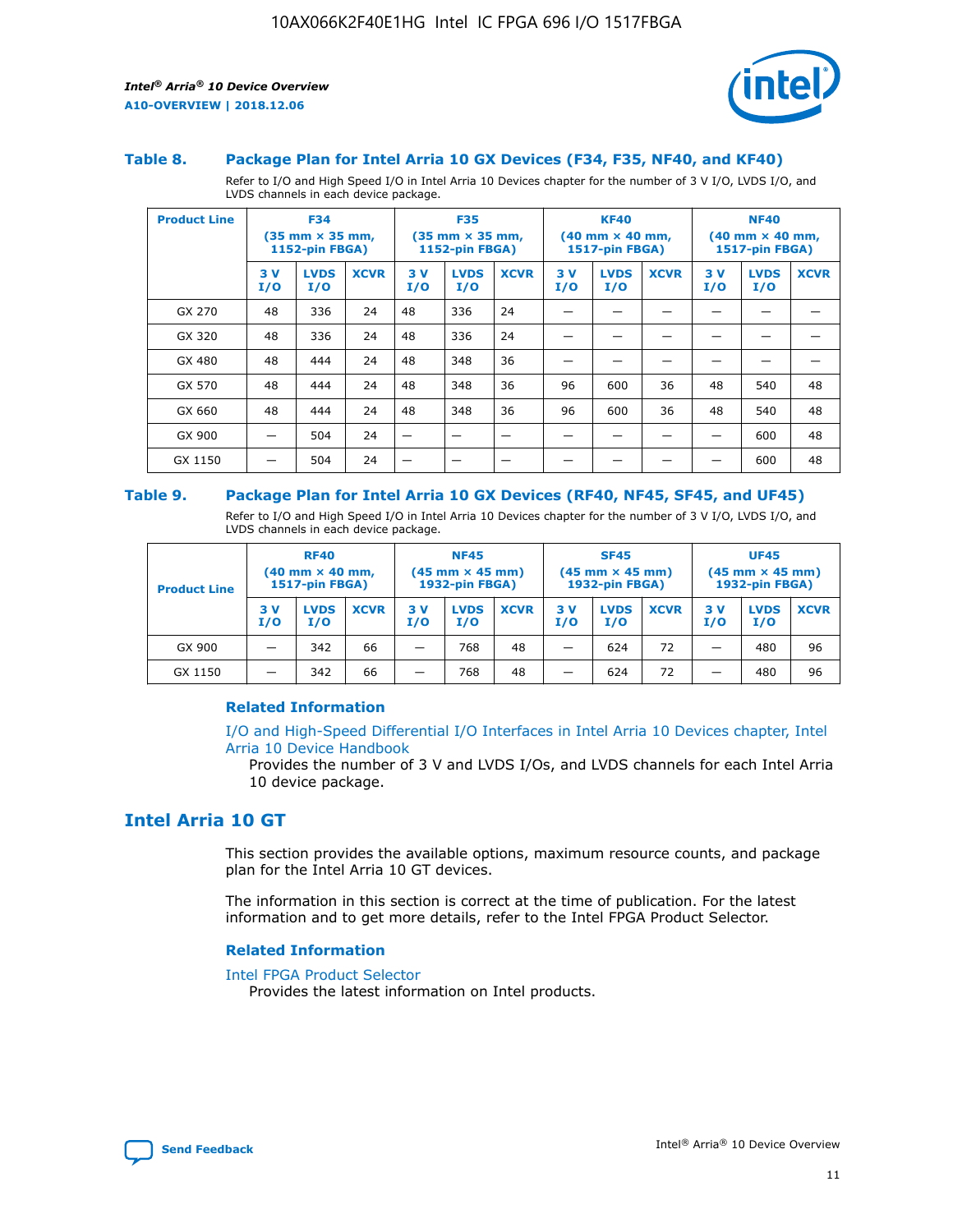### Table 8. Package Plan for Intel Arria 10 GX Devices (F34, F35, NF40, and KF40)

Refer to I/O and High Speed I/O in Intel Arria 10 Devices chapter for the number of 3 V I/O, LVDS I/O, and LVDS channels in each device package.

| Product Line | F34 (35 mm × 35 mm, 1152-pin FBGA) | | | F35 (35 mm × 35 mm, 1152-pin FBGA) | | | KF40 (40 mm × 40 mm, 1517-pin FBGA) | | | NF40 (40 mm × 40 mm, 1517-pin FBGA) | | |
|---|---|---|---|---|---|---|---|---|---|---|---|---|
| | 3 V I/O | LVDS I/O | XCVR | 3 V I/O | LVDS I/O | XCVR | 3 V I/O | LVDS I/O | XCVR | 3 V I/O | LVDS I/O | XCVR |
| GX 270 | 48 | 336 | 24 | 48 | 336 | 24 | — | — | — | — | — | — |
| GX 320 | 48 | 336 | 24 | 48 | 336 | 24 | — | — | — | — | — | — |
| GX 480 | 48 | 444 | 24 | 48 | 348 | 36 | — | — | — | — | — | — |
| GX 570 | 48 | 444 | 24 | 48 | 348 | 36 | 96 | 600 | 36 | 48 | 540 | 48 |
| GX 660 | 48 | 444 | 24 | 48 | 348 | 36 | 96 | 600 | 36 | 48 | 540 | 48 |
| GX 900 | — | 504 | 24 | — | — | — | — | — | — | — | 600 | 48 |
| GX 1150 | — | 504 | 24 | — | — | — | — | — | — | — | 600 | 48 |

### Table 9. Package Plan for Intel Arria 10 GX Devices (RF40, NF45, SF45, and UF45)

Refer to I/O and High Speed I/O in Intel Arria 10 Devices chapter for the number of 3 V I/O, LVDS I/O, and LVDS channels in each device package.

| Product Line | RF40 (40 mm × 40 mm, 1517-pin FBGA) | | | NF45 (45 mm × 45 mm) 1932-pin FBGA) | | | SF45 (45 mm × 45 mm) 1932-pin FBGA) | | | UF45 (45 mm × 45 mm) 1932-pin FBGA) | | |
|---|---|---|---|---|---|---|---|---|---|---|---|---|
| | 3 V I/O | LVDS I/O | XCVR | 3 V I/O | LVDS I/O | XCVR | 3 V I/O | LVDS I/O | XCVR | 3 V I/O | LVDS I/O | XCVR |
| GX 900 | — | 342 | 66 | — | 768 | 48 | — | 624 | 72 | — | 480 | 96 |
| GX 1150 | — | 342 | 66 | — | 768 | 48 | — | 624 | 72 | — | 480 | 96 |

#### Related Information

I/O and High-Speed Differential I/O Interfaces in Intel Arria 10 Devices chapter, Intel Arria 10 Device Handbook

Provides the number of 3 V and LVDS I/Os, and LVDS channels for each Intel Arria 10 device package.

## Intel Arria 10 GT

This section provides the available options, maximum resource counts, and package plan for the Intel Arria 10 GT devices.

The information in this section is correct at the time of publication. For the latest information and to get more details, refer to the Intel FPGA Product Selector.

#### Related Information

Intel FPGA Product Selector

Provides the latest information on Intel products.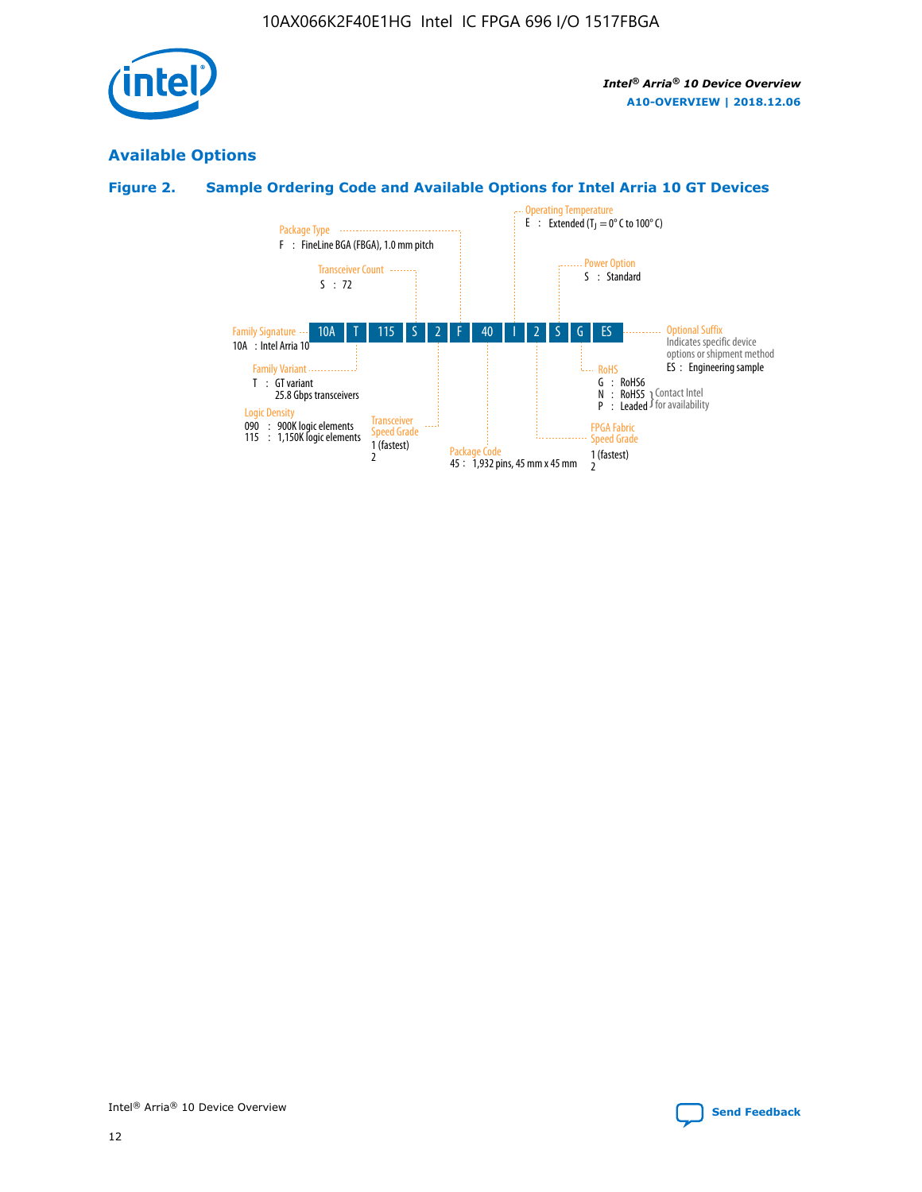## Available Options

### Figure 2. Sample Ordering Code and Available Options for Intel Arria 10 GT Devices

10A T 115 S 2 F 40 I 2 S G ES

- **Family Signature**
  - 10A : Intel Arria 10
- **Family Variant**
  - T : GT variant 25.8 Gbps transceivers
- **Logic Density**
  - 090 : 900K logic elements
  - 115 : 1,150K logic elements
- **Transceiver Count**
  - S : 72
- **Transceiver Speed Grade**
  - 1 (fastest)
  - 2
- **Package Type**
  - F : FineLine BGA (FBGA), 1.0 mm pitch
- **Package Code**
  - 45 : 1,932 pins, 45 mm x 45 mm
- **Operating Temperature**
  - E : Extended ($T_J$ = 0° C to 100° C)
- **FPGA Fabric Speed Grade**
  - 1 (fastest)
  - 2
- **Power Option**
  - S : Standard
- **RoHS**
  - G : RoHS6
  - N : RoHS5 (Contact Intel for availability)
  - P : Leaded (Contact Intel for availability)
- **Optional Suffix**
  - Indicates specific device options or shipment method
  - ES : Engineering sample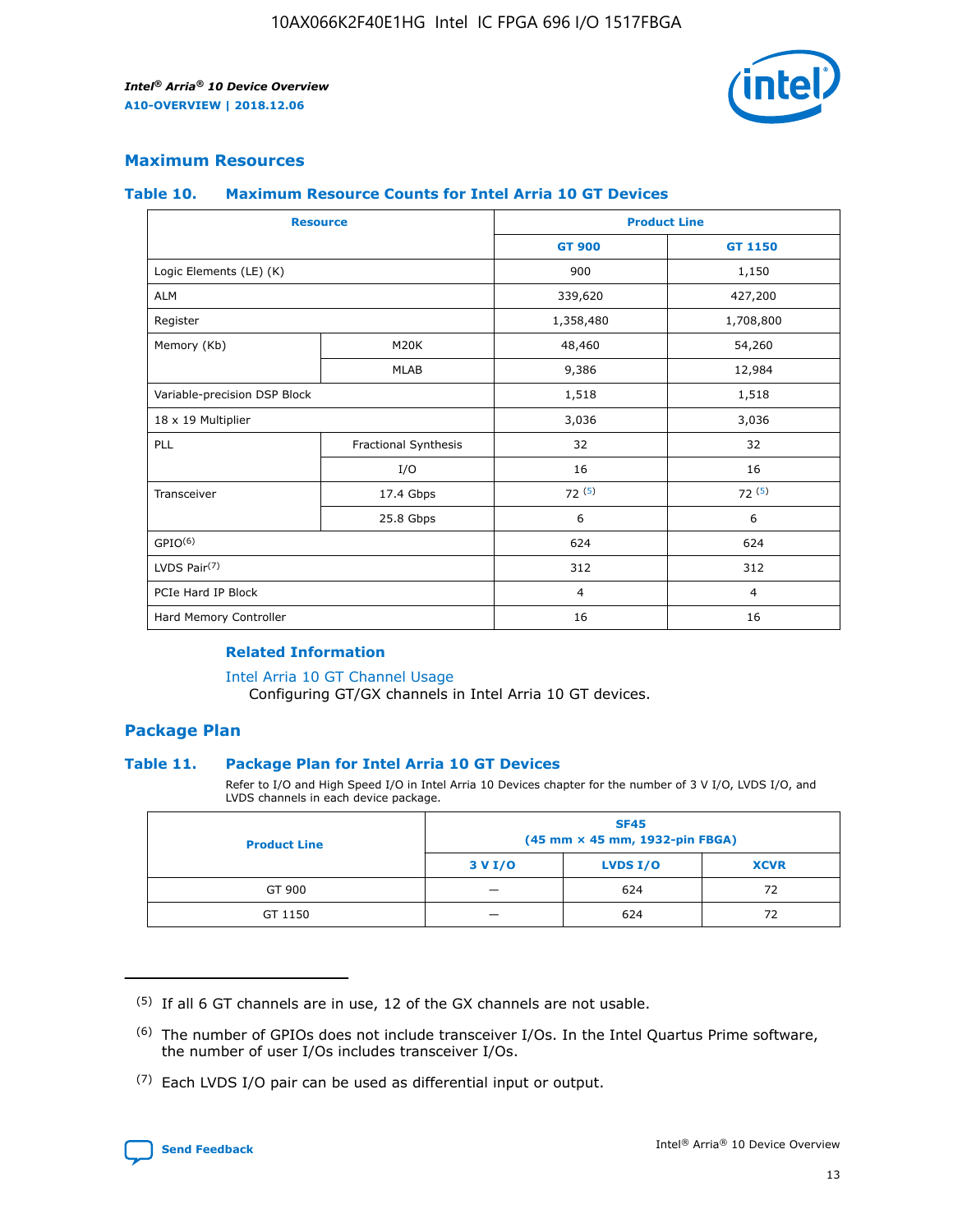## Maximum Resources

### Table 10. Maximum Resource Counts for Intel Arria 10 GT Devices

| Resource | | Product Line | |
|---|---|---|---|
| | | GT 900 | GT 1150 |
| Logic Elements (LE) (K) | | 900 | 1,150 |
| ALM | | 339,620 | 427,200 |
| Register | | 1,358,480 | 1,708,800 |
| Memory (Kb) | M20K | 48,460 | 54,260 |
| | MLAB | 9,386 | 12,984 |
| Variable-precision DSP Block | | 1,518 | 1,518 |
| 18 x 19 Multiplier | | 3,036 | 3,036 |
| PLL | Fractional Synthesis | 32 | 32 |
| | I/O | 16 | 16 |
| Transceiver | 17.4 Gbps | 72 (5) | 72 (5) |
| | 25.8 Gbps | 6 | 6 |
| GPIO(6) | | 624 | 624 |
| LVDS Pair(7) | | 312 | 312 |
| PCIe Hard IP Block | | 4 | 4 |
| Hard Memory Controller | | 16 | 16 |

#### Related Information

Intel Arria 10 GT Channel Usage
Configuring GT/GX channels in Intel Arria 10 GT devices.

## Package Plan

### Table 11. Package Plan for Intel Arria 10 GT Devices

Refer to I/O and High Speed I/O in Intel Arria 10 Devices chapter for the number of 3 V I/O, LVDS I/O, and LVDS channels in each device package.

| Product Line | SF45 (45 mm × 45 mm, 1932-pin FBGA) | | |
|---|---|---|---|
| | 3 V I/O | LVDS I/O | XCVR |
| GT 900 | — | 624 | 72 |
| GT 1150 | — | 624 | 72 |

(5) If all 6 GT channels are in use, 12 of the GX channels are not usable.

(6) The number of GPIOs does not include transceiver I/Os. In the Intel Quartus Prime software, the number of user I/Os includes transceiver I/Os.

(7) Each LVDS I/O pair can be used as differential input or output.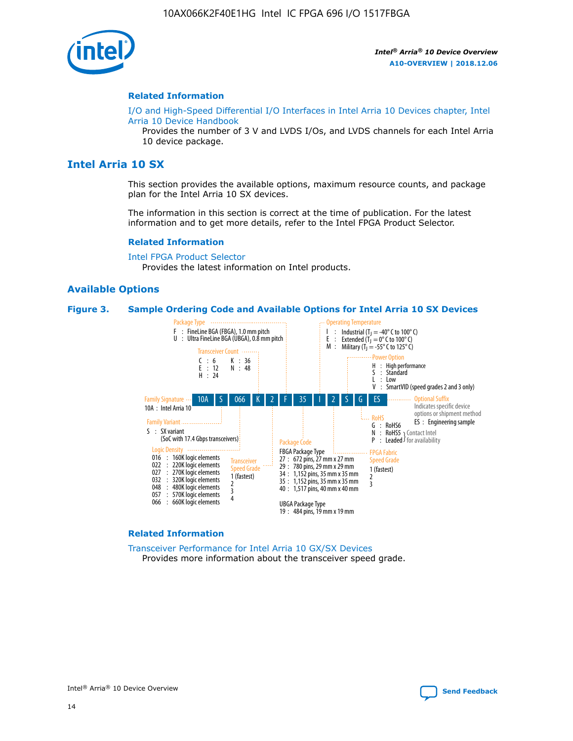## Related Information

I/O and High-Speed Differential I/O Interfaces in Intel Arria 10 Devices chapter, Intel Arria 10 Device Handbook

Provides the number of 3 V and LVDS I/Os, and LVDS channels for each Intel Arria 10 device package.

# Intel Arria 10 SX

This section provides the available options, maximum resource counts, and package plan for the Intel Arria 10 SX devices.

The information in this section is correct at the time of publication. For the latest information and to get more details, refer to the Intel FPGA Product Selector.

## Related Information

Intel FPGA Product Selector

Provides the latest information on Intel products.

## Available Options

**Figure 3. Sample Ordering Code and Available Options for Intel Arria 10 SX Devices**

Sample ordering code: 10A S 066 K 2 F 35 I 2 S G ES

- **Family Signature**
  - 10A : Intel Arria 10
- **Family Variant**
  - S : SX variant (SoC with 17.4 Gbps transceivers)
- **Logic Density**
  - 016 : 160K logic elements
  - 022 : 220K logic elements
  - 027 : 270K logic elements
  - 032 : 320K logic elements
  - 048 : 480K logic elements
  - 057 : 570K logic elements
  - 066 : 660K logic elements
- **Transceiver Count**
  - C : 6
  - E : 12
  - H : 24
  - K : 36
  - N : 48
- **Transceiver Speed Grade**
  - 1 (fastest)
  - 2
  - 3
  - 4
- **Package Type**
  - F : FineLine BGA (FBGA), 1.0 mm pitch
  - U : Ultra FineLine BGA (UBGA), 0.8 mm pitch
- **Package Code**
  - FBGA Package Type
    - 27 : 672 pins, 27 mm x 27 mm
    - 29 : 780 pins, 29 mm x 29 mm
    - 34 : 1,152 pins, 35 mm x 35 mm
    - 35 : 1,152 pins, 35 mm x 35 mm
    - 40 : 1,517 pins, 40 mm x 40 mm
  - UBGA Package Type
    - 19 : 484 pins, 19 mm x 19 mm
- **Operating Temperature**
  - I : Industrial ($T_J$ = -40° C to 100° C)
  - E : Extended ($T_J$ = 0° C to 100° C)
  - M : Military ($T_J$ = -55° C to 125° C)
- **FPGA Fabric Speed Grade**
  - 1 (fastest)
  - 2
  - 3
- **Power Option**
  - H : High performance
  - S : Standard
  - L : Low
  - V : SmartVID (speed grades 2 and 3 only)
- **RoHS**
  - G : RoHS6
  - N : RoHS5 (Contact Intel for availability)
  - P : Leaded (Contact Intel for availability)
- **Optional Suffix**
  - Indicates specific device options or shipment method
  - ES : Engineering sample

## Related Information

Transceiver Performance for Intel Arria 10 GX/SX Devices

Provides more information about the transceiver speed grade.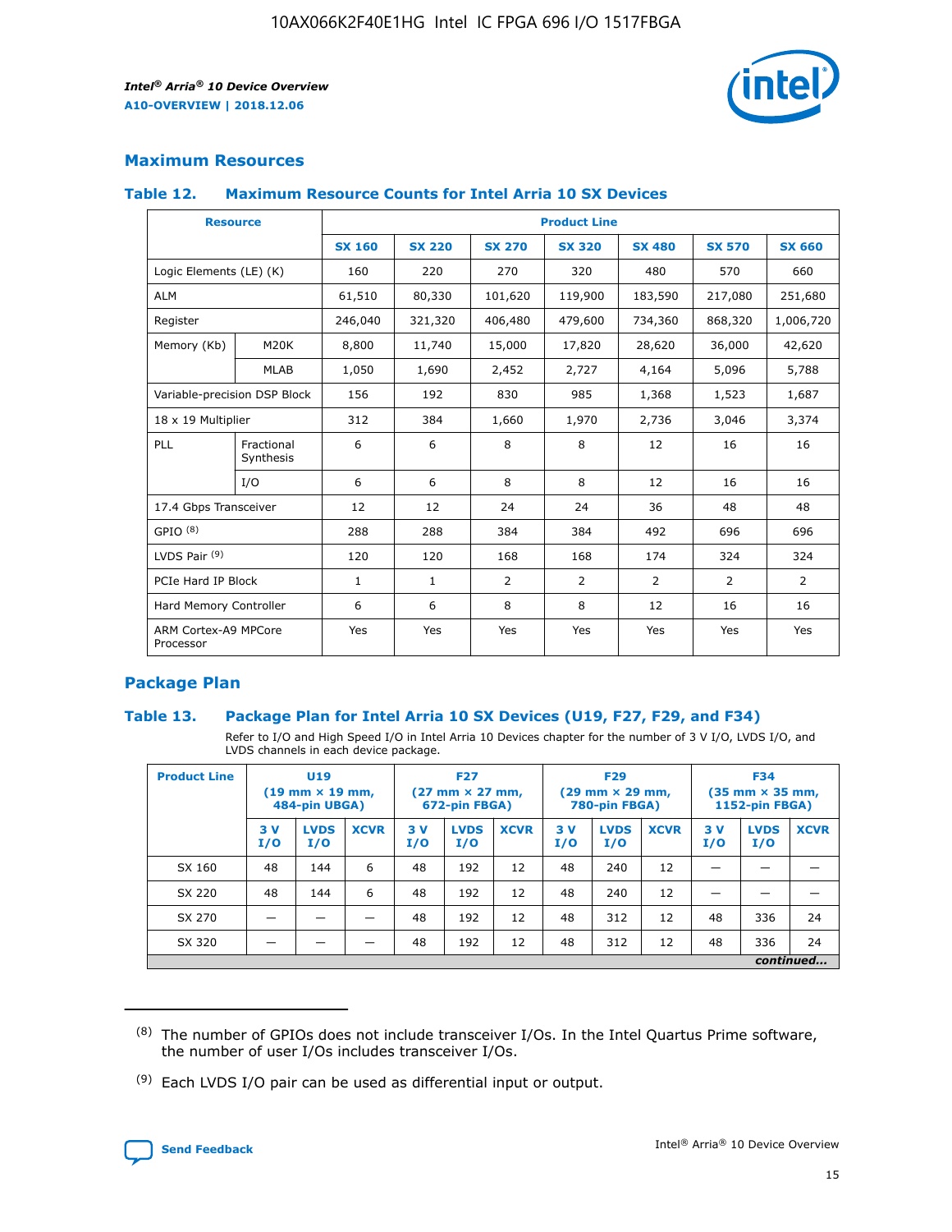## Maximum Resources

### Table 12. Maximum Resource Counts for Intel Arria 10 SX Devices

| Resource | | Product Line | | | | | | |
|---|---|---|---|---|---|---|---|---|
| | | SX 160 | SX 220 | SX 270 | SX 320 | SX 480 | SX 570 | SX 660 |
| Logic Elements (LE) (K) | | 160 | 220 | 270 | 320 | 480 | 570 | 660 |
| ALM | | 61,510 | 80,330 | 101,620 | 119,900 | 183,590 | 217,080 | 251,680 |
| Register | | 246,040 | 321,320 | 406,480 | 479,600 | 734,360 | 868,320 | 1,006,720 |
| Memory (Kb) | M20K | 8,800 | 11,740 | 15,000 | 17,820 | 28,620 | 36,000 | 42,620 |
| | MLAB | 1,050 | 1,690 | 2,452 | 2,727 | 4,164 | 5,096 | 5,788 |
| Variable-precision DSP Block | | 156 | 192 | 830 | 985 | 1,368 | 1,523 | 1,687 |
| 18 x 19 Multiplier | | 312 | 384 | 1,660 | 1,970 | 2,736 | 3,046 | 3,374 |
| PLL | Fractional Synthesis | 6 | 6 | 8 | 8 | 12 | 16 | 16 |
| | I/O | 6 | 6 | 8 | 8 | 12 | 16 | 16 |
| 17.4 Gbps Transceiver | | 12 | 12 | 24 | 24 | 36 | 48 | 48 |
| GPIO (8) | | 288 | 288 | 384 | 384 | 492 | 696 | 696 |
| LVDS Pair (9) | | 120 | 120 | 168 | 168 | 174 | 324 | 324 |
| PCIe Hard IP Block | | 1 | 1 | 2 | 2 | 2 | 2 | 2 |
| Hard Memory Controller | | 6 | 6 | 8 | 8 | 12 | 16 | 16 |
| ARM Cortex-A9 MPCore Processor | | Yes | Yes | Yes | Yes | Yes | Yes | Yes |

## Package Plan

### Table 13. Package Plan for Intel Arria 10 SX Devices (U19, F27, F29, and F34)

Refer to I/O and High Speed I/O in Intel Arria 10 Devices chapter for the number of 3 V I/O, LVDS I/O, and LVDS channels in each device package.

| Product Line | U19 (19 mm × 19 mm, 484-pin UBGA) | | | F27 (27 mm × 27 mm, 672-pin FBGA) | | | F29 (29 mm × 29 mm, 780-pin FBGA) | | | F34 (35 mm × 35 mm, 1152-pin FBGA) | | |
|---|---|---|---|---|---|---|---|---|---|---|---|---|
| | 3 V I/O | LVDS I/O | XCVR | 3 V I/O | LVDS I/O | XCVR | 3 V I/O | LVDS I/O | XCVR | 3 V I/O | LVDS I/O | XCVR |
| SX 160 | 48 | 144 | 6 | 48 | 192 | 12 | 48 | 240 | 12 | — | — | — |
| SX 220 | 48 | 144 | 6 | 48 | 192 | 12 | 48 | 240 | 12 | — | — | — |
| SX 270 | — | — | — | 48 | 192 | 12 | 48 | 312 | 12 | 48 | 336 | 24 |
| SX 320 | — | — | — | 48 | 192 | 12 | 48 | 312 | 12 | 48 | 336 | 24 |

*continued...*

(8) The number of GPIOs does not include transceiver I/Os. In the Intel Quartus Prime software, the number of user I/Os includes transceiver I/Os.

(9) Each LVDS I/O pair can be used as differential input or output.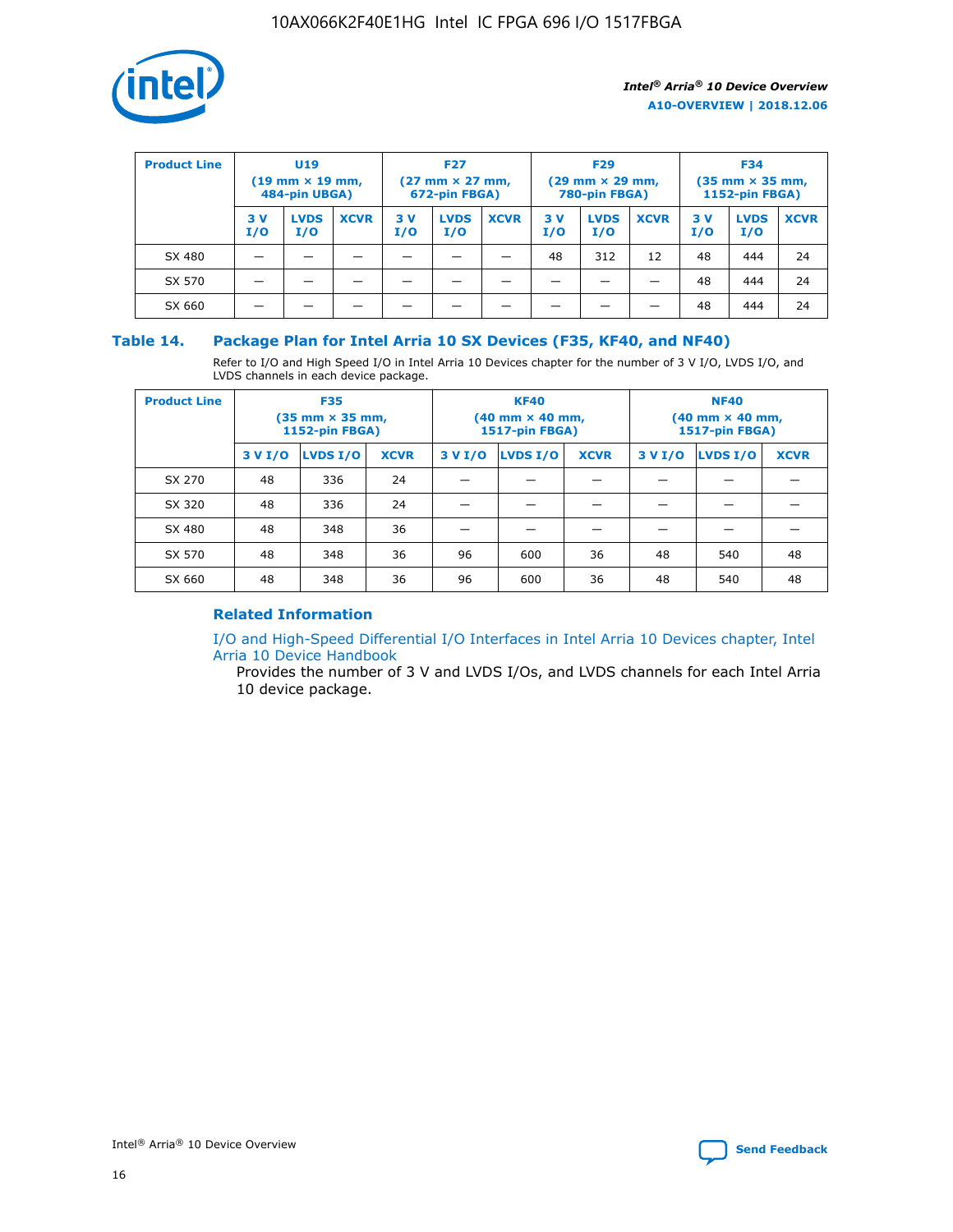| Product Line | U19 (19 mm × 19 mm, 484-pin UBGA) | | | F27 (27 mm × 27 mm, 672-pin FBGA) | | | F29 (29 mm × 29 mm, 780-pin FBGA) | | | F34 (35 mm × 35 mm, 1152-pin FBGA) | | |
|---|---|---|---|---|---|---|---|---|---|---|---|---|
| | 3 V I/O | LVDS I/O | XCVR | 3 V I/O | LVDS I/O | XCVR | 3 V I/O | LVDS I/O | XCVR | 3 V I/O | LVDS I/O | XCVR |
| SX 480 | — | — | — | — | — | — | 48 | 312 | 12 | 48 | 444 | 24 |
| SX 570 | — | — | — | — | — | — | — | — | — | 48 | 444 | 24 |
| SX 660 | — | — | — | — | — | — | — | — | — | 48 | 444 | 24 |

### Table 14. Package Plan for Intel Arria 10 SX Devices (F35, KF40, and NF40)

Refer to I/O and High Speed I/O in Intel Arria 10 Devices chapter for the number of 3 V I/O, LVDS I/O, and LVDS channels in each device package.

| Product Line | F35 (35 mm × 35 mm, 1152-pin FBGA) | | | KF40 (40 mm × 40 mm, 1517-pin FBGA) | | | NF40 (40 mm × 40 mm, 1517-pin FBGA) | | |
|---|---|---|---|---|---|---|---|---|---|
| | 3 V I/O | LVDS I/O | XCVR | 3 V I/O | LVDS I/O | XCVR | 3 V I/O | LVDS I/O | XCVR |
| SX 270 | 48 | 336 | 24 | — | — | — | — | — | — |
| SX 320 | 48 | 336 | 24 | — | — | — | — | — | — |
| SX 480 | 48 | 348 | 36 | — | — | — | — | — | — |
| SX 570 | 48 | 348 | 36 | 96 | 600 | 36 | 48 | 540 | 48 |
| SX 660 | 48 | 348 | 36 | 96 | 600 | 36 | 48 | 540 | 48 |

#### Related Information

I/O and High-Speed Differential I/O Interfaces in Intel Arria 10 Devices chapter, Intel Arria 10 Device Handbook

Provides the number of 3 V and LVDS I/Os, and LVDS channels for each Intel Arria 10 device package.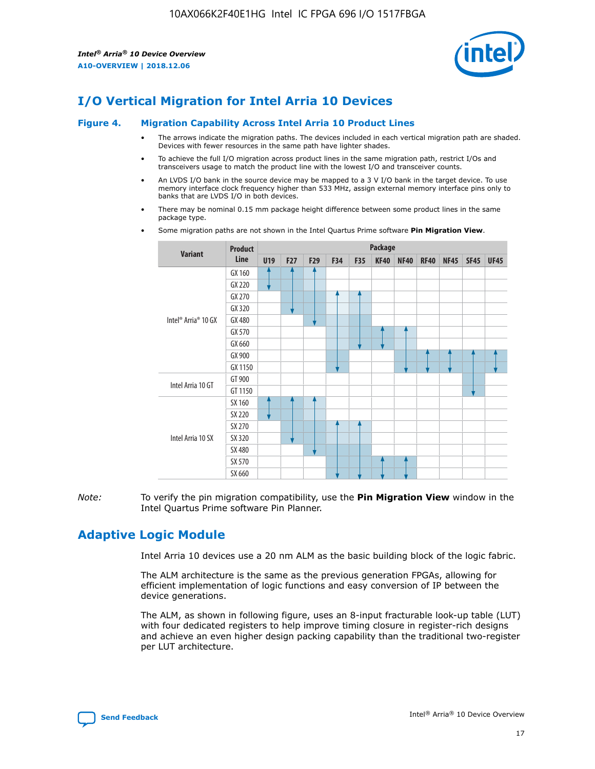## I/O Vertical Migration for Intel Arria 10 Devices

**Figure 4. Migration Capability Across Intel Arria 10 Product Lines**

- The arrows indicate the migration paths. The devices included in each vertical migration path are shaded. Devices with fewer resources in the same path have lighter shades.
- To achieve the full I/O migration across product lines in the same migration path, restrict I/Os and transceivers usage to match the product line with the lowest I/O and transceiver counts.
- An LVDS I/O bank in the source device may be mapped to a 3 V I/O bank in the target device. To use memory interface clock frequency higher than 533 MHz, assign external memory interface pins only to banks that are LVDS I/O in both devices.
- There may be nominal 0.15 mm package height difference between some product lines in the same package type.
- Some migration paths are not shown in the Intel Quartus Prime software **Pin Migration View**.

| Variant | Product Line | U19 | F27 | F29 | F34 | F35 | KF40 | NF40 | RF40 | NF45 | SF45 | UF45 |
|---|---|---|---|---|---|---|---|---|---|---|---|---|
| Intel® Arria® 10 GX | GX 160 | | | | | | | | | | | |
| | GX 220 | | | | | | | | | | | |
| | GX 270 | | | | | | | | | | | |
| | GX 320 | | | | | | | | | | | |
| | GX 480 | | | | | | | | | | | |
| | GX 570 | | | | | | | | | | | |
| | GX 660 | | | | | | | | | | | |
| | GX 900 | | | | | | | | | | | |
| | GX 1150 | | | | | | | | | | | |
| Intel Arria 10 GT | GT 900 | | | | | | | | | | | |
| | GT 1150 | | | | | | | | | | | |
| Intel Arria 10 SX | SX 160 | | | | | | | | | | | |
| | SX 220 | | | | | | | | | | | |
| | SX 270 | | | | | | | | | | | |
| | SX 320 | | | | | | | | | | | |
| | SX 480 | | | | | | | | | | | |
| | SX 570 | | | | | | | | | | | |
| | SX 660 | | | | | | | | | | | |

*Note:* To verify the pin migration compatibility, use the **Pin Migration View** window in the Intel Quartus Prime software Pin Planner.

## Adaptive Logic Module

Intel Arria 10 devices use a 20 nm ALM as the basic building block of the logic fabric.

The ALM architecture is the same as the previous generation FPGAs, allowing for efficient implementation of logic functions and easy conversion of IP between the device generations.

The ALM, as shown in following figure, uses an 8-input fracturable look-up table (LUT) with four dedicated registers to help improve timing closure in register-rich designs and achieve an even higher design packing capability than the traditional two-register per LUT architecture.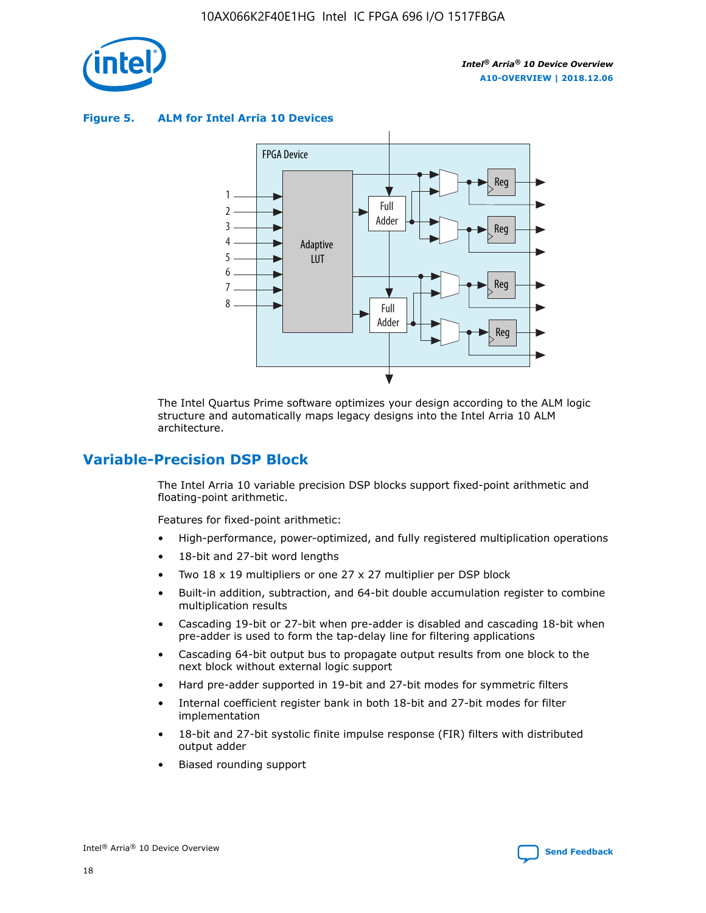**Figure 5. ALM for Intel Arria 10 Devices**

The Intel Quartus Prime software optimizes your design according to the ALM logic structure and automatically maps legacy designs into the Intel Arria 10 ALM architecture.

## Variable-Precision DSP Block

The Intel Arria 10 variable precision DSP blocks support fixed-point arithmetic and floating-point arithmetic.

Features for fixed-point arithmetic:

- High-performance, power-optimized, and fully registered multiplication operations
- 18-bit and 27-bit word lengths
- Two 18 x 19 multipliers or one 27 x 27 multiplier per DSP block
- Built-in addition, subtraction, and 64-bit double accumulation register to combine multiplication results
- Cascading 19-bit or 27-bit when pre-adder is disabled and cascading 18-bit when pre-adder is used to form the tap-delay line for filtering applications
- Cascading 64-bit output bus to propagate output results from one block to the next block without external logic support
- Hard pre-adder supported in 19-bit and 27-bit modes for symmetric filters
- Internal coefficient register bank in both 18-bit and 27-bit modes for filter implementation
- 18-bit and 27-bit systolic finite impulse response (FIR) filters with distributed output adder
- Biased rounding support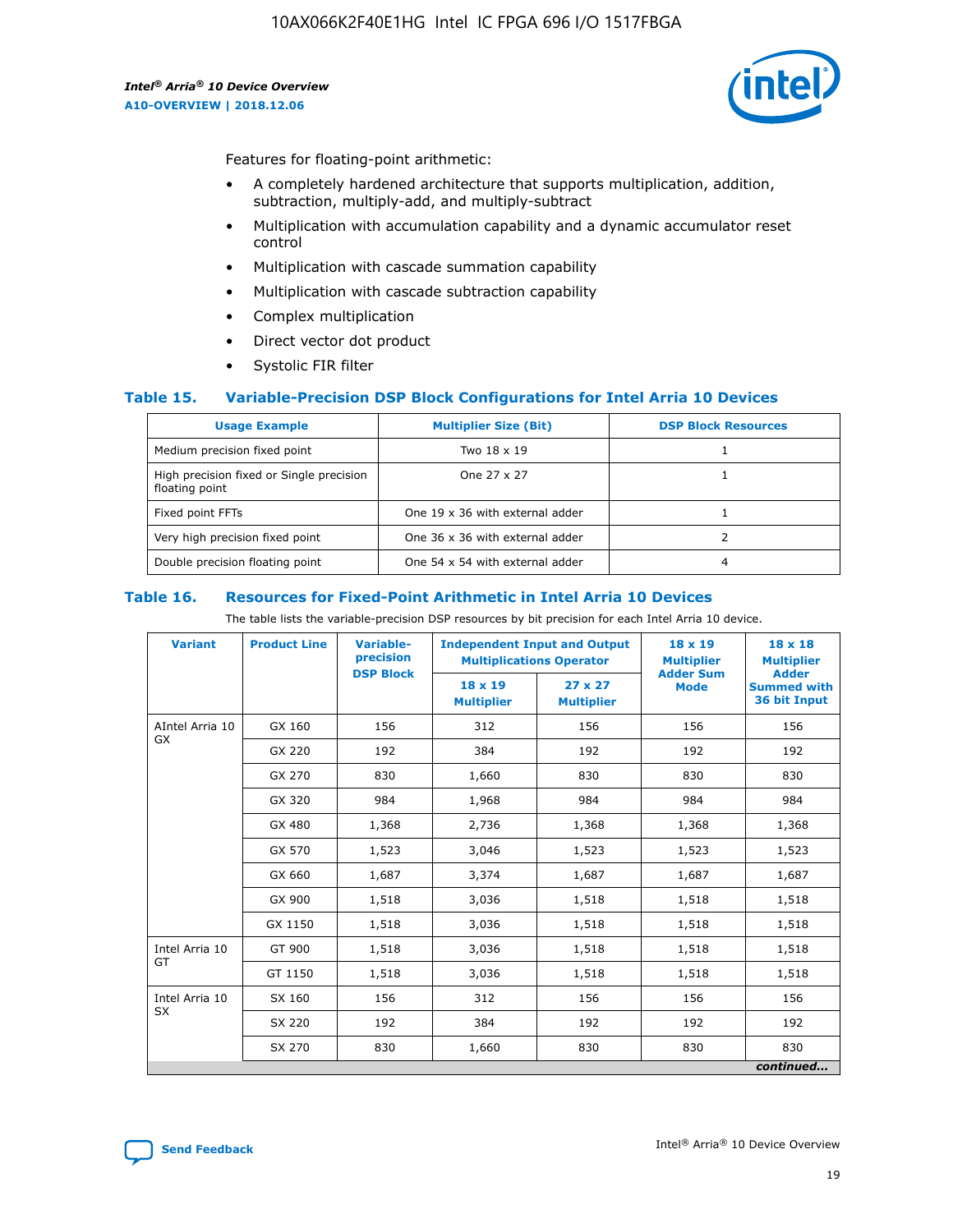Features for floating-point arithmetic:

- A completely hardened architecture that supports multiplication, addition, subtraction, multiply-add, and multiply-subtract
- Multiplication with accumulation capability and a dynamic accumulator reset control
- Multiplication with cascade summation capability
- Multiplication with cascade subtraction capability
- Complex multiplication
- Direct vector dot product
- Systolic FIR filter

### Table 15. Variable-Precision DSP Block Configurations for Intel Arria 10 Devices

| Usage Example | Multiplier Size (Bit) | DSP Block Resources |
|---|---|---|
| Medium precision fixed point | Two 18 x 19 | 1 |
| High precision fixed or Single precision floating point | One 27 x 27 | 1 |
| Fixed point FFTs | One 19 x 36 with external adder | 1 |
| Very high precision fixed point | One 36 x 36 with external adder | 2 |
| Double precision floating point | One 54 x 54 with external adder | 4 |

### Table 16. Resources for Fixed-Point Arithmetic in Intel Arria 10 Devices

The table lists the variable-precision DSP resources by bit precision for each Intel Arria 10 device.

| Variant | Product Line | Variable-precision DSP Block | Independent Input and Output Multiplications Operator | | 18 x 19 Multiplier Adder Sum Mode | 18 x 18 Multiplier Adder Summed with 36 bit Input |
|---|---|---|---|---|---|---|
| | | | 18 x 19 Multiplier | 27 x 27 Multiplier | | |
| AIntel Arria 10 GX | GX 160 | 156 | 312 | 156 | 156 | 156 |
| | GX 220 | 192 | 384 | 192 | 192 | 192 |
| | GX 270 | 830 | 1,660 | 830 | 830 | 830 |
| | GX 320 | 984 | 1,968 | 984 | 984 | 984 |
| | GX 480 | 1,368 | 2,736 | 1,368 | 1,368 | 1,368 |
| | GX 570 | 1,523 | 3,046 | 1,523 | 1,523 | 1,523 |
| | GX 660 | 1,687 | 3,374 | 1,687 | 1,687 | 1,687 |
| | GX 900 | 1,518 | 3,036 | 1,518 | 1,518 | 1,518 |
| | GX 1150 | 1,518 | 3,036 | 1,518 | 1,518 | 1,518 |
| Intel Arria 10 GT | GT 900 | 1,518 | 3,036 | 1,518 | 1,518 | 1,518 |
| | GT 1150 | 1,518 | 3,036 | 1,518 | 1,518 | 1,518 |
| Intel Arria 10 SX | SX 160 | 156 | 312 | 156 | 156 | 156 |
| | SX 220 | 192 | 384 | 192 | 192 | 192 |
| | SX 270 | 830 | 1,660 | 830 | 830 | 830 |

*continued...*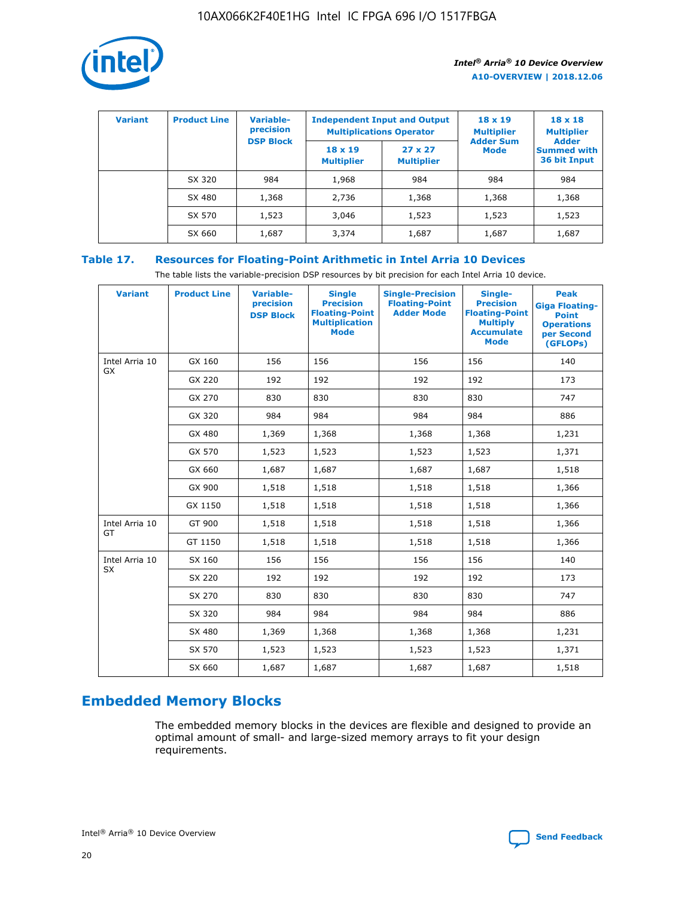| Variant | Product Line | Variable-precision DSP Block | Independent Input and Output Multiplications Operator | | 18 x 19 Multiplier Adder Sum Mode | 18 x 18 Multiplier Adder Summed with 36 bit Input |
|---|---|---|---|---|---|---|
| | | | 18 x 19 Multiplier | 27 x 27 Multiplier | | |
| | SX 320 | 984 | 1,968 | 984 | 984 | 984 |
| | SX 480 | 1,368 | 2,736 | 1,368 | 1,368 | 1,368 |
| | SX 570 | 1,523 | 3,046 | 1,523 | 1,523 | 1,523 |
| | SX 660 | 1,687 | 3,374 | 1,687 | 1,687 | 1,687 |

## Table 17. Resources for Floating-Point Arithmetic in Intel Arria 10 Devices

The table lists the variable-precision DSP resources by bit precision for each Intel Arria 10 device.

| Variant | Product Line | Variable-precision DSP Block | Single Precision Floating-Point Multiplication Mode | Single-Precision Floating-Point Adder Mode | Single-Precision Floating-Point Multiply Accumulate Mode | Peak Giga Floating-Point Operations per Second (GFLOPs) |
|---|---|---|---|---|---|---|
| Intel Arria 10 GX | GX 160 | 156 | 156 | 156 | 156 | 140 |
| | GX 220 | 192 | 192 | 192 | 192 | 173 |
| | GX 270 | 830 | 830 | 830 | 830 | 747 |
| | GX 320 | 984 | 984 | 984 | 984 | 886 |
| | GX 480 | 1,369 | 1,368 | 1,368 | 1,368 | 1,231 |
| | GX 570 | 1,523 | 1,523 | 1,523 | 1,523 | 1,371 |
| | GX 660 | 1,687 | 1,687 | 1,687 | 1,687 | 1,518 |
| | GX 900 | 1,518 | 1,518 | 1,518 | 1,518 | 1,366 |
| | GX 1150 | 1,518 | 1,518 | 1,518 | 1,518 | 1,366 |
| Intel Arria 10 GT | GT 900 | 1,518 | 1,518 | 1,518 | 1,518 | 1,366 |
| | GT 1150 | 1,518 | 1,518 | 1,518 | 1,518 | 1,366 |
| Intel Arria 10 SX | SX 160 | 156 | 156 | 156 | 156 | 140 |
| | SX 220 | 192 | 192 | 192 | 192 | 173 |
| | SX 270 | 830 | 830 | 830 | 830 | 747 |
| | SX 320 | 984 | 984 | 984 | 984 | 886 |
| | SX 480 | 1,369 | 1,368 | 1,368 | 1,368 | 1,231 |
| | SX 570 | 1,523 | 1,523 | 1,523 | 1,523 | 1,371 |
| | SX 660 | 1,687 | 1,687 | 1,687 | 1,687 | 1,518 |

## Embedded Memory Blocks

The embedded memory blocks in the devices are flexible and designed to provide an optimal amount of small- and large-sized memory arrays to fit your design requirements.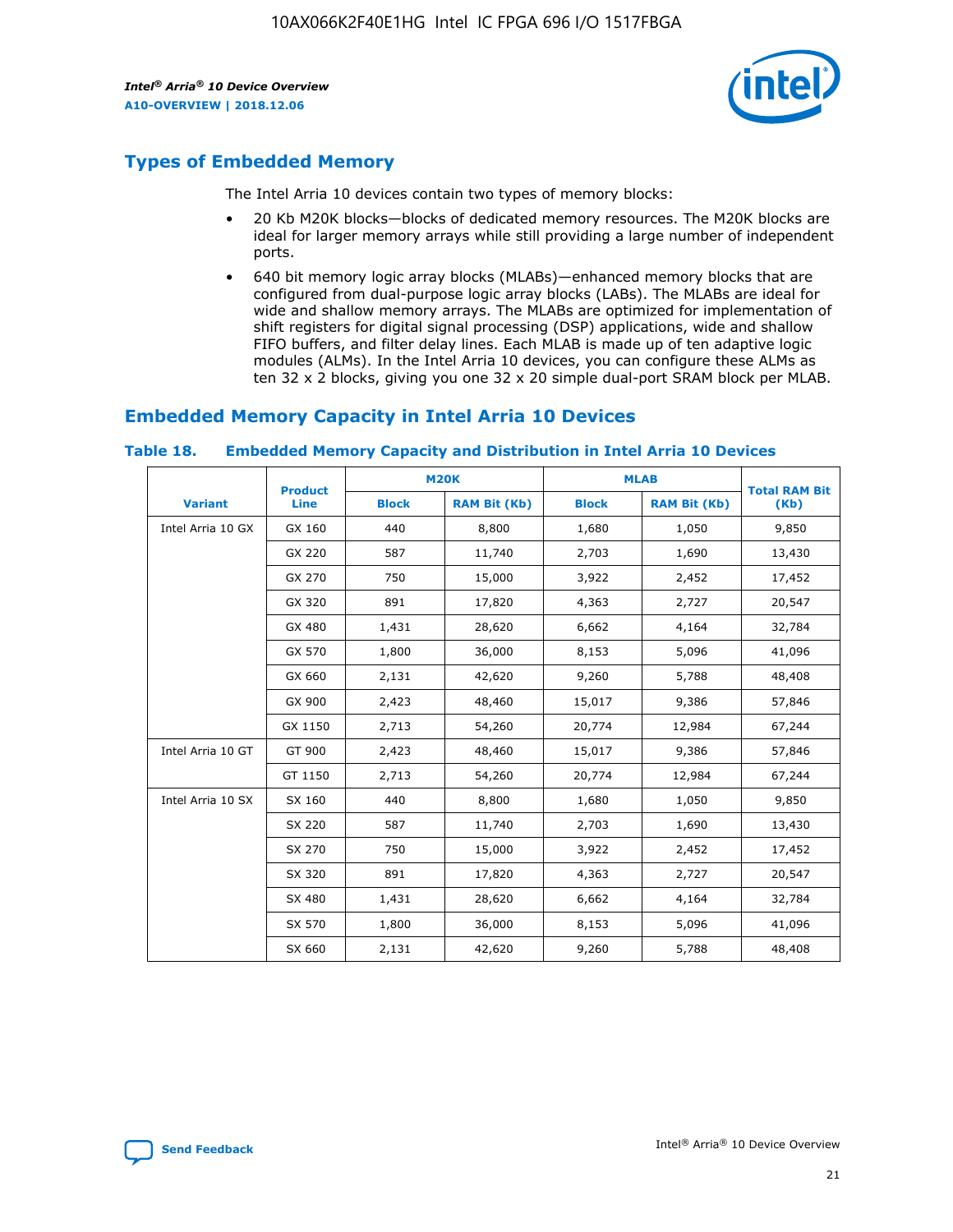## Types of Embedded Memory

The Intel Arria 10 devices contain two types of memory blocks:

- 20 Kb M20K blocks—blocks of dedicated memory resources. The M20K blocks are ideal for larger memory arrays while still providing a large number of independent ports.
- 640 bit memory logic array blocks (MLABs)—enhanced memory blocks that are configured from dual-purpose logic array blocks (LABs). The MLABs are ideal for wide and shallow memory arrays. The MLABs are optimized for implementation of shift registers for digital signal processing (DSP) applications, wide and shallow FIFO buffers, and filter delay lines. Each MLAB is made up of ten adaptive logic modules (ALMs). In the Intel Arria 10 devices, you can configure these ALMs as ten 32 x 2 blocks, giving you one 32 x 20 simple dual-port SRAM block per MLAB.

## Embedded Memory Capacity in Intel Arria 10 Devices

### Table 18. Embedded Memory Capacity and Distribution in Intel Arria 10 Devices

| Variant | Product Line | M20K | | MLAB | | Total RAM Bit (Kb) |
|---|---|---|---|---|---|---|
| | | Block | RAM Bit (Kb) | Block | RAM Bit (Kb) | |
| Intel Arria 10 GX | GX 160 | 440 | 8,800 | 1,680 | 1,050 | 9,850 |
| | GX 220 | 587 | 11,740 | 2,703 | 1,690 | 13,430 |
| | GX 270 | 750 | 15,000 | 3,922 | 2,452 | 17,452 |
| | GX 320 | 891 | 17,820 | 4,363 | 2,727 | 20,547 |
| | GX 480 | 1,431 | 28,620 | 6,662 | 4,164 | 32,784 |
| | GX 570 | 1,800 | 36,000 | 8,153 | 5,096 | 41,096 |
| | GX 660 | 2,131 | 42,620 | 9,260 | 5,788 | 48,408 |
| | GX 900 | 2,423 | 48,460 | 15,017 | 9,386 | 57,846 |
| | GX 1150 | 2,713 | 54,260 | 20,774 | 12,984 | 67,244 |
| Intel Arria 10 GT | GT 900 | 2,423 | 48,460 | 15,017 | 9,386 | 57,846 |
| | GT 1150 | 2,713 | 54,260 | 20,774 | 12,984 | 67,244 |
| Intel Arria 10 SX | SX 160 | 440 | 8,800 | 1,680 | 1,050 | 9,850 |
| | SX 220 | 587 | 11,740 | 2,703 | 1,690 | 13,430 |
| | SX 270 | 750 | 15,000 | 3,922 | 2,452 | 17,452 |
| | SX 320 | 891 | 17,820 | 4,363 | 2,727 | 20,547 |
| | SX 480 | 1,431 | 28,620 | 6,662 | 4,164 | 32,784 |
| | SX 570 | 1,800 | 36,000 | 8,153 | 5,096 | 41,096 |
| | SX 660 | 2,131 | 42,620 | 9,260 | 5,788 | 48,408 |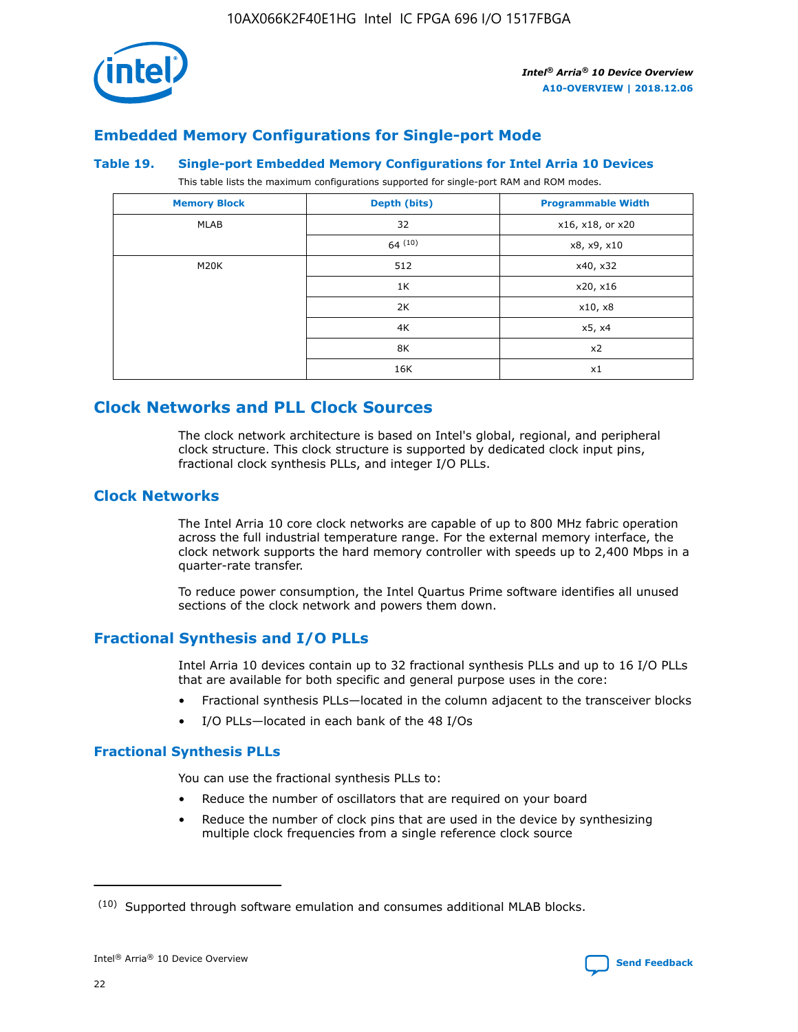## Embedded Memory Configurations for Single-port Mode

### Table 19. Single-port Embedded Memory Configurations for Intel Arria 10 Devices

This table lists the maximum configurations supported for single-port RAM and ROM modes.

| Memory Block | Depth (bits) | Programmable Width |
|---|---|---|
| MLAB | 32 | x16, x18, or x20 |
| | 64 (10) | x8, x9, x10 |
| M20K | 512 | x40, x32 |
| | 1K | x20, x16 |
| | 2K | x10, x8 |
| | 4K | x5, x4 |
| | 8K | x2 |
| | 16K | x1 |

## Clock Networks and PLL Clock Sources

The clock network architecture is based on Intel's global, regional, and peripheral clock structure. This clock structure is supported by dedicated clock input pins, fractional clock synthesis PLLs, and integer I/O PLLs.

## Clock Networks

The Intel Arria 10 core clock networks are capable of up to 800 MHz fabric operation across the full industrial temperature range. For the external memory interface, the clock network supports the hard memory controller with speeds up to 2,400 Mbps in a quarter-rate transfer.

To reduce power consumption, the Intel Quartus Prime software identifies all unused sections of the clock network and powers them down.

## Fractional Synthesis and I/O PLLs

Intel Arria 10 devices contain up to 32 fractional synthesis PLLs and up to 16 I/O PLLs that are available for both specific and general purpose uses in the core:

- Fractional synthesis PLLs—located in the column adjacent to the transceiver blocks
- I/O PLLs—located in each bank of the 48 I/Os

### Fractional Synthesis PLLs

You can use the fractional synthesis PLLs to:

- Reduce the number of oscillators that are required on your board
- Reduce the number of clock pins that are used in the device by synthesizing multiple clock frequencies from a single reference clock source

(10) Supported through software emulation and consumes additional MLAB blocks.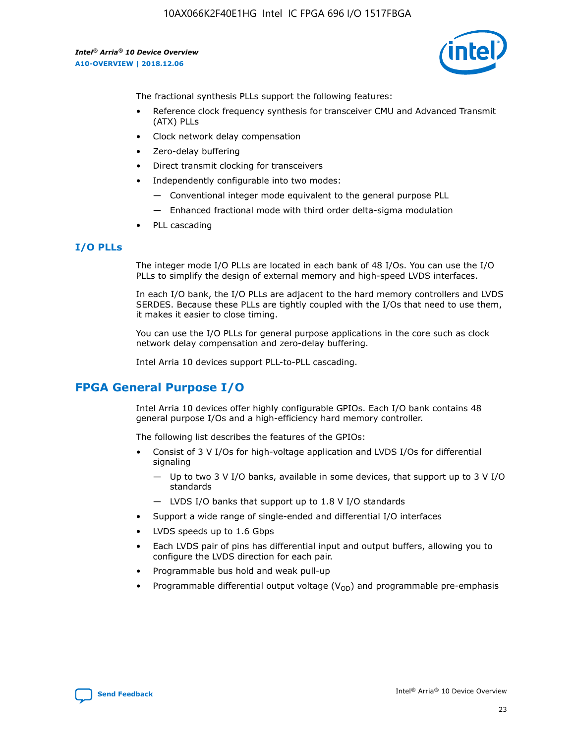The fractional synthesis PLLs support the following features:

- Reference clock frequency synthesis for transceiver CMU and Advanced Transmit (ATX) PLLs
- Clock network delay compensation
- Zero-delay buffering
- Direct transmit clocking for transceivers
- Independently configurable into two modes:
  - Conventional integer mode equivalent to the general purpose PLL
  - Enhanced fractional mode with third order delta-sigma modulation
- PLL cascading

### I/O PLLs

The integer mode I/O PLLs are located in each bank of 48 I/Os. You can use the I/O PLLs to simplify the design of external memory and high-speed LVDS interfaces.

In each I/O bank, the I/O PLLs are adjacent to the hard memory controllers and LVDS SERDES. Because these PLLs are tightly coupled with the I/Os that need to use them, it makes it easier to close timing.

You can use the I/O PLLs for general purpose applications in the core such as clock network delay compensation and zero-delay buffering.

Intel Arria 10 devices support PLL-to-PLL cascading.

## FPGA General Purpose I/O

Intel Arria 10 devices offer highly configurable GPIOs. Each I/O bank contains 48 general purpose I/Os and a high-efficiency hard memory controller.

The following list describes the features of the GPIOs:

- Consist of 3 V I/Os for high-voltage application and LVDS I/Os for differential signaling
  - Up to two 3 V I/O banks, available in some devices, that support up to 3 V I/O standards
  - LVDS I/O banks that support up to 1.8 V I/O standards
- Support a wide range of single-ended and differential I/O interfaces
- LVDS speeds up to 1.6 Gbps
- Each LVDS pair of pins has differential input and output buffers, allowing you to configure the LVDS direction for each pair.
- Programmable bus hold and weak pull-up
- Programmable differential output voltage ($V_{OD}$) and programmable pre-emphasis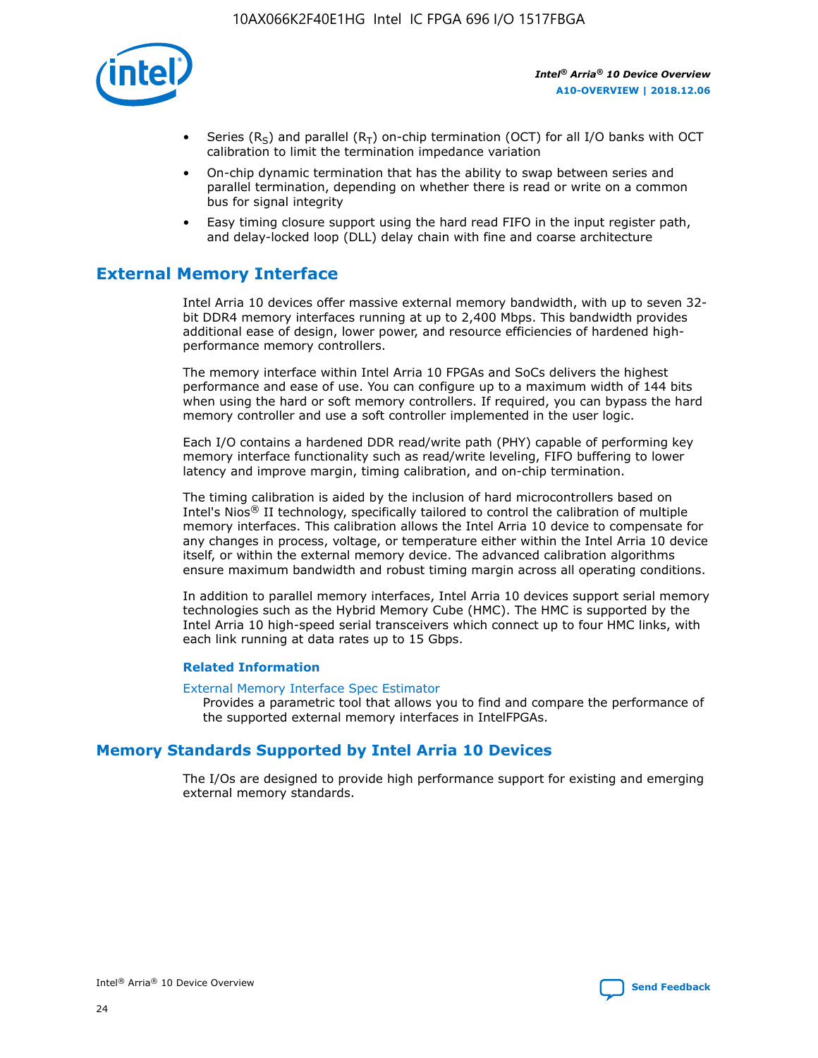- Series ($R_S$) and parallel ($R_T$) on-chip termination (OCT) for all I/O banks with OCT calibration to limit the termination impedance variation
- On-chip dynamic termination that has the ability to swap between series and parallel termination, depending on whether there is read or write on a common bus for signal integrity
- Easy timing closure support using the hard read FIFO in the input register path, and delay-locked loop (DLL) delay chain with fine and coarse architecture

## External Memory Interface

Intel Arria 10 devices offer massive external memory bandwidth, with up to seven 32-bit DDR4 memory interfaces running at up to 2,400 Mbps. This bandwidth provides additional ease of design, lower power, and resource efficiencies of hardened high-performance memory controllers.

The memory interface within Intel Arria 10 FPGAs and SoCs delivers the highest performance and ease of use. You can configure up to a maximum width of 144 bits when using the hard or soft memory controllers. If required, you can bypass the hard memory controller and use a soft controller implemented in the user logic.

Each I/O contains a hardened DDR read/write path (PHY) capable of performing key memory interface functionality such as read/write leveling, FIFO buffering to lower latency and improve margin, timing calibration, and on-chip termination.

The timing calibration is aided by the inclusion of hard microcontrollers based on Intel's Nios® II technology, specifically tailored to control the calibration of multiple memory interfaces. This calibration allows the Intel Arria 10 device to compensate for any changes in process, voltage, or temperature either within the Intel Arria 10 device itself, or within the external memory device. The advanced calibration algorithms ensure maximum bandwidth and robust timing margin across all operating conditions.

In addition to parallel memory interfaces, Intel Arria 10 devices support serial memory technologies such as the Hybrid Memory Cube (HMC). The HMC is supported by the Intel Arria 10 high-speed serial transceivers which connect up to four HMC links, with each link running at data rates up to 15 Gbps.

### Related Information

External Memory Interface Spec Estimator
Provides a parametric tool that allows you to find and compare the performance of the supported external memory interfaces in IntelFPGAs.

## Memory Standards Supported by Intel Arria 10 Devices

The I/Os are designed to provide high performance support for existing and emerging external memory standards.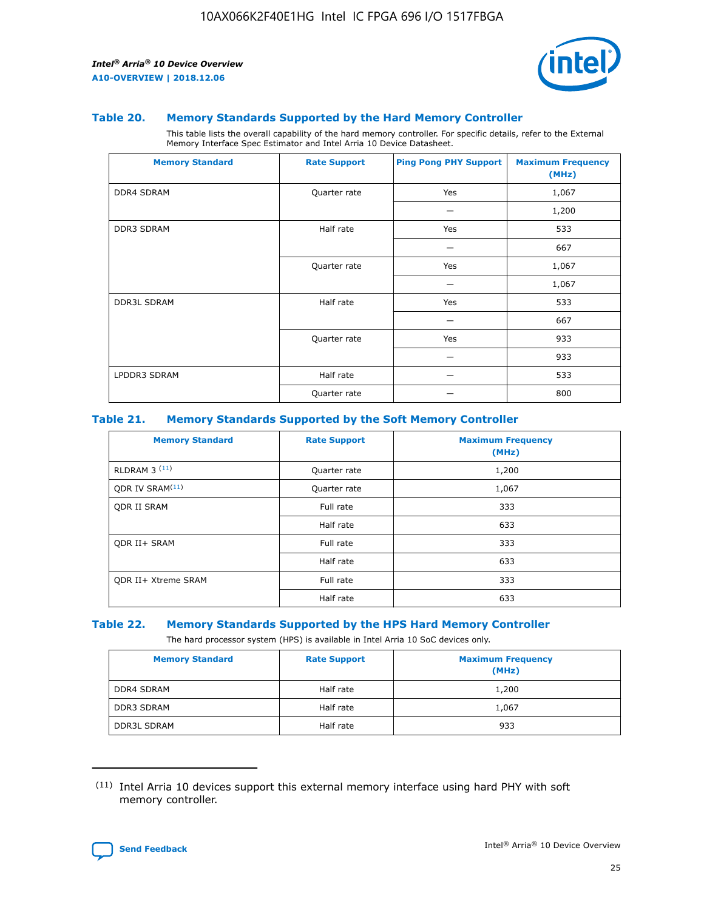### Table 20. Memory Standards Supported by the Hard Memory Controller

This table lists the overall capability of the hard memory controller. For specific details, refer to the External Memory Interface Spec Estimator and Intel Arria 10 Device Datasheet.

| Memory Standard | Rate Support | Ping Pong PHY Support | Maximum Frequency (MHz) |
| --- | --- | --- | --- |
| DDR4 SDRAM | Quarter rate | Yes | 1,067 |
| | | — | 1,200 |
| DDR3 SDRAM | Half rate | Yes | 533 |
| | | — | 667 |
| | Quarter rate | Yes | 1,067 |
| | | — | 1,067 |
| DDR3L SDRAM | Half rate | Yes | 533 |
| | | — | 667 |
| | Quarter rate | Yes | 933 |
| | | — | 933 |
| LPDDR3 SDRAM | Half rate | — | 533 |
| | Quarter rate | — | 800 |

### Table 21. Memory Standards Supported by the Soft Memory Controller

| Memory Standard | Rate Support | Maximum Frequency (MHz) |
| --- | --- | --- |
| RLDRAM 3 (11) | Quarter rate | 1,200 |
| QDR IV SRAM(11) | Quarter rate | 1,067 |
| QDR II SRAM | Full rate | 333 |
| | Half rate | 633 |
| QDR II+ SRAM | Full rate | 333 |
| | Half rate | 633 |
| QDR II+ Xtreme SRAM | Full rate | 333 |
| | Half rate | 633 |

### Table 22. Memory Standards Supported by the HPS Hard Memory Controller

The hard processor system (HPS) is available in Intel Arria 10 SoC devices only.

| Memory Standard | Rate Support | Maximum Frequency (MHz) |
| --- | --- | --- |
| DDR4 SDRAM | Half rate | 1,200 |
| DDR3 SDRAM | Half rate | 1,067 |
| DDR3L SDRAM | Half rate | 933 |

(11) Intel Arria 10 devices support this external memory interface using hard PHY with soft memory controller.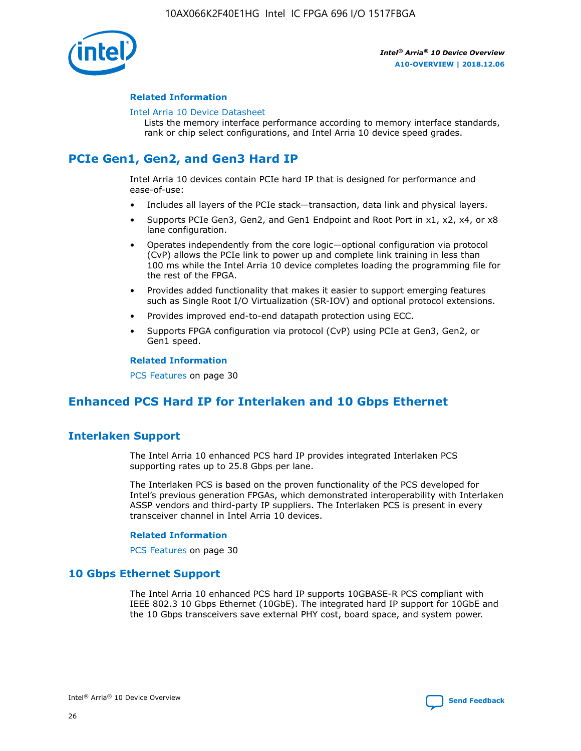#### Related Information

Intel Arria 10 Device Datasheet
Lists the memory interface performance according to memory interface standards, rank or chip select configurations, and Intel Arria 10 device speed grades.

## PCIe Gen1, Gen2, and Gen3 Hard IP

Intel Arria 10 devices contain PCIe hard IP that is designed for performance and ease-of-use:

- Includes all layers of the PCIe stack—transaction, data link and physical layers.
- Supports PCIe Gen3, Gen2, and Gen1 Endpoint and Root Port in x1, x2, x4, or x8 lane configuration.
- Operates independently from the core logic—optional configuration via protocol (CvP) allows the PCIe link to power up and complete link training in less than 100 ms while the Intel Arria 10 device completes loading the programming file for the rest of the FPGA.
- Provides added functionality that makes it easier to support emerging features such as Single Root I/O Virtualization (SR-IOV) and optional protocol extensions.
- Provides improved end-to-end datapath protection using ECC.
- Supports FPGA configuration via protocol (CvP) using PCIe at Gen3, Gen2, or Gen1 speed.

#### Related Information

PCS Features on page 30

## Enhanced PCS Hard IP for Interlaken and 10 Gbps Ethernet

### Interlaken Support

The Intel Arria 10 enhanced PCS hard IP provides integrated Interlaken PCS supporting rates up to 25.8 Gbps per lane.

The Interlaken PCS is based on the proven functionality of the PCS developed for Intel's previous generation FPGAs, which demonstrated interoperability with Interlaken ASSP vendors and third-party IP suppliers. The Interlaken PCS is present in every transceiver channel in Intel Arria 10 devices.

#### Related Information

PCS Features on page 30

### 10 Gbps Ethernet Support

The Intel Arria 10 enhanced PCS hard IP supports 10GBASE-R PCS compliant with IEEE 802.3 10 Gbps Ethernet (10GbE). The integrated hard IP support for 10GbE and the 10 Gbps transceivers save external PHY cost, board space, and system power.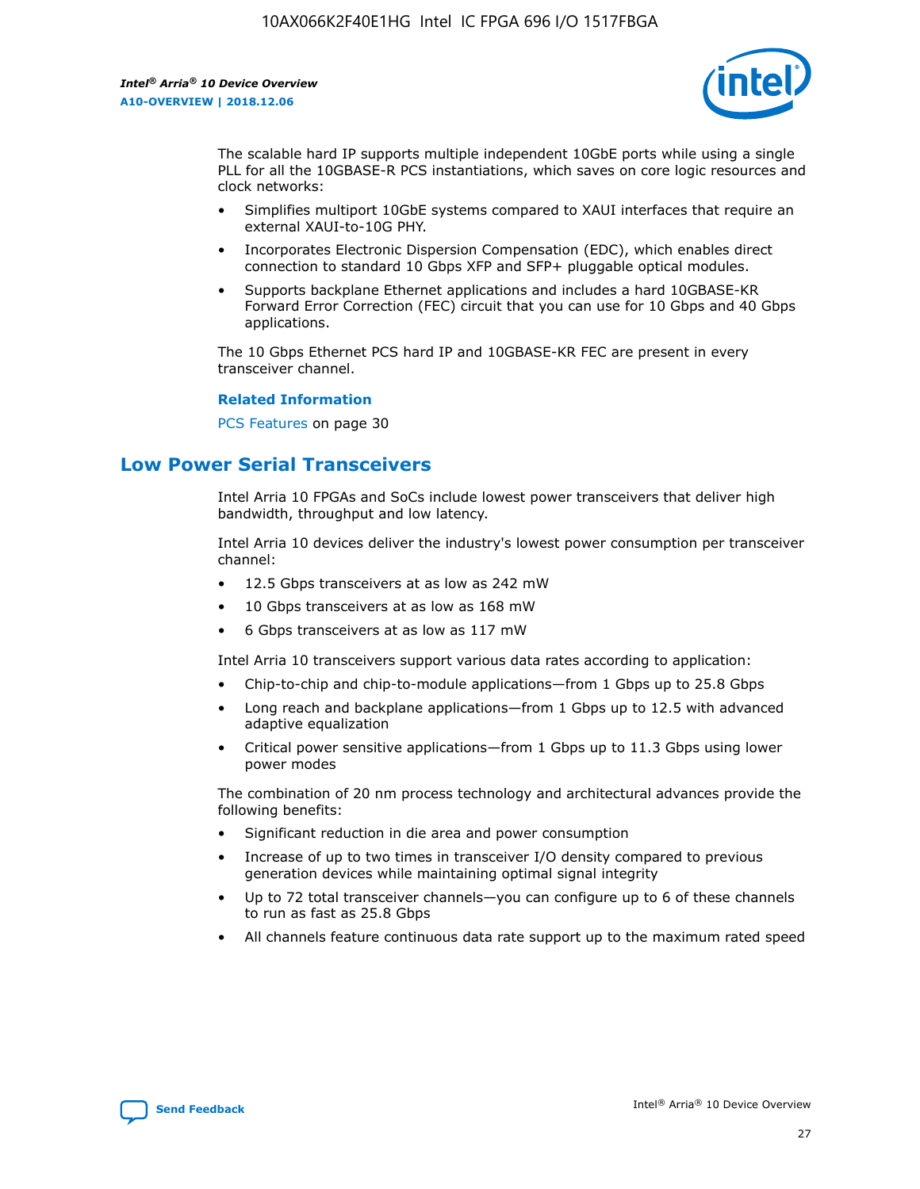The scalable hard IP supports multiple independent 10GbE ports while using a single PLL for all the 10GBASE-R PCS instantiations, which saves on core logic resources and clock networks:

- Simplifies multiport 10GbE systems compared to XAUI interfaces that require an external XAUI-to-10G PHY.
- Incorporates Electronic Dispersion Compensation (EDC), which enables direct connection to standard 10 Gbps XFP and SFP+ pluggable optical modules.
- Supports backplane Ethernet applications and includes a hard 10GBASE-KR Forward Error Correction (FEC) circuit that you can use for 10 Gbps and 40 Gbps applications.

The 10 Gbps Ethernet PCS hard IP and 10GBASE-KR FEC are present in every transceiver channel.

**Related Information**

PCS Features on page 30

## Low Power Serial Transceivers

Intel Arria 10 FPGAs and SoCs include lowest power transceivers that deliver high bandwidth, throughput and low latency.

Intel Arria 10 devices deliver the industry's lowest power consumption per transceiver channel:

- 12.5 Gbps transceivers at as low as 242 mW
- 10 Gbps transceivers at as low as 168 mW
- 6 Gbps transceivers at as low as 117 mW

Intel Arria 10 transceivers support various data rates according to application:

- Chip-to-chip and chip-to-module applications—from 1 Gbps up to 25.8 Gbps
- Long reach and backplane applications—from 1 Gbps up to 12.5 with advanced adaptive equalization
- Critical power sensitive applications—from 1 Gbps up to 11.3 Gbps using lower power modes

The combination of 20 nm process technology and architectural advances provide the following benefits:

- Significant reduction in die area and power consumption
- Increase of up to two times in transceiver I/O density compared to previous generation devices while maintaining optimal signal integrity
- Up to 72 total transceiver channels—you can configure up to 6 of these channels to run as fast as 25.8 Gbps
- All channels feature continuous data rate support up to the maximum rated speed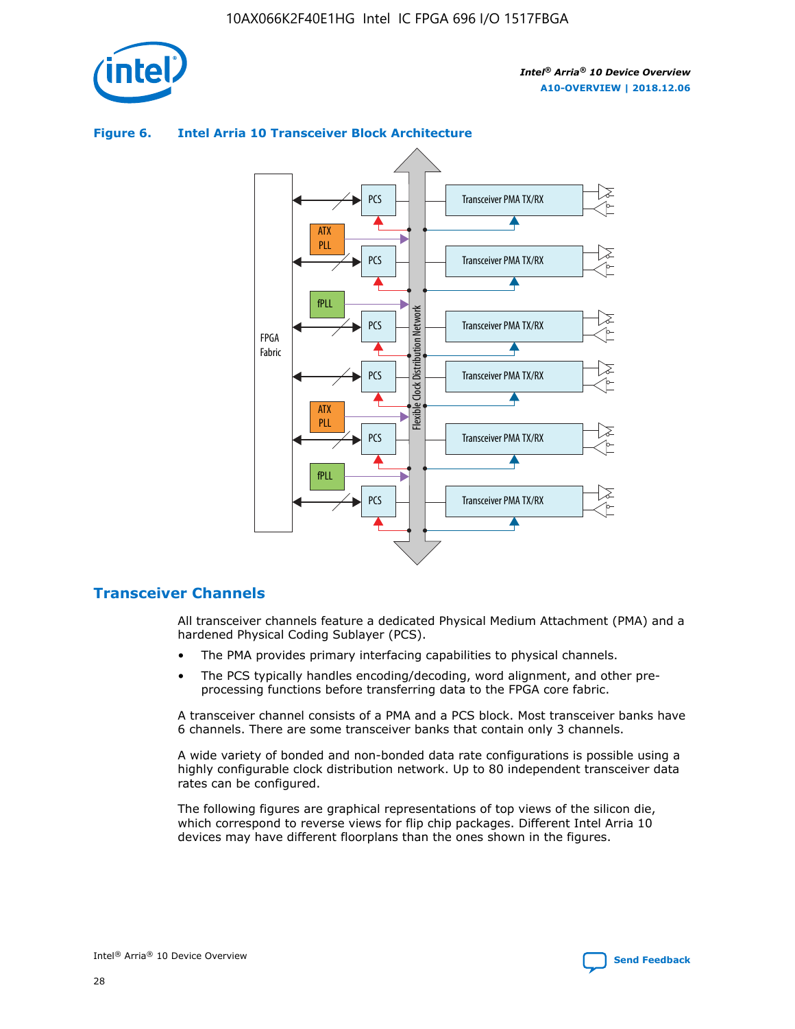**Figure 6. Intel Arria 10 Transceiver Block Architecture**

## Transceiver Channels

All transceiver channels feature a dedicated Physical Medium Attachment (PMA) and a hardened Physical Coding Sublayer (PCS).

- The PMA provides primary interfacing capabilities to physical channels.
- The PCS typically handles encoding/decoding, word alignment, and other pre-processing functions before transferring data to the FPGA core fabric.

A transceiver channel consists of a PMA and a PCS block. Most transceiver banks have 6 channels. There are some transceiver banks that contain only 3 channels.

A wide variety of bonded and non-bonded data rate configurations is possible using a highly configurable clock distribution network. Up to 80 independent transceiver data rates can be configured.

The following figures are graphical representations of top views of the silicon die, which correspond to reverse views for flip chip packages. Different Intel Arria 10 devices may have different floorplans than the ones shown in the figures.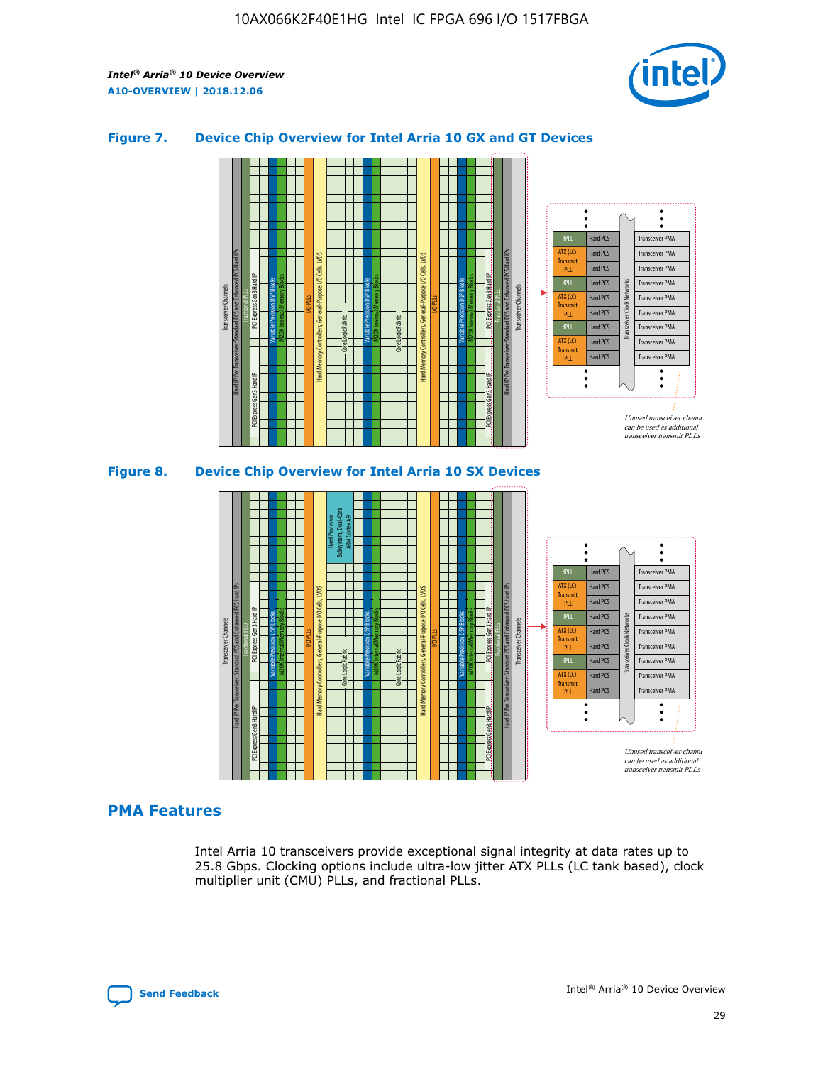**Figure 7. Device Chip Overview for Intel Arria 10 GX and GT Devices**

**Figure 8. Device Chip Overview for Intel Arria 10 SX Devices**

## PMA Features

Intel Arria 10 transceivers provide exceptional signal integrity at data rates up to 25.8 Gbps. Clocking options include ultra-low jitter ATX PLLs (LC tank based), clock multiplier unit (CMU) PLLs, and fractional PLLs.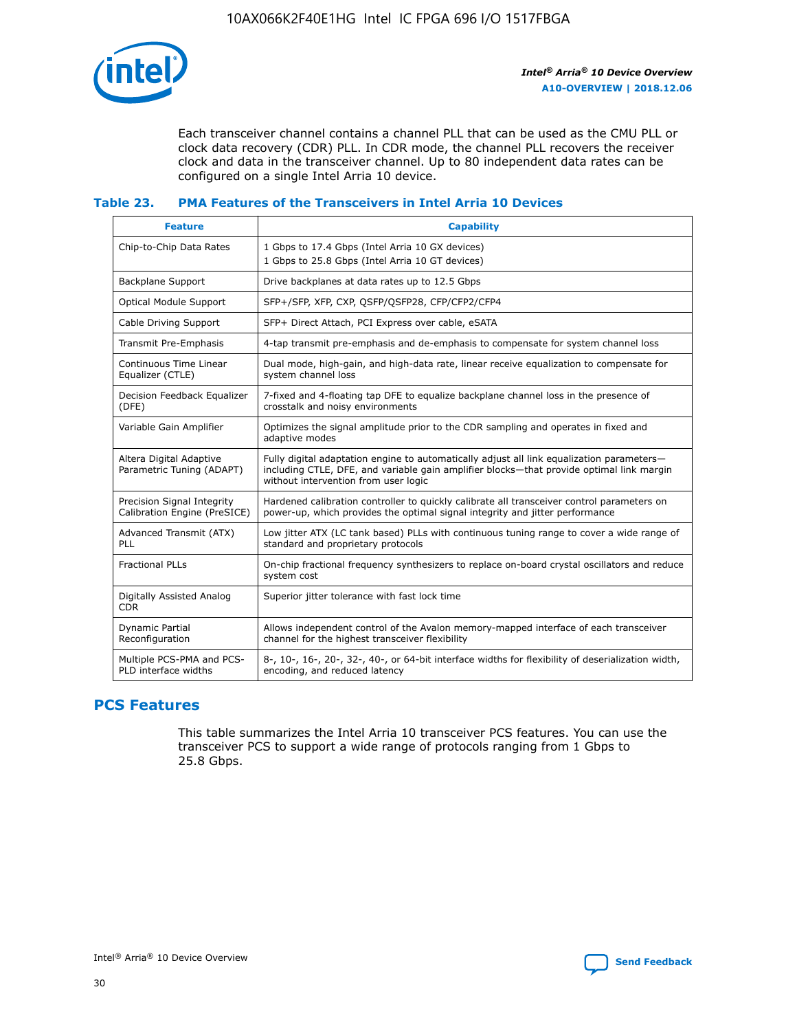Each transceiver channel contains a channel PLL that can be used as the CMU PLL or clock data recovery (CDR) PLL. In CDR mode, the channel PLL recovers the receiver clock and data in the transceiver channel. Up to 80 independent data rates can be configured on a single Intel Arria 10 device.

### Table 23. PMA Features of the Transceivers in Intel Arria 10 Devices

| Feature | Capability |
|---|---|
| Chip-to-Chip Data Rates | 1 Gbps to 17.4 Gbps (Intel Arria 10 GX devices)<br>1 Gbps to 25.8 Gbps (Intel Arria 10 GT devices) |
| Backplane Support | Drive backplanes at data rates up to 12.5 Gbps |
| Optical Module Support | SFP+/SFP, XFP, CXP, QSFP/QSFP28, CFP/CFP2/CFP4 |
| Cable Driving Support | SFP+ Direct Attach, PCI Express over cable, eSATA |
| Transmit Pre-Emphasis | 4-tap transmit pre-emphasis and de-emphasis to compensate for system channel loss |
| Continuous Time Linear Equalizer (CTLE) | Dual mode, high-gain, and high-data rate, linear receive equalization to compensate for system channel loss |
| Decision Feedback Equalizer (DFE) | 7-fixed and 4-floating tap DFE to equalize backplane channel loss in the presence of crosstalk and noisy environments |
| Variable Gain Amplifier | Optimizes the signal amplitude prior to the CDR sampling and operates in fixed and adaptive modes |
| Altera Digital Adaptive Parametric Tuning (ADAPT) | Fully digital adaptation engine to automatically adjust all link equalization parameters—including CTLE, DFE, and variable gain amplifier blocks—that provide optimal link margin without intervention from user logic |
| Precision Signal Integrity Calibration Engine (PreSICE) | Hardened calibration controller to quickly calibrate all transceiver control parameters on power-up, which provides the optimal signal integrity and jitter performance |
| Advanced Transmit (ATX) PLL | Low jitter ATX (LC tank based) PLLs with continuous tuning range to cover a wide range of standard and proprietary protocols |
| Fractional PLLs | On-chip fractional frequency synthesizers to replace on-board crystal oscillators and reduce system cost |
| Digitally Assisted Analog CDR | Superior jitter tolerance with fast lock time |
| Dynamic Partial Reconfiguration | Allows independent control of the Avalon memory-mapped interface of each transceiver channel for the highest transceiver flexibility |
| Multiple PCS-PMA and PCS-PLD interface widths | 8-, 10-, 16-, 20-, 32-, 40-, or 64-bit interface widths for flexibility of deserialization width, encoding, and reduced latency |

## PCS Features

This table summarizes the Intel Arria 10 transceiver PCS features. You can use the transceiver PCS to support a wide range of protocols ranging from 1 Gbps to 25.8 Gbps.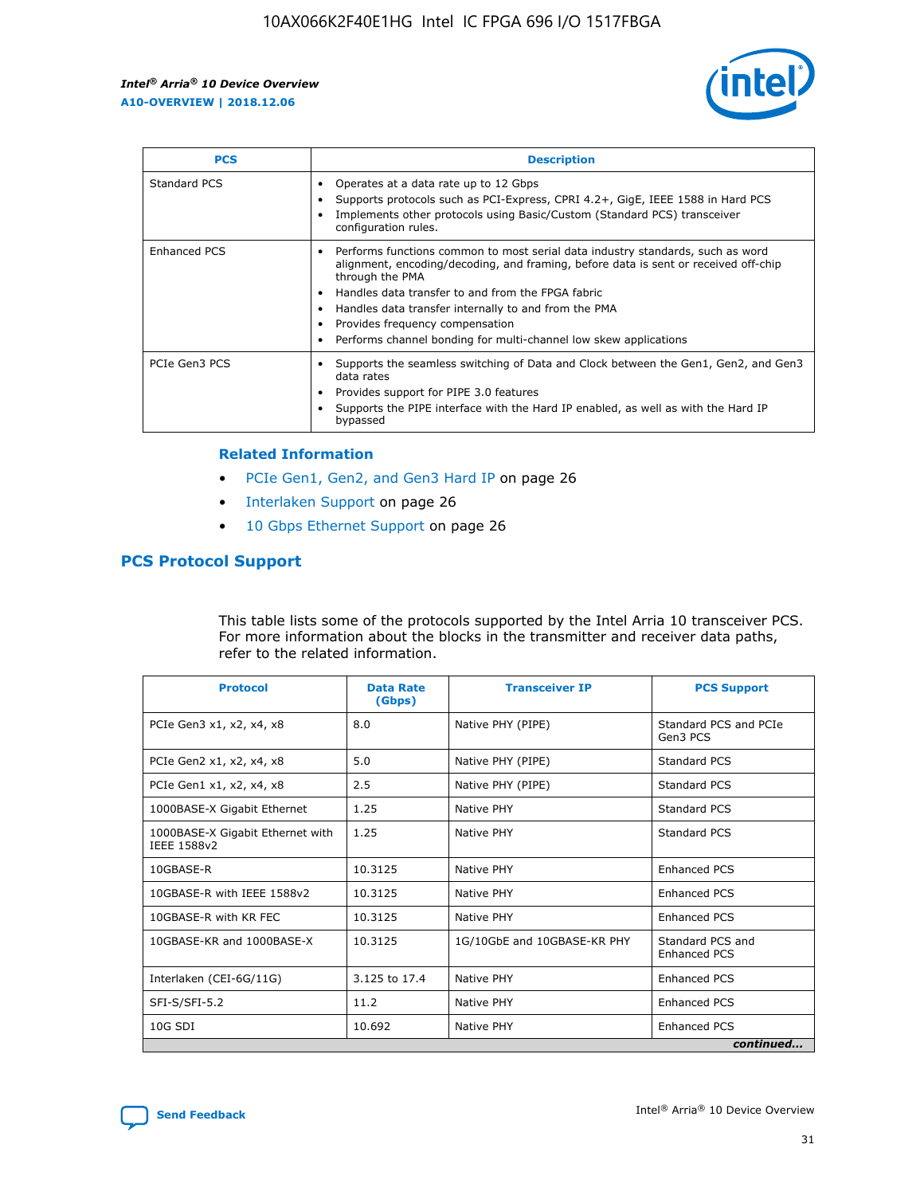| PCS | Description |
| --- | --- |
| Standard PCS | • Operates at a data rate up to 12 Gbps<br>• Supports protocols such as PCI-Express, CPRI 4.2+, GigE, IEEE 1588 in Hard PCS<br>• Implements other protocols using Basic/Custom (Standard PCS) transceiver configuration rules. |
| Enhanced PCS | • Performs functions common to most serial data industry standards, such as word alignment, encoding/decoding, and framing, before data is sent or received off-chip through the PMA<br>• Handles data transfer to and from the FPGA fabric<br>• Handles data transfer internally to and from the PMA<br>• Provides frequency compensation<br>• Performs channel bonding for multi-channel low skew applications |
| PCIe Gen3 PCS | • Supports the seamless switching of Data and Clock between the Gen1, Gen2, and Gen3 data rates<br>• Provides support for PIPE 3.0 features<br>• Supports the PIPE interface with the Hard IP enabled, as well as with the Hard IP bypassed |

**Related Information**

- PCIe Gen1, Gen2, and Gen3 Hard IP on page 26
- Interlaken Support on page 26
- 10 Gbps Ethernet Support on page 26

## PCS Protocol Support

This table lists some of the protocols supported by the Intel Arria 10 transceiver PCS. For more information about the blocks in the transmitter and receiver data paths, refer to the related information.

| Protocol | Data Rate (Gbps) | Transceiver IP | PCS Support |
| --- | --- | --- | --- |
| PCIe Gen3 x1, x2, x4, x8 | 8.0 | Native PHY (PIPE) | Standard PCS and PCIe Gen3 PCS |
| PCIe Gen2 x1, x2, x4, x8 | 5.0 | Native PHY (PIPE) | Standard PCS |
| PCIe Gen1 x1, x2, x4, x8 | 2.5 | Native PHY (PIPE) | Standard PCS |
| 1000BASE-X Gigabit Ethernet | 1.25 | Native PHY | Standard PCS |
| 1000BASE-X Gigabit Ethernet with IEEE 1588v2 | 1.25 | Native PHY | Standard PCS |
| 10GBASE-R | 10.3125 | Native PHY | Enhanced PCS |
| 10GBASE-R with IEEE 1588v2 | 10.3125 | Native PHY | Enhanced PCS |
| 10GBASE-R with KR FEC | 10.3125 | Native PHY | Enhanced PCS |
| 10GBASE-KR and 1000BASE-X | 10.3125 | 1G/10GbE and 10GBASE-KR PHY | Standard PCS and Enhanced PCS |
| Interlaken (CEI-6G/11G) | 3.125 to 17.4 | Native PHY | Enhanced PCS |
| SFI-S/SFI-5.2 | 11.2 | Native PHY | Enhanced PCS |
| 10G SDI | 10.692 | Native PHY | Enhanced PCS |

*continued...*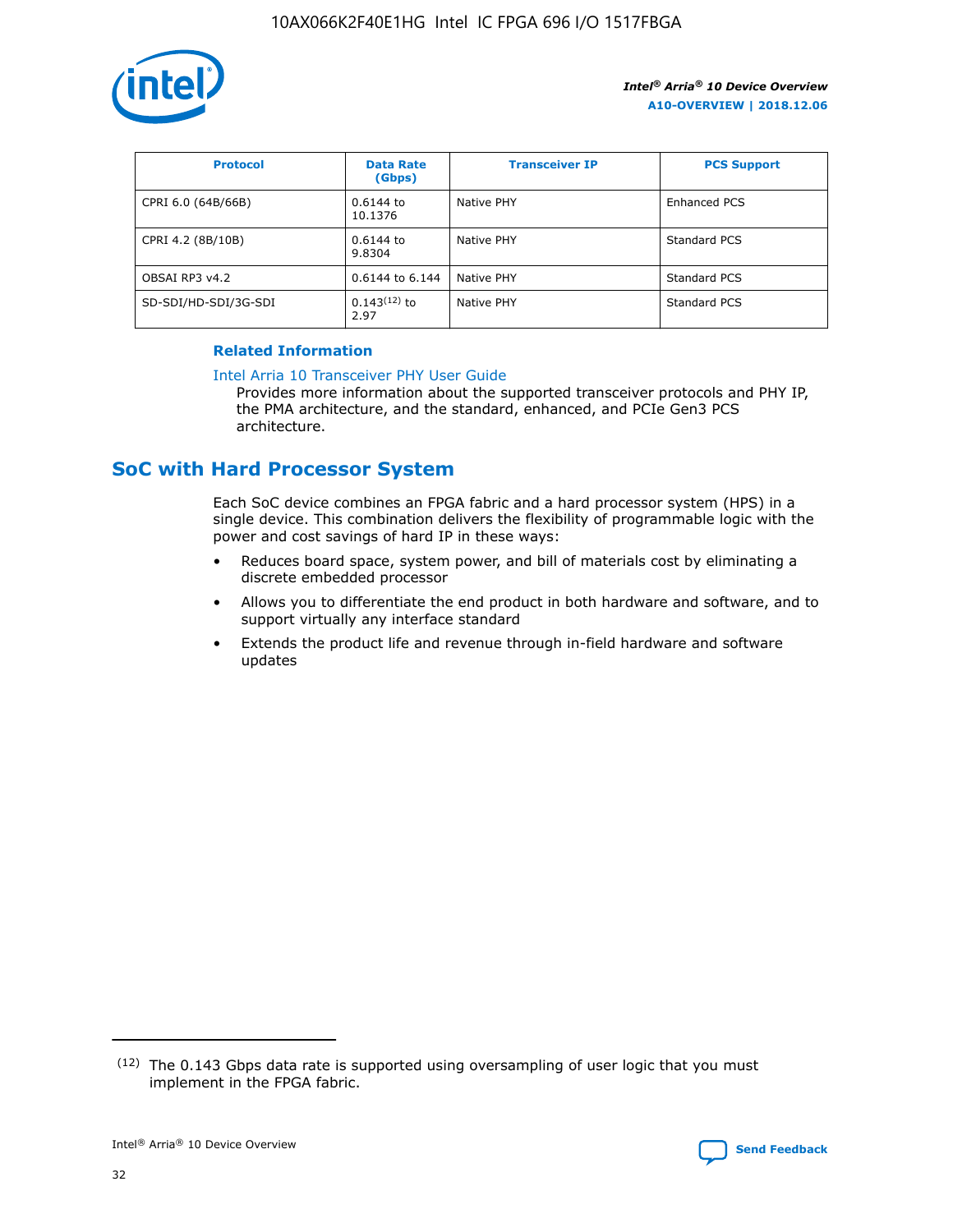| Protocol | Data Rate (Gbps) | Transceiver IP | PCS Support |
| --- | --- | --- | --- |
| CPRI 6.0 (64B/66B) | 0.6144 to 10.1376 | Native PHY | Enhanced PCS |
| CPRI 4.2 (8B/10B) | 0.6144 to 9.8304 | Native PHY | Standard PCS |
| OBSAI RP3 v4.2 | 0.6144 to 6.144 | Native PHY | Standard PCS |
| SD-SDI/HD-SDI/3G-SDI | 0.143[12] to 2.97 | Native PHY | Standard PCS |

**Related Information**

Intel Arria 10 Transceiver PHY User Guide

Provides more information about the supported transceiver protocols and PHY IP, the PMA architecture, and the standard, enhanced, and PCIe Gen3 PCS architecture.

## SoC with Hard Processor System

Each SoC device combines an FPGA fabric and a hard processor system (HPS) in a single device. This combination delivers the flexibility of programmable logic with the power and cost savings of hard IP in these ways:

- Reduces board space, system power, and bill of materials cost by eliminating a discrete embedded processor
- Allows you to differentiate the end product in both hardware and software, and to support virtually any interface standard
- Extends the product life and revenue through in-field hardware and software updates

(12) The 0.143 Gbps data rate is supported using oversampling of user logic that you must implement in the FPGA fabric.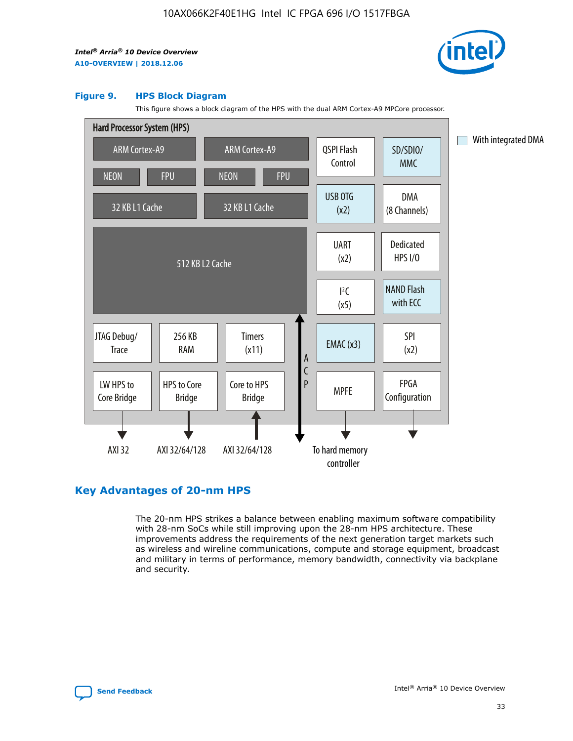### Figure 9. HPS Block Diagram

This figure shows a block diagram of the HPS with the dual ARM Cortex-A9 MPCore processor.

Hard Processor System (HPS)

ARM Cortex-A9 | ARM Cortex-A9 | QSPI Flash Control | SD/SDIO/ MMC

NEON | FPU | NEON | FPU

32 KB L1 Cache | 32 KB L1 Cache | USB OTG (x2) | DMA (8 Channels)

512 KB L2 Cache | UART (x2) | Dedicated HPS I/O | I²C (x5) | NAND Flash with ECC

JTAG Debug/ Trace | 256 KB RAM | Timers (x11) | ACP | EMAC (x3) | SPI (x2)

LW HPS to Core Bridge | HPS to Core Bridge | Core to HPS Bridge | MPFE | FPGA Configuration

AXI 32 | AXI 32/64/128 | AXI 32/64/128 | To hard memory controller

With integrated DMA

## Key Advantages of 20-nm HPS

The 20-nm HPS strikes a balance between enabling maximum software compatibility with 28-nm SoCs while still improving upon the 28-nm HPS architecture. These improvements address the requirements of the next generation target markets such as wireless and wireline communications, compute and storage equipment, broadcast and military in terms of performance, memory bandwidth, connectivity via backplane and security.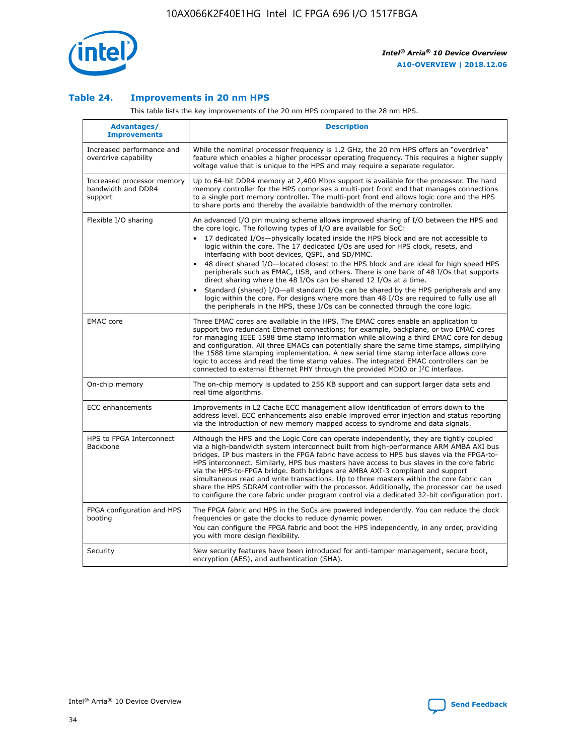## Table 24. Improvements in 20 nm HPS

This table lists the key improvements of the 20 nm HPS compared to the 28 nm HPS.

| Advantages/ Improvements | Description |
| --- | --- |
| Increased performance and overdrive capability | While the nominal processor frequency is 1.2 GHz, the 20 nm HPS offers an "overdrive" feature which enables a higher processor operating frequency. This requires a higher supply voltage value that is unique to the HPS and may require a separate regulator. |
| Increased processor memory bandwidth and DDR4 support | Up to 64-bit DDR4 memory at 2,400 Mbps support is available for the processor. The hard memory controller for the HPS comprises a multi-port front end that manages connections to a single port memory controller. The multi-port front end allows logic core and the HPS to share ports and thereby the available bandwidth of the memory controller. |
| Flexible I/O sharing | An advanced I/O pin muxing scheme allows improved sharing of I/O between the HPS and the core logic. The following types of I/O are available for SoC:<br>• 17 dedicated I/Os—physically located inside the HPS block and are not accessible to logic within the core. The 17 dedicated I/Os are used for HPS clock, resets, and interfacing with boot devices, QSPI, and SD/MMC.<br>• 48 direct shared I/O—located closest to the HPS block and are ideal for high speed HPS peripherals such as EMAC, USB, and others. There is one bank of 48 I/Os that supports direct sharing where the 48 I/Os can be shared 12 I/Os at a time.<br>• Standard (shared) I/O—all standard I/Os can be shared by the HPS peripherals and any logic within the core. For designs where more than 48 I/Os are required to fully use all the peripherals in the HPS, these I/Os can be connected through the core logic. |
| EMAC core | Three EMAC cores are available in the HPS. The EMAC cores enable an application to support two redundant Ethernet connections; for example, backplane, or two EMAC cores for managing IEEE 1588 time stamp information while allowing a third EMAC core for debug and configuration. All three EMACs can potentially share the same time stamps, simplifying the 1588 time stamping implementation. A new serial time stamp interface allows core logic to access and read the time stamp values. The integrated EMAC controllers can be connected to external Ethernet PHY through the provided MDIO or I²C interface. |
| On-chip memory | The on-chip memory is updated to 256 KB support and can support larger data sets and real time algorithms. |
| ECC enhancements | Improvements in L2 Cache ECC management allow identification of errors down to the address level. ECC enhancements also enable improved error injection and status reporting via the introduction of new memory mapped access to syndrome and data signals. |
| HPS to FPGA Interconnect Backbone | Although the HPS and the Logic Core can operate independently, they are tightly coupled via a high-bandwidth system interconnect built from high-performance ARM AMBA AXI bus bridges. IP bus masters in the FPGA fabric have access to HPS bus slaves via the FPGA-to-HPS interconnect. Similarly, HPS bus masters have access to bus slaves in the core fabric via the HPS-to-FPGA bridge. Both bridges are AMBA AXI-3 compliant and support simultaneous read and write transactions. Up to three masters within the core fabric can share the HPS SDRAM controller with the processor. Additionally, the processor can be used to configure the core fabric under program control via a dedicated 32-bit configuration port. |
| FPGA configuration and HPS booting | The FPGA fabric and HPS in the SoCs are powered independently. You can reduce the clock frequencies or gate the clocks to reduce dynamic power.<br>You can configure the FPGA fabric and boot the HPS independently, in any order, providing you with more design flexibility. |
| Security | New security features have been introduced for anti-tamper management, secure boot, encryption (AES), and authentication (SHA). |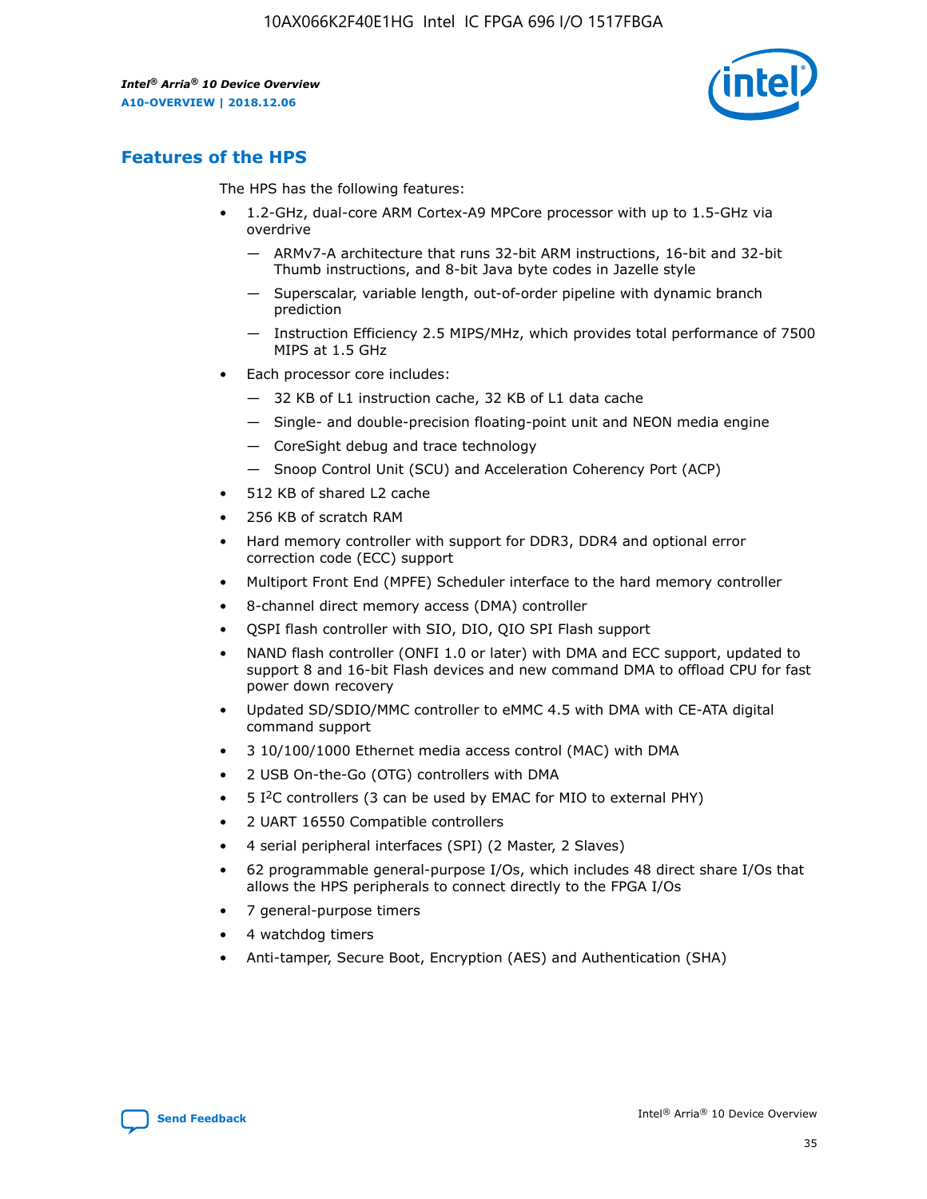## Features of the HPS

The HPS has the following features:

- 1.2-GHz, dual-core ARM Cortex-A9 MPCore processor with up to 1.5-GHz via overdrive
  - — ARMv7-A architecture that runs 32-bit ARM instructions, 16-bit and 32-bit Thumb instructions, and 8-bit Java byte codes in Jazelle style
  - — Superscalar, variable length, out-of-order pipeline with dynamic branch prediction
  - — Instruction Efficiency 2.5 MIPS/MHz, which provides total performance of 7500 MIPS at 1.5 GHz
- Each processor core includes:
  - — 32 KB of L1 instruction cache, 32 KB of L1 data cache
  - — Single- and double-precision floating-point unit and NEON media engine
  - — CoreSight debug and trace technology
  - — Snoop Control Unit (SCU) and Acceleration Coherency Port (ACP)
- 512 KB of shared L2 cache
- 256 KB of scratch RAM
- Hard memory controller with support for DDR3, DDR4 and optional error correction code (ECC) support
- Multiport Front End (MPFE) Scheduler interface to the hard memory controller
- 8-channel direct memory access (DMA) controller
- QSPI flash controller with SIO, DIO, QIO SPI Flash support
- NAND flash controller (ONFI 1.0 or later) with DMA and ECC support, updated to support 8 and 16-bit Flash devices and new command DMA to offload CPU for fast power down recovery
- Updated SD/SDIO/MMC controller to eMMC 4.5 with DMA with CE-ATA digital command support
- 3 10/100/1000 Ethernet media access control (MAC) with DMA
- 2 USB On-the-Go (OTG) controllers with DMA
- 5 I²C controllers (3 can be used by EMAC for MIO to external PHY)
- 2 UART 16550 Compatible controllers
- 4 serial peripheral interfaces (SPI) (2 Master, 2 Slaves)
- 62 programmable general-purpose I/Os, which includes 48 direct share I/Os that allows the HPS peripherals to connect directly to the FPGA I/Os
- 7 general-purpose timers
- 4 watchdog timers
- Anti-tamper, Secure Boot, Encryption (AES) and Authentication (SHA)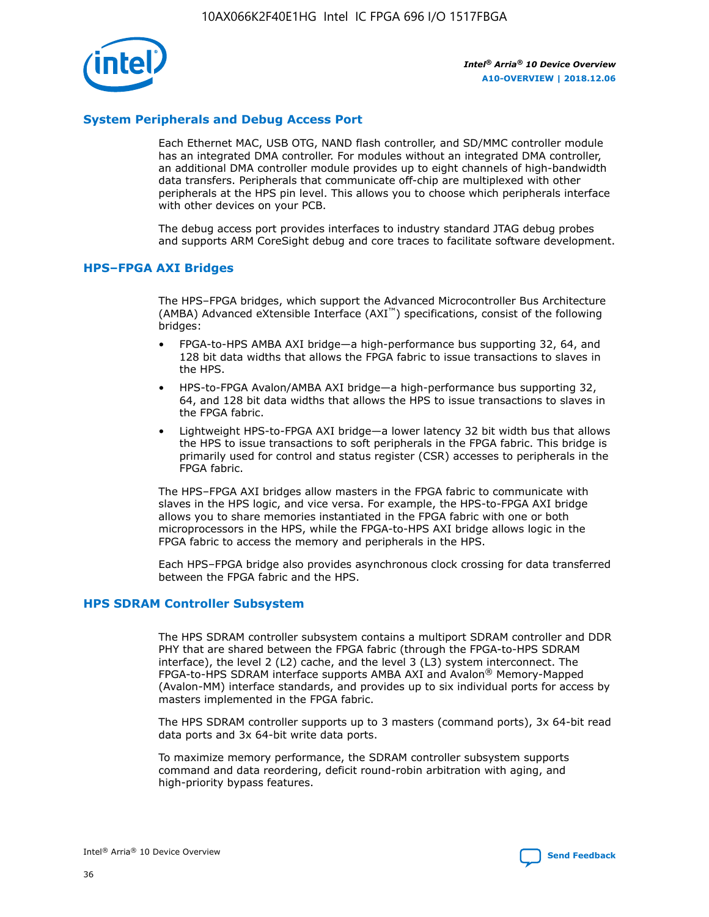## System Peripherals and Debug Access Port

Each Ethernet MAC, USB OTG, NAND flash controller, and SD/MMC controller module has an integrated DMA controller. For modules without an integrated DMA controller, an additional DMA controller module provides up to eight channels of high-bandwidth data transfers. Peripherals that communicate off-chip are multiplexed with other peripherals at the HPS pin level. This allows you to choose which peripherals interface with other devices on your PCB.

The debug access port provides interfaces to industry standard JTAG debug probes and supports ARM CoreSight debug and core traces to facilitate software development.

## HPS–FPGA AXI Bridges

The HPS–FPGA bridges, which support the Advanced Microcontroller Bus Architecture (AMBA) Advanced eXtensible Interface (AXI™) specifications, consist of the following bridges:

- FPGA-to-HPS AMBA AXI bridge—a high-performance bus supporting 32, 64, and 128 bit data widths that allows the FPGA fabric to issue transactions to slaves in the HPS.
- HPS-to-FPGA Avalon/AMBA AXI bridge—a high-performance bus supporting 32, 64, and 128 bit data widths that allows the HPS to issue transactions to slaves in the FPGA fabric.
- Lightweight HPS-to-FPGA AXI bridge—a lower latency 32 bit width bus that allows the HPS to issue transactions to soft peripherals in the FPGA fabric. This bridge is primarily used for control and status register (CSR) accesses to peripherals in the FPGA fabric.

The HPS–FPGA AXI bridges allow masters in the FPGA fabric to communicate with slaves in the HPS logic, and vice versa. For example, the HPS-to-FPGA AXI bridge allows you to share memories instantiated in the FPGA fabric with one or both microprocessors in the HPS, while the FPGA-to-HPS AXI bridge allows logic in the FPGA fabric to access the memory and peripherals in the HPS.

Each HPS–FPGA bridge also provides asynchronous clock crossing for data transferred between the FPGA fabric and the HPS.

## HPS SDRAM Controller Subsystem

The HPS SDRAM controller subsystem contains a multiport SDRAM controller and DDR PHY that are shared between the FPGA fabric (through the FPGA-to-HPS SDRAM interface), the level 2 (L2) cache, and the level 3 (L3) system interconnect. The FPGA-to-HPS SDRAM interface supports AMBA AXI and Avalon® Memory-Mapped (Avalon-MM) interface standards, and provides up to six individual ports for access by masters implemented in the FPGA fabric.

The HPS SDRAM controller supports up to 3 masters (command ports), 3x 64-bit read data ports and 3x 64-bit write data ports.

To maximize memory performance, the SDRAM controller subsystem supports command and data reordering, deficit round-robin arbitration with aging, and high-priority bypass features.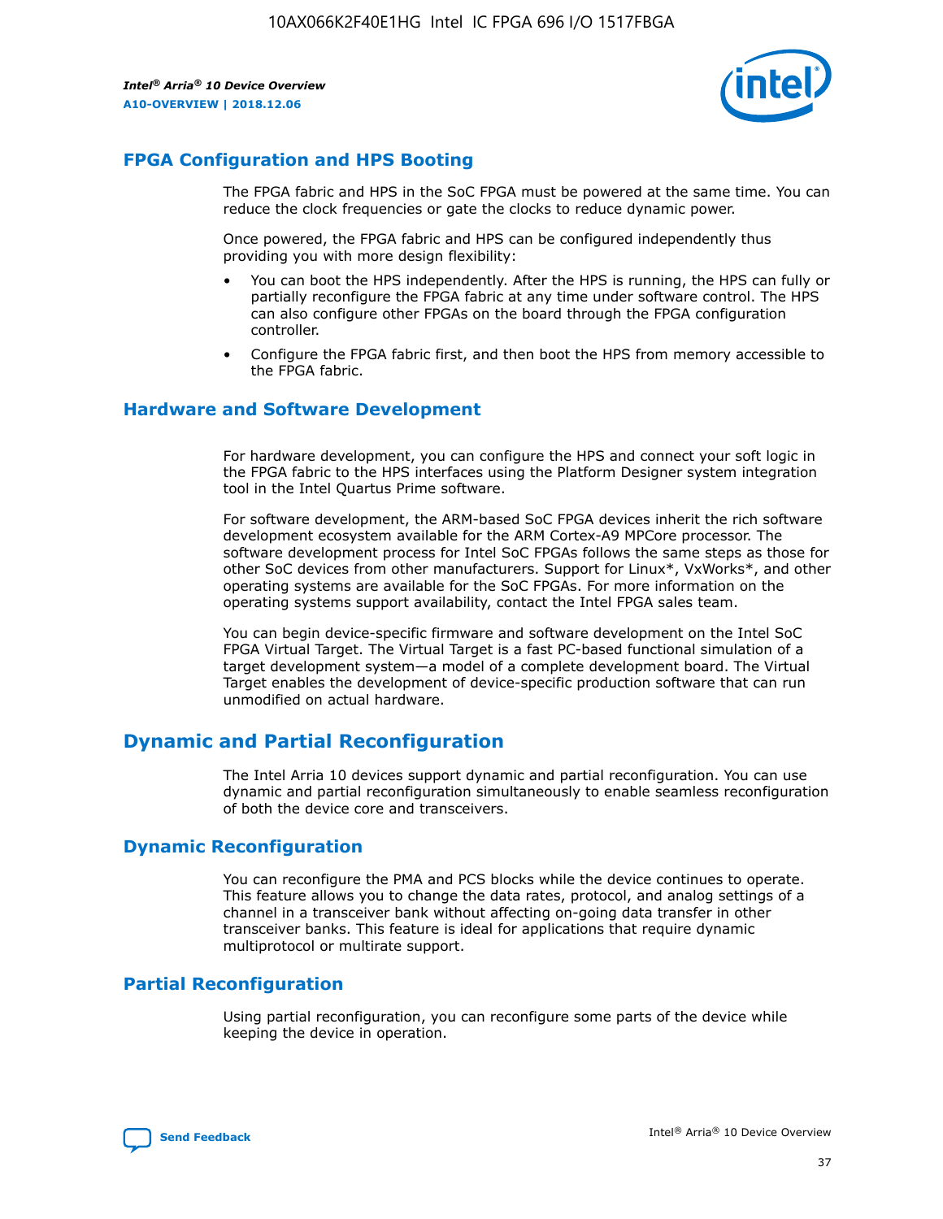## FPGA Configuration and HPS Booting

The FPGA fabric and HPS in the SoC FPGA must be powered at the same time. You can reduce the clock frequencies or gate the clocks to reduce dynamic power.

Once powered, the FPGA fabric and HPS can be configured independently thus providing you with more design flexibility:

- You can boot the HPS independently. After the HPS is running, the HPS can fully or partially reconfigure the FPGA fabric at any time under software control. The HPS can also configure other FPGAs on the board through the FPGA configuration controller.
- Configure the FPGA fabric first, and then boot the HPS from memory accessible to the FPGA fabric.

## Hardware and Software Development

For hardware development, you can configure the HPS and connect your soft logic in the FPGA fabric to the HPS interfaces using the Platform Designer system integration tool in the Intel Quartus Prime software.

For software development, the ARM-based SoC FPGA devices inherit the rich software development ecosystem available for the ARM Cortex-A9 MPCore processor. The software development process for Intel SoC FPGAs follows the same steps as those for other SoC devices from other manufacturers. Support for Linux*, VxWorks*, and other operating systems are available for the SoC FPGAs. For more information on the operating systems support availability, contact the Intel FPGA sales team.

You can begin device-specific firmware and software development on the Intel SoC FPGA Virtual Target. The Virtual Target is a fast PC-based functional simulation of a target development system—a model of a complete development board. The Virtual Target enables the development of device-specific production software that can run unmodified on actual hardware.

# Dynamic and Partial Reconfiguration

The Intel Arria 10 devices support dynamic and partial reconfiguration. You can use dynamic and partial reconfiguration simultaneously to enable seamless reconfiguration of both the device core and transceivers.

## Dynamic Reconfiguration

You can reconfigure the PMA and PCS blocks while the device continues to operate. This feature allows you to change the data rates, protocol, and analog settings of a channel in a transceiver bank without affecting on-going data transfer in other transceiver banks. This feature is ideal for applications that require dynamic multiprotocol or multirate support.

## Partial Reconfiguration

Using partial reconfiguration, you can reconfigure some parts of the device while keeping the device in operation.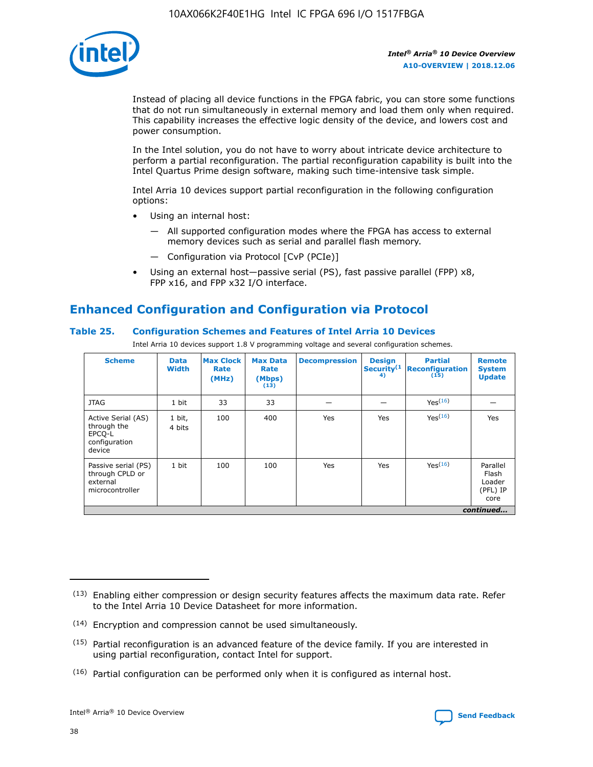Instead of placing all device functions in the FPGA fabric, you can store some functions that do not run simultaneously in external memory and load them only when required. This capability increases the effective logic density of the device, and lowers cost and power consumption.

In the Intel solution, you do not have to worry about intricate device architecture to perform a partial reconfiguration. The partial reconfiguration capability is built into the Intel Quartus Prime design software, making such time-intensive task simple.

Intel Arria 10 devices support partial reconfiguration in the following configuration options:

- Using an internal host:
  - — All supported configuration modes where the FPGA has access to external memory devices such as serial and parallel flash memory.
  - — Configuration via Protocol [CvP (PCIe)]
- Using an external host—passive serial (PS), fast passive parallel (FPP) x8, FPP x16, and FPP x32 I/O interface.

## Enhanced Configuration and Configuration via Protocol

### Table 25. Configuration Schemes and Features of Intel Arria 10 Devices

Intel Arria 10 devices support 1.8 V programming voltage and several configuration schemes.

| Scheme | Data Width | Max Clock Rate (MHz) | Max Data Rate (Mbps) (13) | Decompression | Design Security(14) | Partial Reconfiguration (15) | Remote System Update |
|---|---|---|---|---|---|---|---|
| JTAG | 1 bit | 33 | 33 | — | — | Yes(16) | — |
| Active Serial (AS) through the EPCQ-L configuration device | 1 bit, 4 bits | 100 | 400 | Yes | Yes | Yes(16) | Yes |
| Passive serial (PS) through CPLD or external microcontroller | 1 bit | 100 | 100 | Yes | Yes | Yes(16) | Parallel Flash Loader (PFL) IP core |

*continued...*

(13) Enabling either compression or design security features affects the maximum data rate. Refer to the Intel Arria 10 Device Datasheet for more information.

(14) Encryption and compression cannot be used simultaneously.

(15) Partial reconfiguration is an advanced feature of the device family. If you are interested in using partial reconfiguration, contact Intel for support.

(16) Partial configuration can be performed only when it is configured as internal host.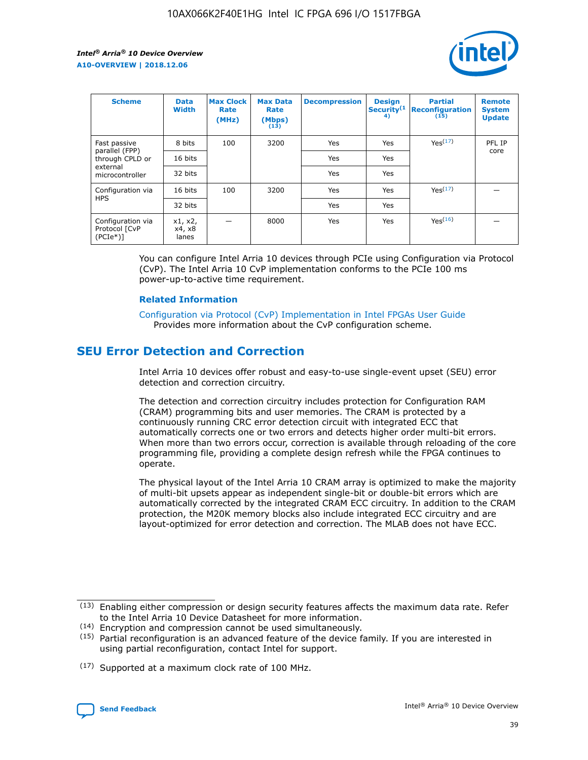| Scheme | Data Width | Max Clock Rate (MHz) | Max Data Rate (Mbps) (13) | Decompression | Design Security(14) | Partial Reconfiguration (15) | Remote System Update |
| --- | --- | --- | --- | --- | --- | --- | --- |
| Fast passive parallel (FPP) through CPLD or external microcontroller | 8 bits | 100 | 3200 | Yes | Yes | Yes(17) | PFL IP core |
| | 16 bits | | | Yes | Yes | | |
| | 32 bits | | | Yes | Yes | | |
| Configuration via HPS | 16 bits | 100 | 3200 | Yes | Yes | Yes(17) | — |
| | 32 bits | | | Yes | Yes | | |
| Configuration via Protocol [CvP (PCIe*)] | x1, x2, x4, x8 lanes | — | 8000 | Yes | Yes | Yes(16) | — |

You can configure Intel Arria 10 devices through PCIe using Configuration via Protocol (CvP). The Intel Arria 10 CvP implementation conforms to the PCIe 100 ms power-up-to-active time requirement.

### Related Information

Configuration via Protocol (CvP) Implementation in Intel FPGAs User Guide
Provides more information about the CvP configuration scheme.

## SEU Error Detection and Correction

Intel Arria 10 devices offer robust and easy-to-use single-event upset (SEU) error detection and correction circuitry.

The detection and correction circuitry includes protection for Configuration RAM (CRAM) programming bits and user memories. The CRAM is protected by a continuously running CRC error detection circuit with integrated ECC that automatically corrects one or two errors and detects higher order multi-bit errors. When more than two errors occur, correction is available through reloading of the core programming file, providing a complete design refresh while the FPGA continues to operate.

The physical layout of the Intel Arria 10 CRAM array is optimized to make the majority of multi-bit upsets appear as independent single-bit or double-bit errors which are automatically corrected by the integrated CRAM ECC circuitry. In addition to the CRAM protection, the M20K memory blocks also include integrated ECC circuitry and are layout-optimized for error detection and correction. The MLAB does not have ECC.

(13) Enabling either compression or design security features affects the maximum data rate. Refer to the Intel Arria 10 Device Datasheet for more information.

(14) Encryption and compression cannot be used simultaneously.

(15) Partial reconfiguration is an advanced feature of the device family. If you are interested in using partial reconfiguration, contact Intel for support.

(17) Supported at a maximum clock rate of 100 MHz.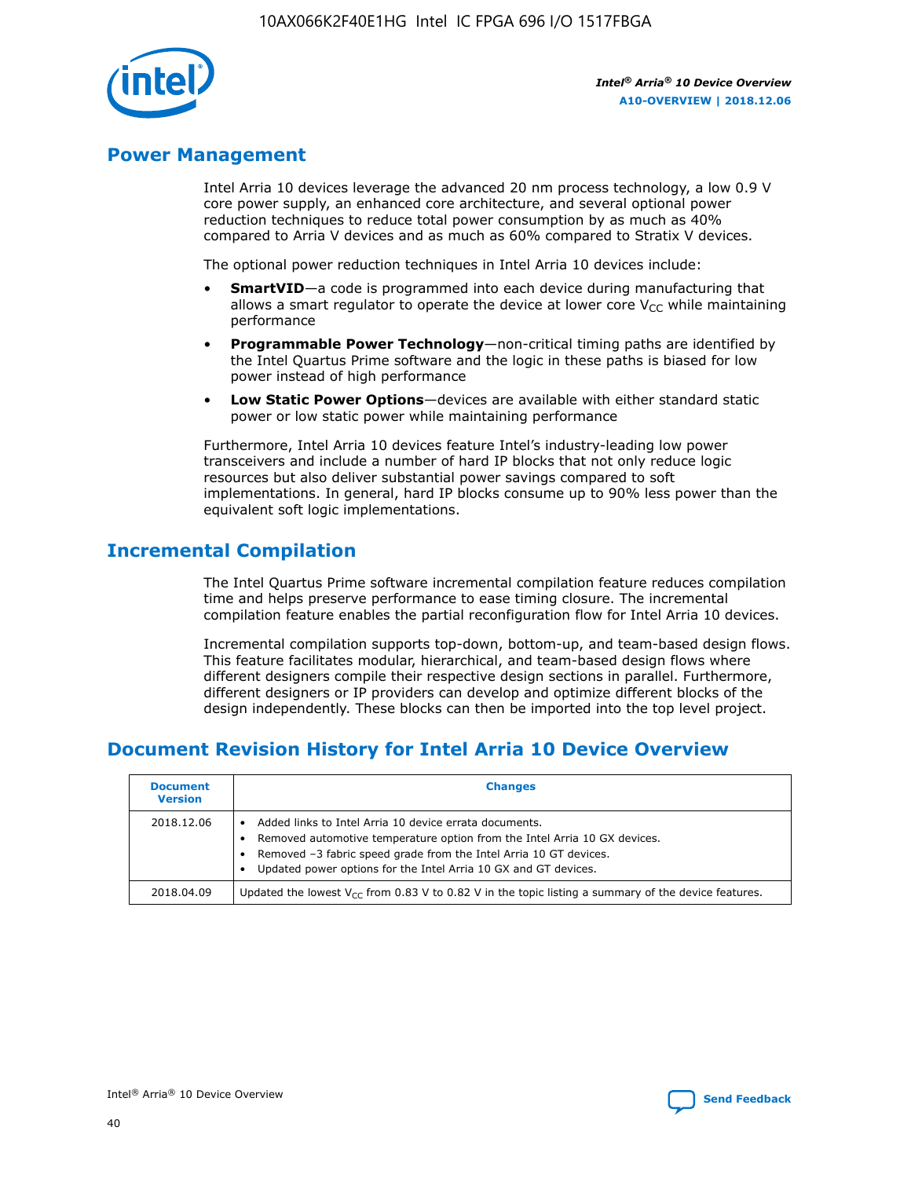## Power Management

Intel Arria 10 devices leverage the advanced 20 nm process technology, a low 0.9 V core power supply, an enhanced core architecture, and several optional power reduction techniques to reduce total power consumption by as much as 40% compared to Arria V devices and as much as 60% compared to Stratix V devices.

The optional power reduction techniques in Intel Arria 10 devices include:

- **SmartVID**—a code is programmed into each device during manufacturing that allows a smart regulator to operate the device at lower core $V_{CC}$ while maintaining performance
- **Programmable Power Technology**—non-critical timing paths are identified by the Intel Quartus Prime software and the logic in these paths is biased for low power instead of high performance
- **Low Static Power Options**—devices are available with either standard static power or low static power while maintaining performance

Furthermore, Intel Arria 10 devices feature Intel's industry-leading low power transceivers and include a number of hard IP blocks that not only reduce logic resources but also deliver substantial power savings compared to soft implementations. In general, hard IP blocks consume up to 90% less power than the equivalent soft logic implementations.

## Incremental Compilation

The Intel Quartus Prime software incremental compilation feature reduces compilation time and helps preserve performance to ease timing closure. The incremental compilation feature enables the partial reconfiguration flow for Intel Arria 10 devices.

Incremental compilation supports top-down, bottom-up, and team-based design flows. This feature facilitates modular, hierarchical, and team-based design flows where different designers compile their respective design sections in parallel. Furthermore, different designers or IP providers can develop and optimize different blocks of the design independently. These blocks can then be imported into the top level project.

## Document Revision History for Intel Arria 10 Device Overview

| Document Version | Changes |
| --- | --- |
| 2018.12.06 | • Added links to Intel Arria 10 device errata documents.<br>• Removed automotive temperature option from the Intel Arria 10 GX devices.<br>• Removed –3 fabric speed grade from the Intel Arria 10 GT devices.<br>• Updated power options for the Intel Arria 10 GX and GT devices. |
| 2018.04.09 | Updated the lowest $V_{CC}$ from 0.83 V to 0.82 V in the topic listing a summary of the device features. |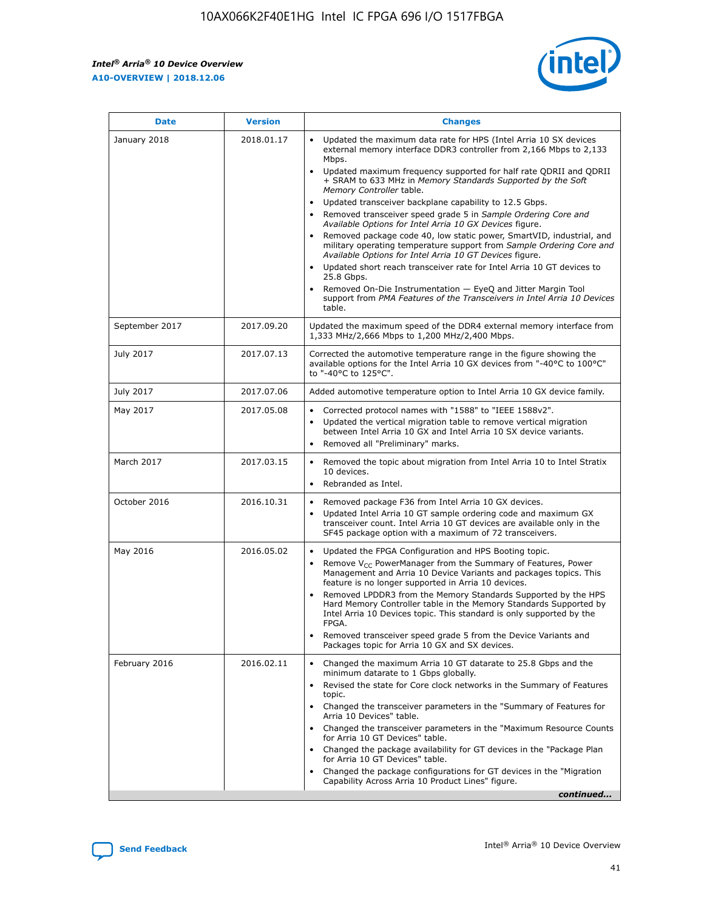| Date | Version | Changes |
|---|---|---|
| January 2018 | 2018.01.17 | • Updated the maximum data rate for HPS (Intel Arria 10 SX devices external memory interface DDR3 controller from 2,166 Mbps to 2,133 Mbps.<br>• Updated maximum frequency supported for half rate QDRII and QDRII + SRAM to 633 MHz in *Memory Standards Supported by the Soft Memory Controller* table.<br>• Updated transceiver backplane capability to 12.5 Gbps.<br>• Removed transceiver speed grade 5 in *Sample Ordering Core and Available Options for Intel Arria 10 GX Devices* figure.<br>• Removed package code 40, low static power, SmartVID, industrial, and military operating temperature support from *Sample Ordering Core and Available Options for Intel Arria 10 GT Devices* figure.<br>• Updated short reach transceiver rate for Intel Arria 10 GT devices to 25.8 Gbps.<br>• Removed On-Die Instrumentation — EyeQ and Jitter Margin Tool support from *PMA Features of the Transceivers in Intel Arria 10 Devices* table. |
| September 2017 | 2017.09.20 | Updated the maximum speed of the DDR4 external memory interface from 1,333 MHz/2,666 Mbps to 1,200 MHz/2,400 Mbps. |
| July 2017 | 2017.07.13 | Corrected the automotive temperature range in the figure showing the available options for the Intel Arria 10 GX devices from "-40°C to 100°C" to "-40°C to 125°C". |
| July 2017 | 2017.07.06 | Added automotive temperature option to Intel Arria 10 GX device family. |
| May 2017 | 2017.05.08 | • Corrected protocol names with "1588" to "IEEE 1588v2".<br>• Updated the vertical migration table to remove vertical migration between Intel Arria 10 GX and Intel Arria 10 SX device variants.<br>• Removed all "Preliminary" marks. |
| March 2017 | 2017.03.15 | • Removed the topic about migration from Intel Arria 10 to Intel Stratix 10 devices.<br>• Rebranded as Intel. |
| October 2016 | 2016.10.31 | • Removed package F36 from Intel Arria 10 GX devices.<br>• Updated Intel Arria 10 GT sample ordering code and maximum GX transceiver count. Intel Arria 10 GT devices are available only in the SF45 package option with a maximum of 72 transceivers. |
| May 2016 | 2016.05.02 | • Updated the FPGA Configuration and HPS Booting topic.<br>• Remove $V_{CC}$ PowerManager from the Summary of Features, Power Management and Arria 10 Device Variants and packages topics. This feature is no longer supported in Arria 10 devices.<br>• Removed LPDDR3 from the Memory Standards Supported by the HPS Hard Memory Controller table in the Memory Standards Supported by Intel Arria 10 Devices topic. This standard is only supported by the FPGA.<br>• Removed transceiver speed grade 5 from the Device Variants and Packages topic for Arria 10 GX and SX devices. |
| February 2016 | 2016.02.11 | • Changed the maximum Arria 10 GT datarate to 25.8 Gbps and the minimum datarate to 1 Gbps globally.<br>• Revised the state for Core clock networks in the Summary of Features topic.<br>• Changed the transceiver parameters in the "Summary of Features for Arria 10 Devices" table.<br>• Changed the transceiver parameters in the "Maximum Resource Counts for Arria 10 GT Devices" table.<br>• Changed the package availability for GT devices in the "Package Plan for Arria 10 GT Devices" table.<br>• Changed the package configurations for GT devices in the "Migration Capability Across Arria 10 Product Lines" figure. |

*continued...*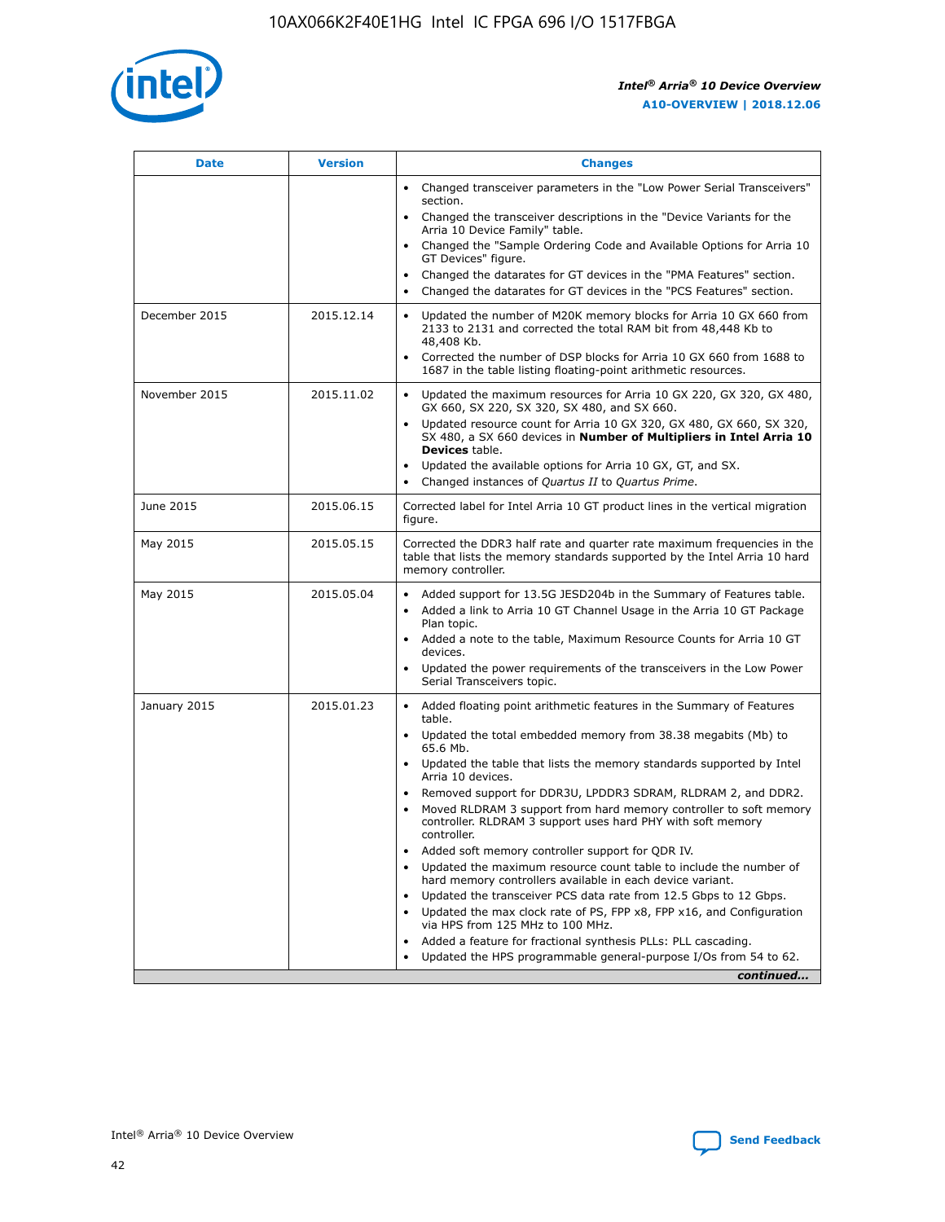| Date | Version | Changes |
| --- | --- | --- |
| | | • Changed transceiver parameters in the "Low Power Serial Transceivers" section.<br>• Changed the transceiver descriptions in the "Device Variants for the Arria 10 Device Family" table.<br>• Changed the "Sample Ordering Code and Available Options for Arria 10 GT Devices" figure.<br>• Changed the datarates for GT devices in the "PMA Features" section.<br>• Changed the datarates for GT devices in the "PCS Features" section. |
| December 2015 | 2015.12.14 | • Updated the number of M20K memory blocks for Arria 10 GX 660 from 2133 to 2131 and corrected the total RAM bit from 48,448 Kb to 48,408 Kb.<br>• Corrected the number of DSP blocks for Arria 10 GX 660 from 1688 to 1687 in the table listing floating-point arithmetic resources. |
| November 2015 | 2015.11.02 | • Updated the maximum resources for Arria 10 GX 220, GX 320, GX 480, GX 660, SX 220, SX 320, SX 480, and SX 660.<br>• Updated resource count for Arria 10 GX 320, GX 480, GX 660, SX 320, SX 480, a SX 660 devices in **Number of Multipliers in Intel Arria 10 Devices** table.<br>• Updated the available options for Arria 10 GX, GT, and SX.<br>• Changed instances of *Quartus II* to *Quartus Prime*. |
| June 2015 | 2015.06.15 | Corrected label for Intel Arria 10 GT product lines in the vertical migration figure. |
| May 2015 | 2015.05.15 | Corrected the DDR3 half rate and quarter rate maximum frequencies in the table that lists the memory standards supported by the Intel Arria 10 hard memory controller. |
| May 2015 | 2015.05.04 | • Added support for 13.5G JESD204b in the Summary of Features table.<br>• Added a link to Arria 10 GT Channel Usage in the Arria 10 GT Package Plan topic.<br>• Added a note to the table, Maximum Resource Counts for Arria 10 GT devices.<br>• Updated the power requirements of the transceivers in the Low Power Serial Transceivers topic. |
| January 2015 | 2015.01.23 | • Added floating point arithmetic features in the Summary of Features table.<br>• Updated the total embedded memory from 38.38 megabits (Mb) to 65.6 Mb.<br>• Updated the table that lists the memory standards supported by Intel Arria 10 devices.<br>• Removed support for DDR3U, LPDDR3 SDRAM, RLDRAM 2, and DDR2.<br>• Moved RLDRAM 3 support from hard memory controller to soft memory controller. RLDRAM 3 support uses hard PHY with soft memory controller.<br>• Added soft memory controller support for QDR IV.<br>• Updated the maximum resource count table to include the number of hard memory controllers available in each device variant.<br>• Updated the transceiver PCS data rate from 12.5 Gbps to 12 Gbps.<br>• Updated the max clock rate of PS, FPP x8, FPP x16, and Configuration via HPS from 125 MHz to 100 MHz.<br>• Added a feature for fractional synthesis PLLs: PLL cascading.<br>• Updated the HPS programmable general-purpose I/Os from 54 to 62. |

*continued...*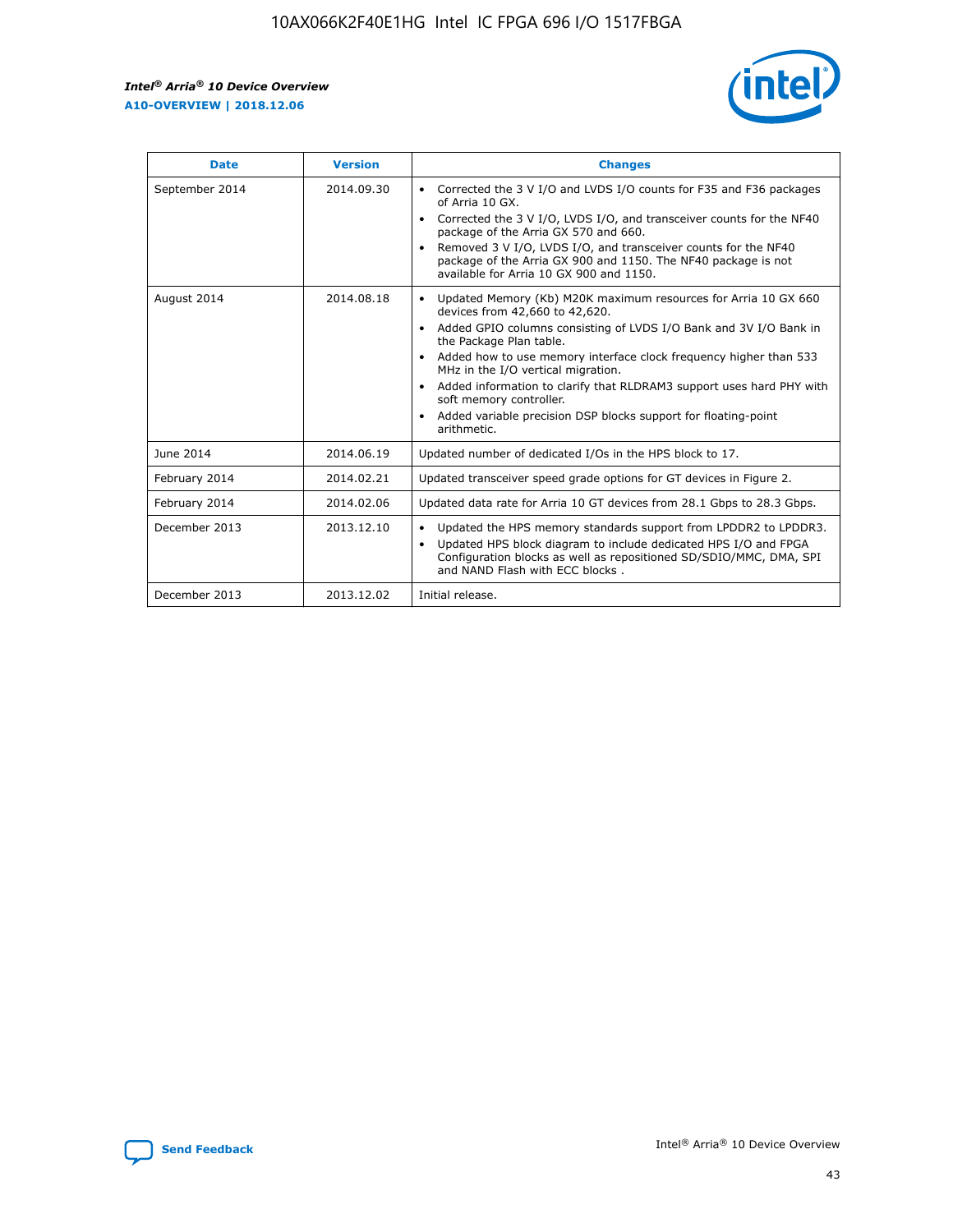| Date | Version | Changes |
|---|---|---|
| September 2014 | 2014.09.30 | • Corrected the 3 V I/O and LVDS I/O counts for F35 and F36 packages of Arria 10 GX.<br>• Corrected the 3 V I/O, LVDS I/O, and transceiver counts for the NF40 package of the Arria GX 570 and 660.<br>• Removed 3 V I/O, LVDS I/O, and transceiver counts for the NF40 package of the Arria GX 900 and 1150. The NF40 package is not available for Arria 10 GX 900 and 1150. |
| August 2014 | 2014.08.18 | • Updated Memory (Kb) M20K maximum resources for Arria 10 GX 660 devices from 42,660 to 42,620.<br>• Added GPIO columns consisting of LVDS I/O Bank and 3V I/O Bank in the Package Plan table.<br>• Added how to use memory interface clock frequency higher than 533 MHz in the I/O vertical migration.<br>• Added information to clarify that RLDRAM3 support uses hard PHY with soft memory controller.<br>• Added variable precision DSP blocks support for floating-point arithmetic. |
| June 2014 | 2014.06.19 | Updated number of dedicated I/Os in the HPS block to 17. |
| February 2014 | 2014.02.21 | Updated transceiver speed grade options for GT devices in Figure 2. |
| February 2014 | 2014.02.06 | Updated data rate for Arria 10 GT devices from 28.1 Gbps to 28.3 Gbps. |
| December 2013 | 2013.12.10 | • Updated the HPS memory standards support from LPDDR2 to LPDDR3.<br>• Updated HPS block diagram to include dedicated HPS I/O and FPGA Configuration blocks as well as repositioned SD/SDIO/MMC, DMA, SPI and NAND Flash with ECC blocks . |
| December 2013 | 2013.12.02 | Initial release. |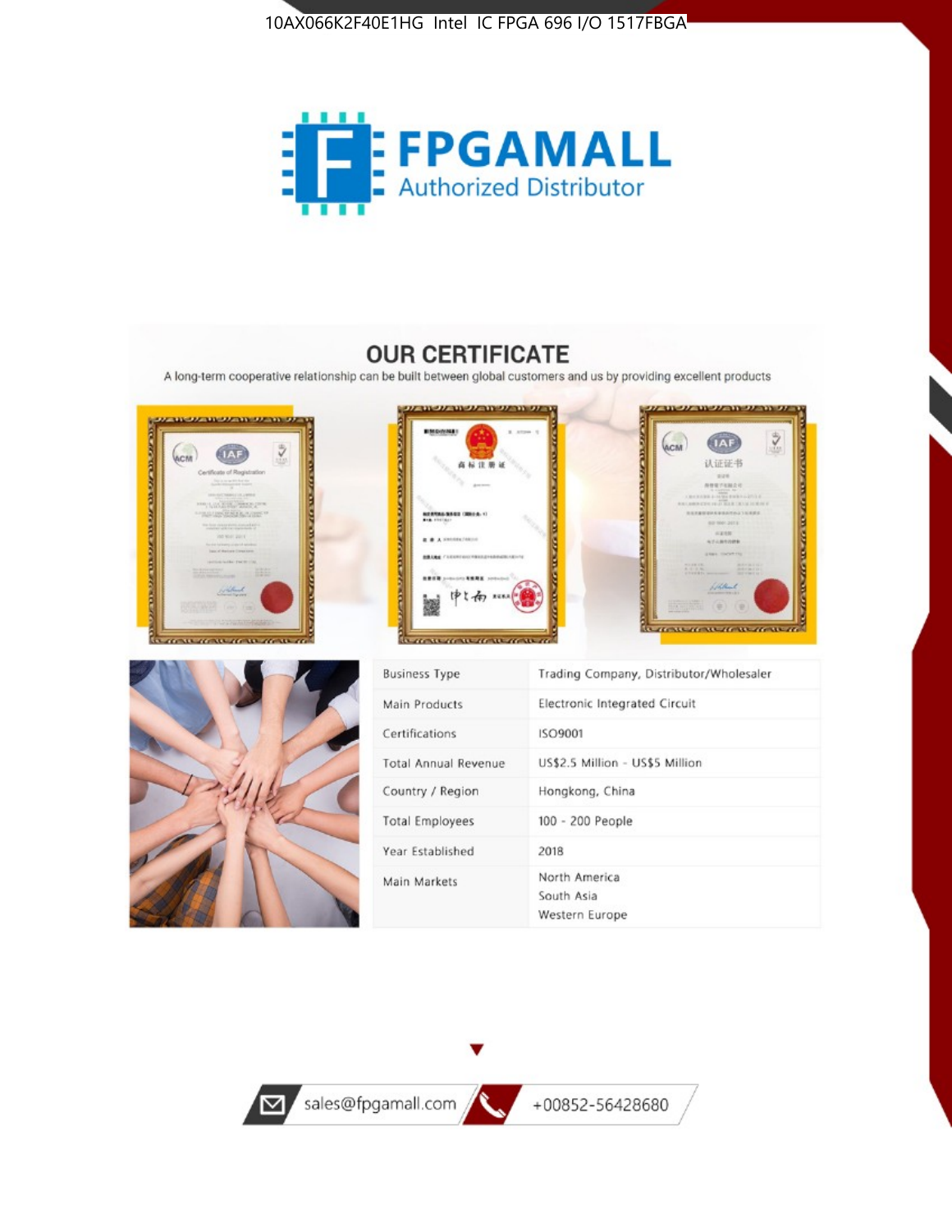FPGAMALL
Authorized Distributor

## OUR CERTIFICATE

A long-term cooperative relationship can be built between global customers and us by providing excellent products

| | |
|---|---|
| Business Type | Trading Company, Distributor/Wholesaler |
| Main Products | Electronic Integrated Circuit |
| Certifications | ISO9001 |
| Total Annual Revenue | US$2.5 Million - US$5 Million |
| Country / Region | Hongkong, China |
| Total Employees | 100 - 200 People |
| Year Established | 2018 |
| Main Markets | North America<br>South Asia<br>Western Europe |

sales@fpgamall.com

+00852-56428680